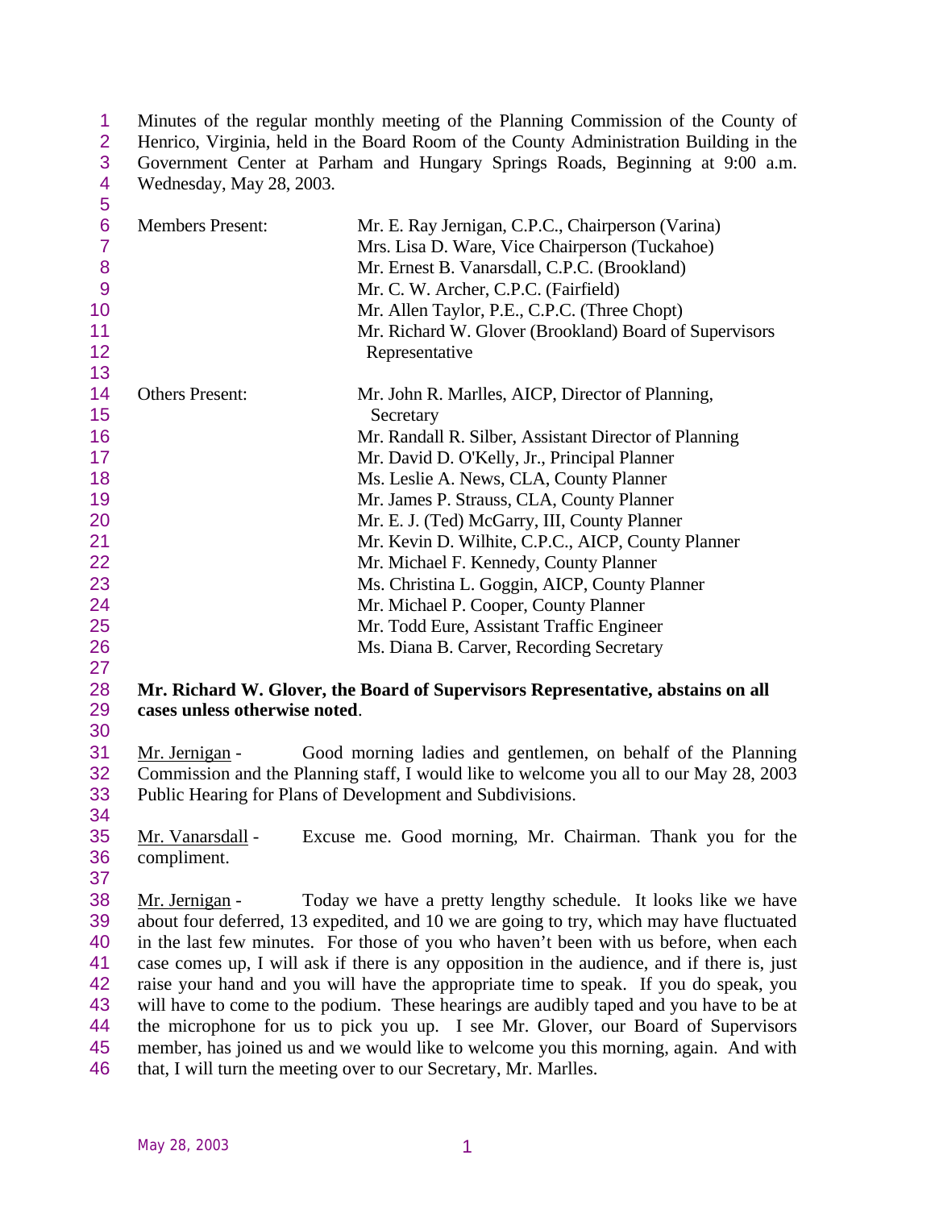Minutes of the regular monthly meeting of the Planning Commission of the County of Henrico, Virginia, held in the Board Room of the County Administration Building in the Government Center at Parham and Hungary Springs Roads, Beginning at 9:00 a.m. Wednesday, May 28, 2003.

| | |
|---|---|
| Members Present: | Mr. E. Ray Jernigan, C.P.C., Chairperson (Varina) |
| | Mrs. Lisa D. Ware, Vice Chairperson (Tuckahoe) |
| | Mr. Ernest B. Vanarsdall, C.P.C. (Brookland) |
| | Mr. C. W. Archer, C.P.C. (Fairfield) |
| | Mr. Allen Taylor, P.E., C.P.C. (Three Chopt) |
| | Mr. Richard W. Glover (Brookland) Board of Supervisors Representative |
| Others Present: | Mr. John R. Marlles, AICP, Director of Planning, Secretary |
| | Mr. Randall R. Silber, Assistant Director of Planning |
| | Mr. David D. O'Kelly, Jr., Principal Planner |
| | Ms. Leslie A. News, CLA, County Planner |
| | Mr. James P. Strauss, CLA, County Planner |
| | Mr. E. J. (Ted) McGarry, III, County Planner |
| | Mr. Kevin D. Wilhite, C.P.C., AICP, County Planner |
| | Mr. Michael F. Kennedy, County Planner |
| | Ms. Christina L. Goggin, AICP, County Planner |
| | Mr. Michael P. Cooper, County Planner |
| | Mr. Todd Eure, Assistant Traffic Engineer |
| | Ms. Diana B. Carver, Recording Secretary |

**Mr. Richard W. Glover, the Board of Supervisors Representative, abstains on all cases unless otherwise noted**.

Mr. Jernigan - Good morning ladies and gentlemen, on behalf of the Planning Commission and the Planning staff, I would like to welcome you all to our May 28, 2003 Public Hearing for Plans of Development and Subdivisions.

Mr. Vanarsdall - Excuse me. Good morning, Mr. Chairman. Thank you for the compliment.

Mr. Jernigan - Today we have a pretty lengthy schedule. It looks like we have about four deferred, 13 expedited, and 10 we are going to try, which may have fluctuated in the last few minutes. For those of you who haven't been with us before, when each case comes up, I will ask if there is any opposition in the audience, and if there is, just raise your hand and you will have the appropriate time to speak. If you do speak, you will have to come to the podium. These hearings are audibly taped and you have to be at the microphone for us to pick you up. I see Mr. Glover, our Board of Supervisors member, has joined us and we would like to welcome you this morning, again. And with that, I will turn the meeting over to our Secretary, Mr. Marlles.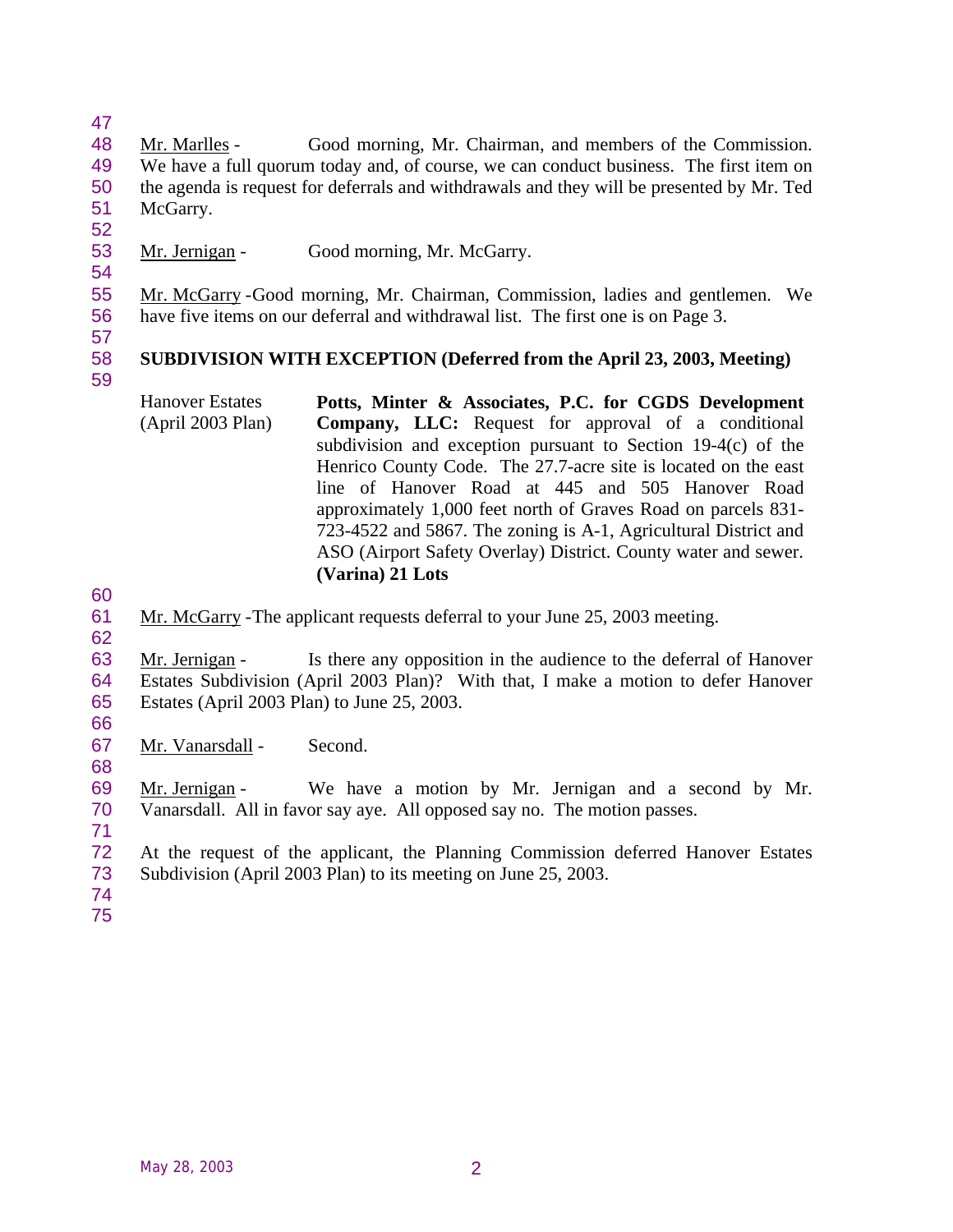Mr. Marlles - Good morning, Mr. Chairman, and members of the Commission. We have a full quorum today and, of course, we can conduct business. The first item on the agenda is request for deferrals and withdrawals and they will be presented by Mr. Ted McGarry.

Mr. Jernigan - Good morning, Mr. McGarry.

Mr. McGarry - Good morning, Mr. Chairman, Commission, ladies and gentlemen. We have five items on our deferral and withdrawal list. The first one is on Page 3.

**SUBDIVISION WITH EXCEPTION (Deferred from the April 23, 2003, Meeting)**

Hanover Estates (April 2003 Plan)

**Potts, Minter & Associates, P.C. for CGDS Development Company, LLC:** Request for approval of a conditional subdivision and exception pursuant to Section 19-4(c) of the Henrico County Code. The 27.7-acre site is located on the east line of Hanover Road at 445 and 505 Hanover Road approximately 1,000 feet north of Graves Road on parcels 831-723-4522 and 5867. The zoning is A-1, Agricultural District and ASO (Airport Safety Overlay) District. County water and sewer. **(Varina) 21 Lots**

Mr. McGarry - The applicant requests deferral to your June 25, 2003 meeting.

Mr. Jernigan - Is there any opposition in the audience to the deferral of Hanover Estates Subdivision (April 2003 Plan)? With that, I make a motion to defer Hanover Estates (April 2003 Plan) to June 25, 2003.

Mr. Vanarsdall - Second.

Mr. Jernigan - We have a motion by Mr. Jernigan and a second by Mr. Vanarsdall. All in favor say aye. All opposed say no. The motion passes.

At the request of the applicant, the Planning Commission deferred Hanover Estates Subdivision (April 2003 Plan) to its meeting on June 25, 2003.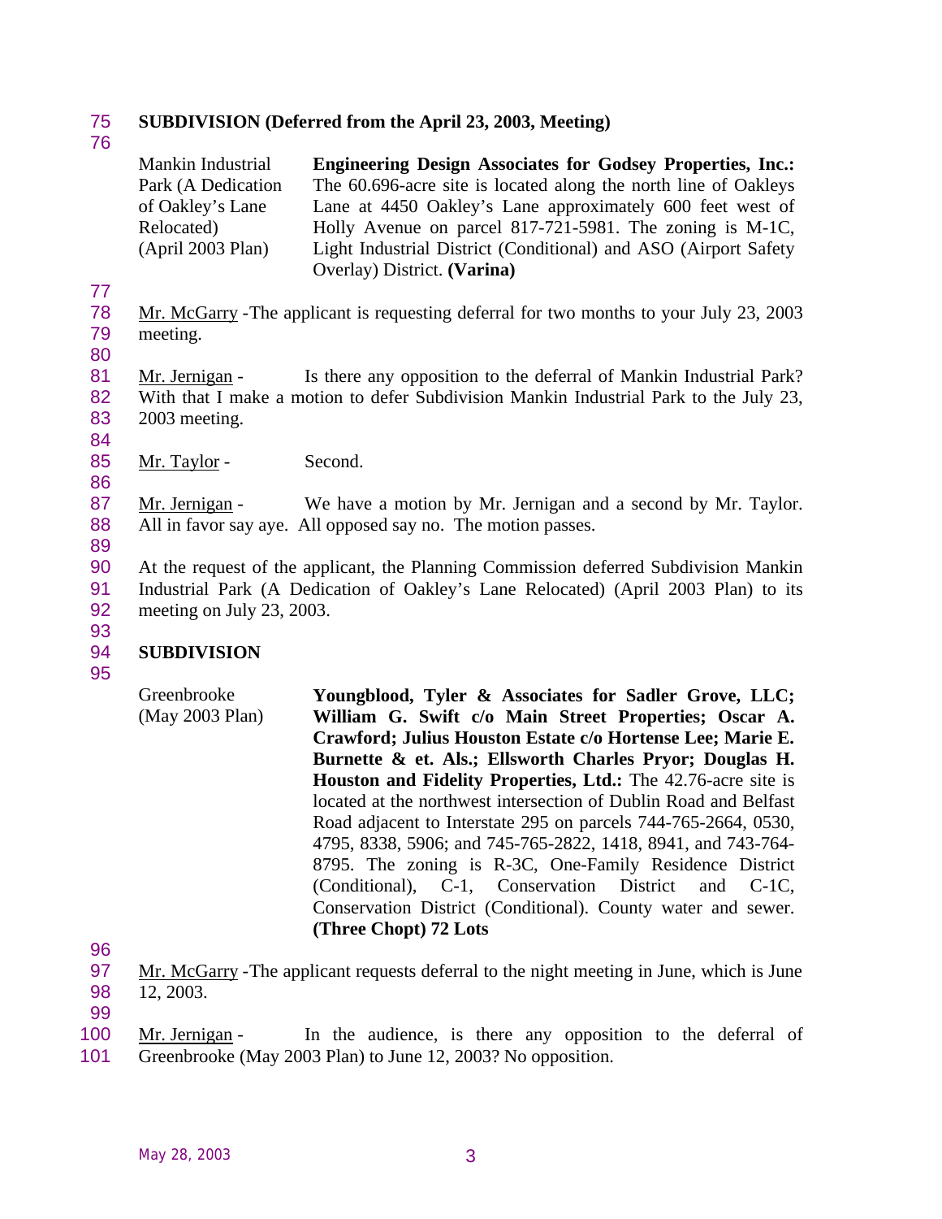**SUBDIVISION (Deferred from the April 23, 2003, Meeting)**

| | |
|---|---|
| Mankin Industrial Park (A Dedication of Oakley's Lane Relocated) (April 2003 Plan) | **Engineering Design Associates for Godsey Properties, Inc.:** The 60.696-acre site is located along the north line of Oakleys Lane at 4450 Oakley's Lane approximately 600 feet west of Holly Avenue on parcel 817-721-5981. The zoning is M-1C, Light Industrial District (Conditional) and ASO (Airport Safety Overlay) District. **(Varina)** |

Mr. McGarry - The applicant is requesting deferral for two months to your July 23, 2003 meeting.

Mr. Jernigan - Is there any opposition to the deferral of Mankin Industrial Park? With that I make a motion to defer Subdivision Mankin Industrial Park to the July 23, 2003 meeting.

Mr. Taylor - Second.

Mr. Jernigan - We have a motion by Mr. Jernigan and a second by Mr. Taylor. All in favor say aye. All opposed say no. The motion passes.

At the request of the applicant, the Planning Commission deferred Subdivision Mankin Industrial Park (A Dedication of Oakley's Lane Relocated) (April 2003 Plan) to its meeting on July 23, 2003.

**SUBDIVISION**

| | |
|---|---|
| Greenbrooke (May 2003 Plan) | **Youngblood, Tyler & Associates for Sadler Grove, LLC; William G. Swift c/o Main Street Properties; Oscar A. Crawford; Julius Houston Estate c/o Hortense Lee; Marie E. Burnette & et. Als.; Ellsworth Charles Pryor; Douglas H. Houston and Fidelity Properties, Ltd.:** The 42.76-acre site is located at the northwest intersection of Dublin Road and Belfast Road adjacent to Interstate 295 on parcels 744-765-2664, 0530, 4795, 8338, 5906; and 745-765-2822, 1418, 8941, and 743-764-8795. The zoning is R-3C, One-Family Residence District (Conditional), C-1, Conservation District and C-1C, Conservation District (Conditional). County water and sewer. **(Three Chopt) 72 Lots** |

Mr. McGarry - The applicant requests deferral to the night meeting in June, which is June 12, 2003.

Mr. Jernigan - In the audience, is there any opposition to the deferral of Greenbrooke (May 2003 Plan) to June 12, 2003? No opposition.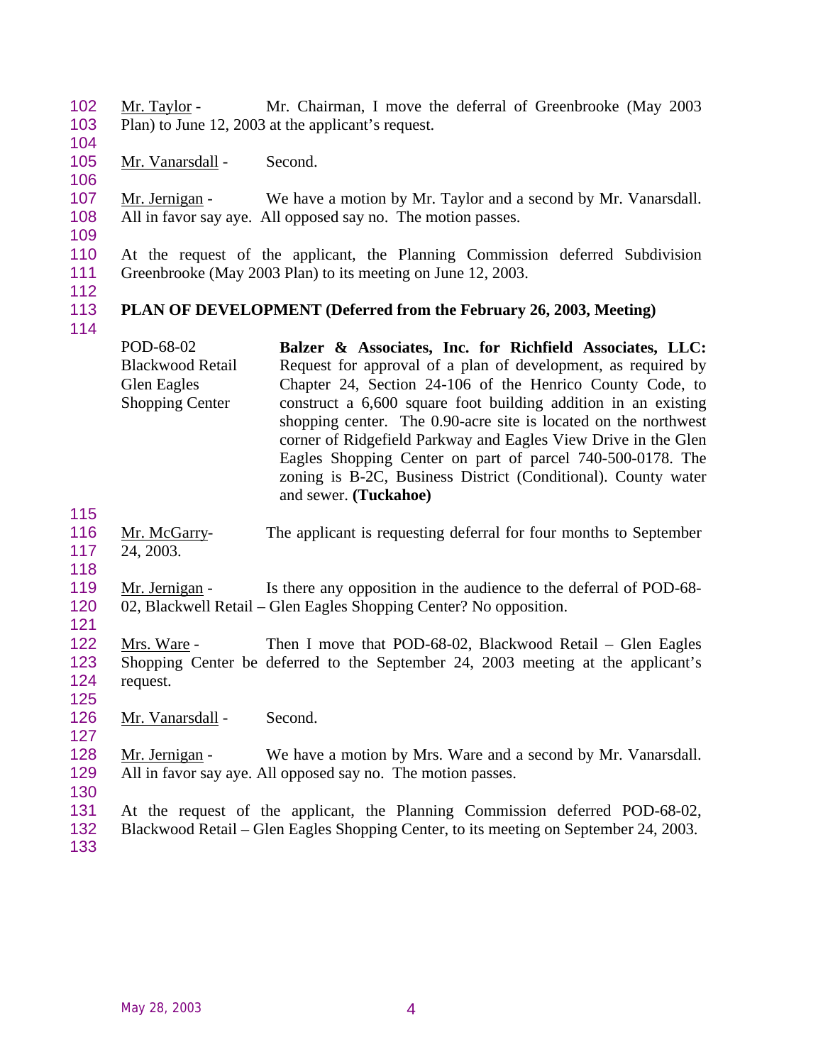Mr. Taylor - Mr. Chairman, I move the deferral of Greenbrooke (May 2003 Plan) to June 12, 2003 at the applicant's request.

Mr. Vanarsdall - Second.

Mr. Jernigan - We have a motion by Mr. Taylor and a second by Mr. Vanarsdall. All in favor say aye. All opposed say no. The motion passes.

At the request of the applicant, the Planning Commission deferred Subdivision Greenbrooke (May 2003 Plan) to its meeting on June 12, 2003.

**PLAN OF DEVELOPMENT (Deferred from the February 26, 2003, Meeting)**

| | |
|---|---|
| POD-68-02<br>Blackwood Retail<br>Glen Eagles<br>Shopping Center | **Balzer & Associates, Inc. for Richfield Associates, LLC:** Request for approval of a plan of development, as required by Chapter 24, Section 24-106 of the Henrico County Code, to construct a 6,600 square foot building addition in an existing shopping center. The 0.90-acre site is located on the northwest corner of Ridgefield Parkway and Eagles View Drive in the Glen Eagles Shopping Center on part of parcel 740-500-0178. The zoning is B-2C, Business District (Conditional). County water and sewer. **(Tuckahoe)** |

Mr. McGarry- The applicant is requesting deferral for four months to September 24, 2003.

Mr. Jernigan - Is there any opposition in the audience to the deferral of POD-68-02, Blackwell Retail – Glen Eagles Shopping Center? No opposition.

Mrs. Ware - Then I move that POD-68-02, Blackwood Retail – Glen Eagles Shopping Center be deferred to the September 24, 2003 meeting at the applicant's request.

Mr. Vanarsdall - Second.

Mr. Jernigan - We have a motion by Mrs. Ware and a second by Mr. Vanarsdall. All in favor say aye. All opposed say no. The motion passes.

At the request of the applicant, the Planning Commission deferred POD-68-02, Blackwood Retail – Glen Eagles Shopping Center, to its meeting on September 24, 2003.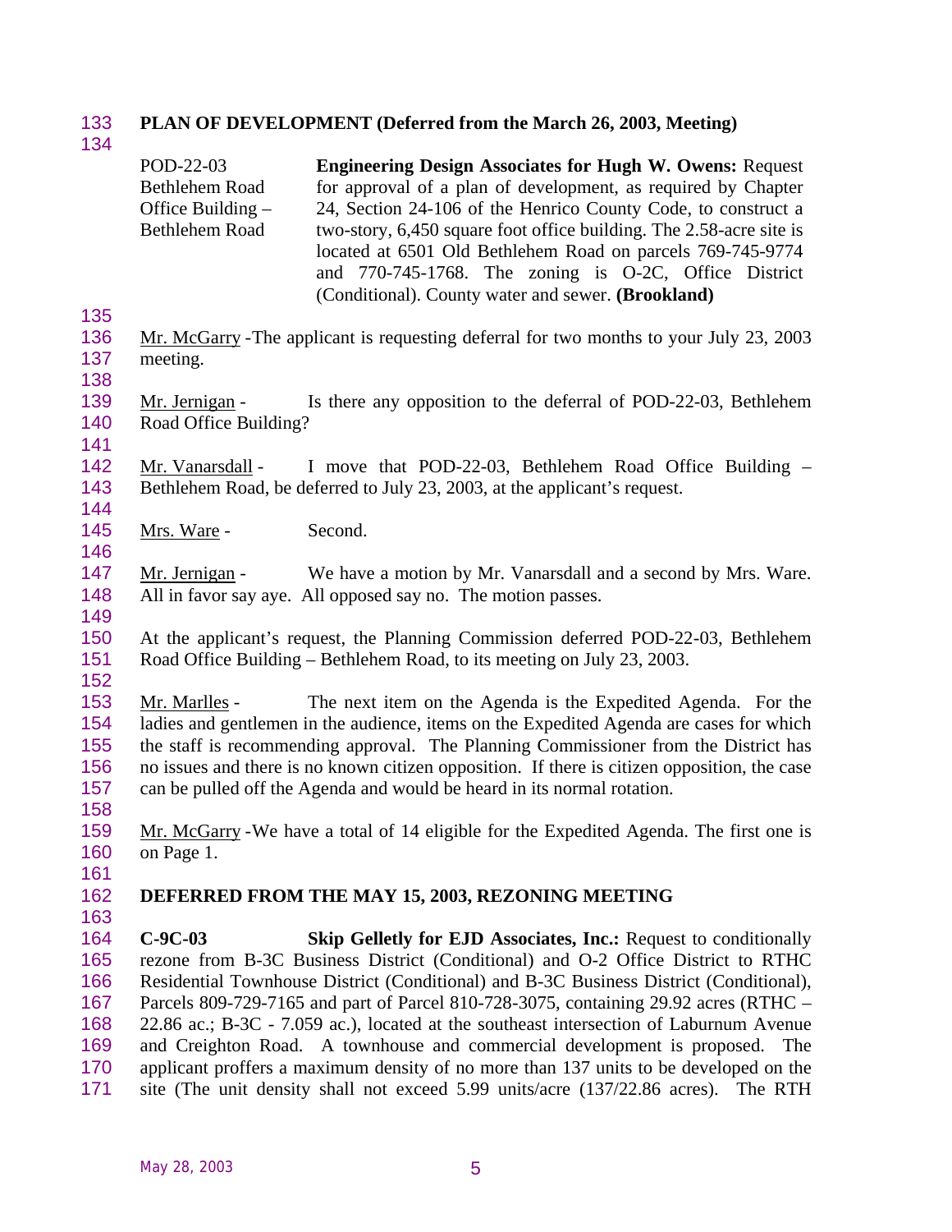**PLAN OF DEVELOPMENT (Deferred from the March 26, 2003, Meeting)**

POD-22-03
Bethlehem Road
Office Building –
Bethlehem Road

**Engineering Design Associates for Hugh W. Owens:** Request for approval of a plan of development, as required by Chapter 24, Section 24-106 of the Henrico County Code, to construct a two-story, 6,450 square foot office building. The 2.58-acre site is located at 6501 Old Bethlehem Road on parcels 769-745-9774 and 770-745-1768. The zoning is O-2C, Office District (Conditional). County water and sewer. **(Brookland)**

Mr. McGarry - The applicant is requesting deferral for two months to your July 23, 2003 meeting.

Mr. Jernigan - Is there any opposition to the deferral of POD-22-03, Bethlehem Road Office Building?

Mr. Vanarsdall - I move that POD-22-03, Bethlehem Road Office Building – Bethlehem Road, be deferred to July 23, 2003, at the applicant's request.

Mrs. Ware - Second.

Mr. Jernigan - We have a motion by Mr. Vanarsdall and a second by Mrs. Ware. All in favor say aye. All opposed say no. The motion passes.

At the applicant's request, the Planning Commission deferred POD-22-03, Bethlehem Road Office Building – Bethlehem Road, to its meeting on July 23, 2003.

Mr. Marlles - The next item on the Agenda is the Expedited Agenda. For the ladies and gentlemen in the audience, items on the Expedited Agenda are cases for which the staff is recommending approval. The Planning Commissioner from the District has no issues and there is no known citizen opposition. If there is citizen opposition, the case can be pulled off the Agenda and would be heard in its normal rotation.

Mr. McGarry - We have a total of 14 eligible for the Expedited Agenda. The first one is on Page 1.

**DEFERRED FROM THE MAY 15, 2003, REZONING MEETING**

**C-9C-03** **Skip Gelletly for EJD Associates, Inc.:** Request to conditionally rezone from B-3C Business District (Conditional) and O-2 Office District to RTHC Residential Townhouse District (Conditional) and B-3C Business District (Conditional), Parcels 809-729-7165 and part of Parcel 810-728-3075, containing 29.92 acres (RTHC – 22.86 ac.; B-3C - 7.059 ac.), located at the southeast intersection of Laburnum Avenue and Creighton Road. A townhouse and commercial development is proposed. The applicant proffers a maximum density of no more than 137 units to be developed on the site (The unit density shall not exceed 5.99 units/acre (137/22.86 acres). The RTH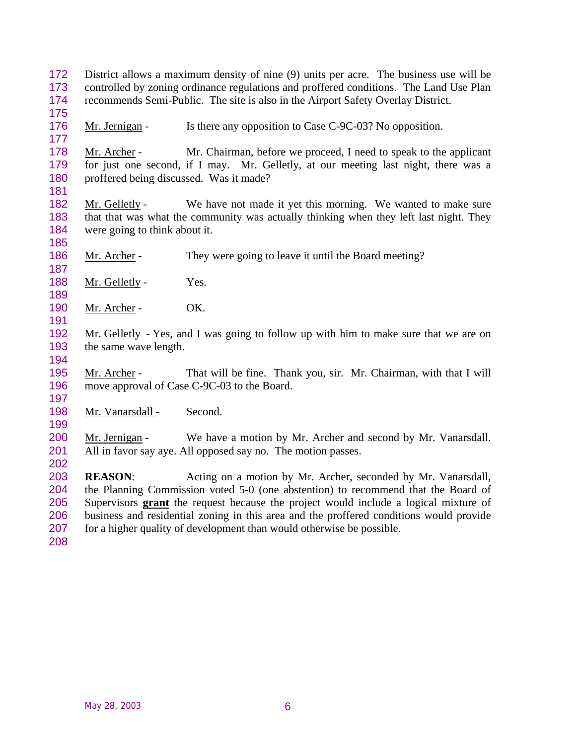District allows a maximum density of nine (9) units per acre. The business use will be controlled by zoning ordinance regulations and proffered conditions. The Land Use Plan recommends Semi-Public. The site is also in the Airport Safety Overlay District.

Mr. Jernigan - Is there any opposition to Case C-9C-03? No opposition.

Mr. Archer - Mr. Chairman, before we proceed, I need to speak to the applicant for just one second, if I may. Mr. Gelletly, at our meeting last night, there was a proffered being discussed. Was it made?

Mr. Gelletly - We have not made it yet this morning. We wanted to make sure that that was what the community was actually thinking when they left last night. They were going to think about it.

Mr. Archer - They were going to leave it until the Board meeting?

Mr. Gelletly - Yes.

Mr. Archer - OK.

Mr. Gelletly - Yes, and I was going to follow up with him to make sure that we are on the same wave length.

Mr. Archer - That will be fine. Thank you, sir. Mr. Chairman, with that I will move approval of Case C-9C-03 to the Board.

Mr. Vanarsdall - Second.

Mr. Jernigan - We have a motion by Mr. Archer and second by Mr. Vanarsdall. All in favor say aye. All opposed say no. The motion passes.

**REASON**: Acting on a motion by Mr. Archer, seconded by Mr. Vanarsdall, the Planning Commission voted 5-0 (one abstention) to recommend that the Board of Supervisors **grant** the request because the project would include a logical mixture of business and residential zoning in this area and the proffered conditions would provide for a higher quality of development than would otherwise be possible.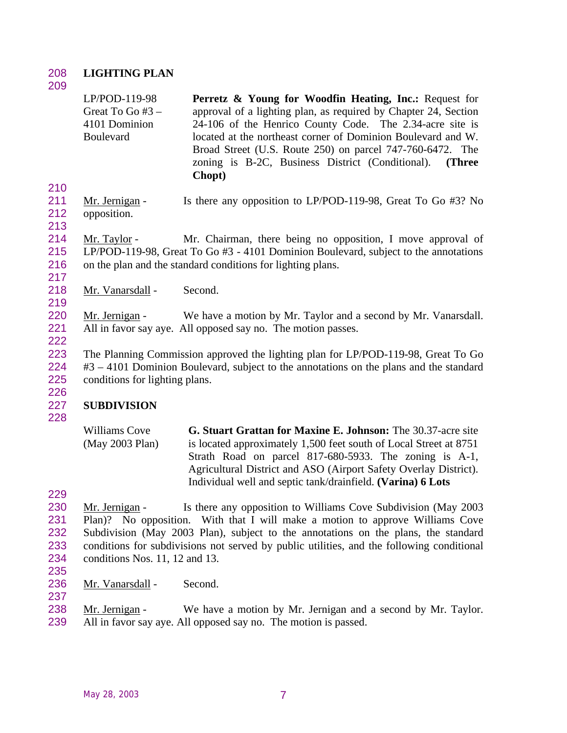## LIGHTING PLAN

| | |
|---|---|
| LP/POD-119-98 Great To Go #3 – 4101 Dominion Boulevard | **Perretz & Young for Woodfin Heating, Inc.:** Request for approval of a lighting plan, as required by Chapter 24, Section 24-106 of the Henrico County Code. The 2.34-acre site is located at the northeast corner of Dominion Boulevard and W. Broad Street (U.S. Route 250) on parcel 747-760-6472. The zoning is B-2C, Business District (Conditional). **(Three Chopt)** |

Mr. Jernigan - Is there any opposition to LP/POD-119-98, Great To Go #3? No opposition.

Mr. Taylor - Mr. Chairman, there being no opposition, I move approval of LP/POD-119-98, Great To Go #3 - 4101 Dominion Boulevard, subject to the annotations on the plan and the standard conditions for lighting plans.

Mr. Vanarsdall - Second.

Mr. Jernigan - We have a motion by Mr. Taylor and a second by Mr. Vanarsdall. All in favor say aye. All opposed say no. The motion passes.

The Planning Commission approved the lighting plan for LP/POD-119-98, Great To Go #3 – 4101 Dominion Boulevard, subject to the annotations on the plans and the standard conditions for lighting plans.

## SUBDIVISION

| | |
|---|---|
| Williams Cove (May 2003 Plan) | **G. Stuart Grattan for Maxine E. Johnson:** The 30.37-acre site is located approximately 1,500 feet south of Local Street at 8751 Strath Road on parcel 817-680-5933. The zoning is A-1, Agricultural District and ASO (Airport Safety Overlay District). Individual well and septic tank/drainfield. **(Varina) 6 Lots** |

Mr. Jernigan - Is there any opposition to Williams Cove Subdivision (May 2003 Plan)? No opposition. With that I will make a motion to approve Williams Cove Subdivision (May 2003 Plan), subject to the annotations on the plans, the standard conditions for subdivisions not served by public utilities, and the following conditional conditions Nos. 11, 12 and 13.

Mr. Vanarsdall - Second.

Mr. Jernigan - We have a motion by Mr. Jernigan and a second by Mr. Taylor. All in favor say aye. All opposed say no. The motion is passed.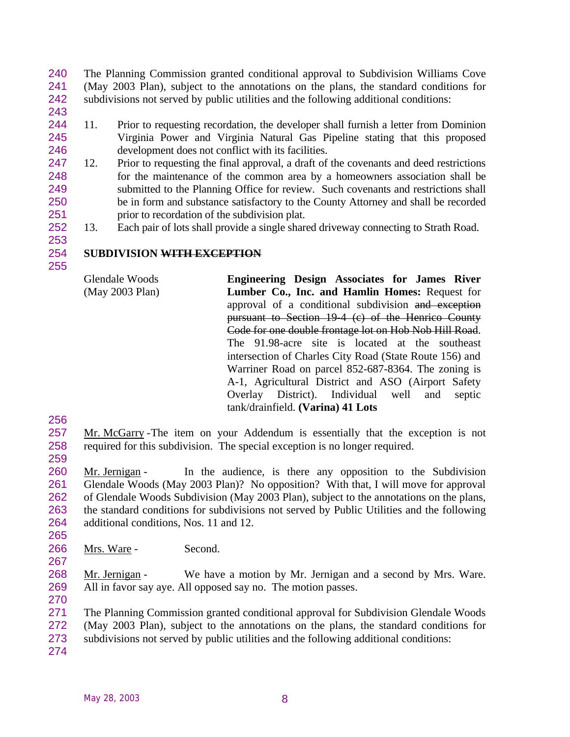The Planning Commission granted conditional approval to Subdivision Williams Cove (May 2003 Plan), subject to the annotations on the plans, the standard conditions for subdivisions not served by public utilities and the following additional conditions:

11. Prior to requesting recordation, the developer shall furnish a letter from Dominion Virginia Power and Virginia Natural Gas Pipeline stating that this proposed development does not conflict with its facilities.
12. Prior to requesting the final approval, a draft of the covenants and deed restrictions for the maintenance of the common area by a homeowners association shall be submitted to the Planning Office for review. Such covenants and restrictions shall be in form and substance satisfactory to the County Attorney and shall be recorded prior to recordation of the subdivision plat.
13. Each pair of lots shall provide a single shared driveway connecting to Strath Road.

**SUBDIVISION ~~WITH EXCEPTION~~**

Glendale Woods (May 2003 Plan)

**Engineering Design Associates for James River Lumber Co., Inc. and Hamlin Homes:** Request for approval of a conditional subdivision ~~and exception pursuant to Section 19-4 (c) of the Henrico County Code for one double frontage lot on Hob Nob Hill Road~~. The 91.98-acre site is located at the southeast intersection of Charles City Road (State Route 156) and Warriner Road on parcel 852-687-8364. The zoning is A-1, Agricultural District and ASO (Airport Safety Overlay District). Individual well and septic tank/drainfield. **(Varina) 41 Lots**

Mr. McGarry - The item on your Addendum is essentially that the exception is not required for this subdivision. The special exception is no longer required.

Mr. Jernigan - In the audience, is there any opposition to the Subdivision Glendale Woods (May 2003 Plan)? No opposition? With that, I will move for approval of Glendale Woods Subdivision (May 2003 Plan), subject to the annotations on the plans, the standard conditions for subdivisions not served by Public Utilities and the following additional conditions, Nos. 11 and 12.

Mrs. Ware - Second.

Mr. Jernigan - We have a motion by Mr. Jernigan and a second by Mrs. Ware. All in favor say aye. All opposed say no. The motion passes.

The Planning Commission granted conditional approval for Subdivision Glendale Woods (May 2003 Plan), subject to the annotations on the plans, the standard conditions for subdivisions not served by public utilities and the following additional conditions: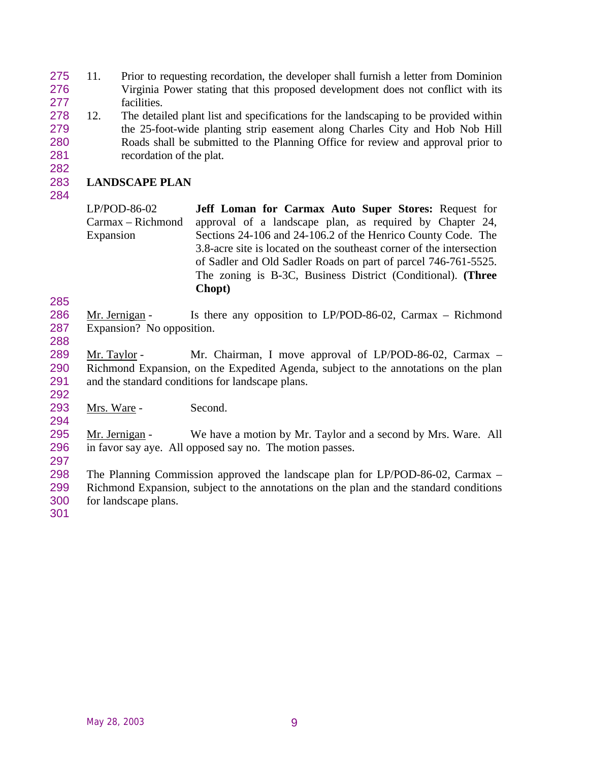11. Prior to requesting recordation, the developer shall furnish a letter from Dominion Virginia Power stating that this proposed development does not conflict with its facilities.
12. The detailed plant list and specifications for the landscaping to be provided within the 25-foot-wide planting strip easement along Charles City and Hob Nob Hill Roads shall be submitted to the Planning Office for review and approval prior to recordation of the plat.

## LANDSCAPE PLAN

| | |
|---|---|
| LP/POD-86-02 Carmax – Richmond Expansion | **Jeff Loman for Carmax Auto Super Stores:** Request for approval of a landscape plan, as required by Chapter 24, Sections 24-106 and 24-106.2 of the Henrico County Code. The 3.8-acre site is located on the southeast corner of the intersection of Sadler and Old Sadler Roads on part of parcel 746-761-5525. The zoning is B-3C, Business District (Conditional). **(Three Chopt)** |

Mr. Jernigan - Is there any opposition to LP/POD-86-02, Carmax – Richmond Expansion? No opposition.

Mr. Taylor - Mr. Chairman, I move approval of LP/POD-86-02, Carmax – Richmond Expansion, on the Expedited Agenda, subject to the annotations on the plan and the standard conditions for landscape plans.

Mrs. Ware - Second.

Mr. Jernigan - We have a motion by Mr. Taylor and a second by Mrs. Ware. All in favor say aye. All opposed say no. The motion passes.

The Planning Commission approved the landscape plan for LP/POD-86-02, Carmax – Richmond Expansion, subject to the annotations on the plan and the standard conditions for landscape plans.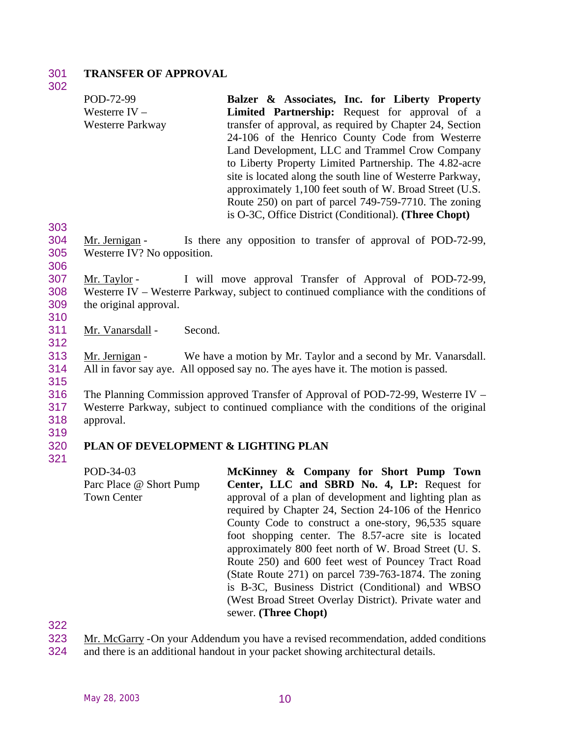**TRANSFER OF APPROVAL**

| | |
|---|---|
| POD-72-99<br>Westerre IV –<br>Westerre Parkway | **Balzer & Associates, Inc. for Liberty Property Limited Partnership:** Request for approval of a transfer of approval, as required by Chapter 24, Section 24-106 of the Henrico County Code from Westerre Land Development, LLC and Trammel Crow Company to Liberty Property Limited Partnership. The 4.82-acre site is located along the south line of Westerre Parkway, approximately 1,100 feet south of W. Broad Street (U.S. Route 250) on part of parcel 749-759-7710. The zoning is O-3C, Office District (Conditional). **(Three Chopt)** |

Mr. Jernigan - Is there any opposition to transfer of approval of POD-72-99, Westerre IV? No opposition.

Mr. Taylor - I will move approval Transfer of Approval of POD-72-99, Westerre IV – Westerre Parkway, subject to continued compliance with the conditions of the original approval.

Mr. Vanarsdall - Second.

Mr. Jernigan - We have a motion by Mr. Taylor and a second by Mr. Vanarsdall. All in favor say aye. All opposed say no. The ayes have it. The motion is passed.

The Planning Commission approved Transfer of Approval of POD-72-99, Westerre IV – Westerre Parkway, subject to continued compliance with the conditions of the original approval.

**PLAN OF DEVELOPMENT & LIGHTING PLAN**

| | |
|---|---|
| POD-34-03<br>Parc Place @ Short Pump<br>Town Center | **McKinney & Company for Short Pump Town Center, LLC and SBRD No. 4, LP:** Request for approval of a plan of development and lighting plan as required by Chapter 24, Section 24-106 of the Henrico County Code to construct a one-story, 96,535 square foot shopping center. The 8.57-acre site is located approximately 800 feet north of W. Broad Street (U. S. Route 250) and 600 feet west of Pouncey Tract Road (State Route 271) on parcel 739-763-1874. The zoning is B-3C, Business District (Conditional) and WBSO (West Broad Street Overlay District). Private water and sewer. **(Three Chopt)** |

Mr. McGarry - On your Addendum you have a revised recommendation, added conditions and there is an additional handout in your packet showing architectural details.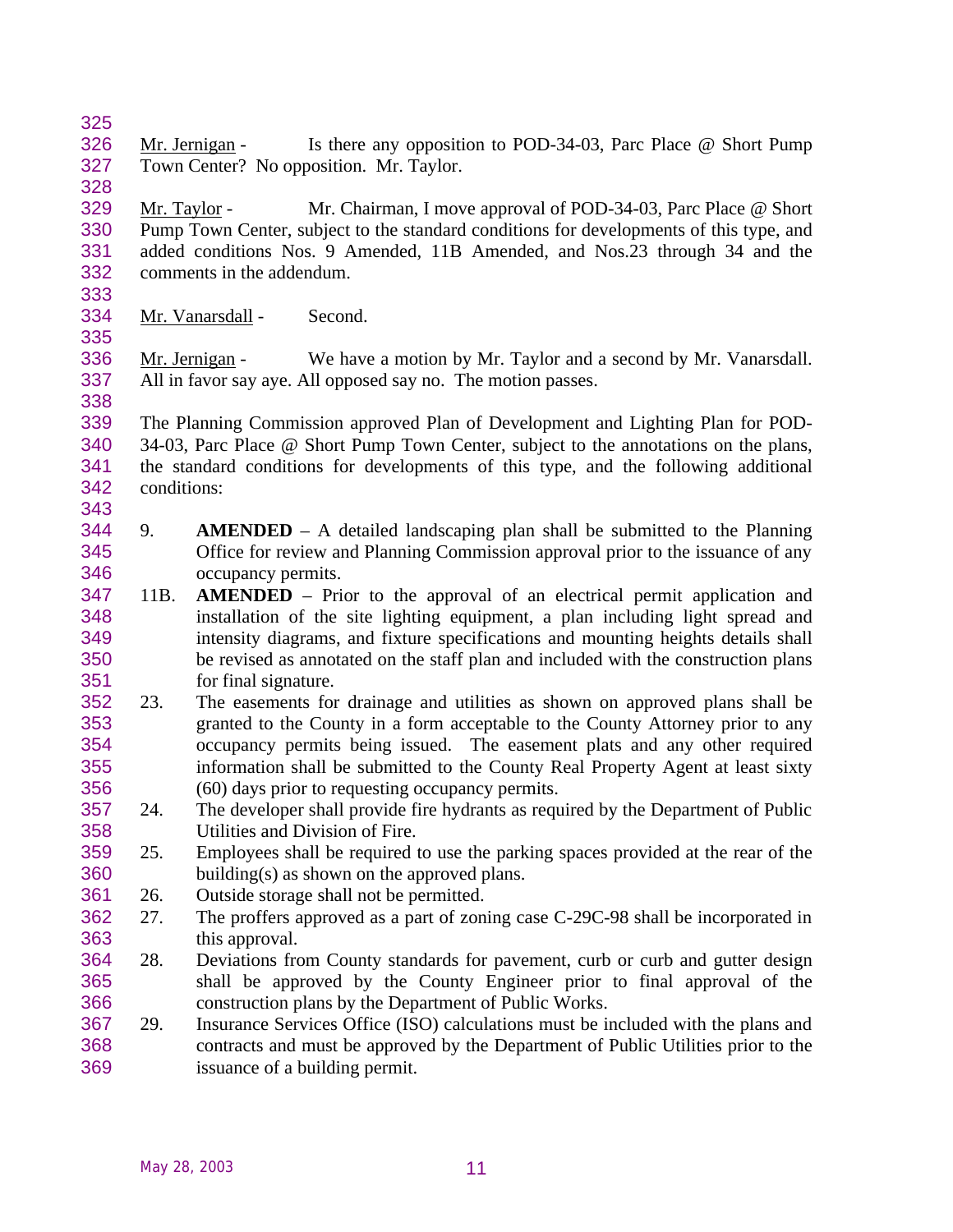Mr. Jernigan - Is there any opposition to POD-34-03, Parc Place @ Short Pump Town Center? No opposition. Mr. Taylor.

Mr. Taylor - Mr. Chairman, I move approval of POD-34-03, Parc Place @ Short Pump Town Center, subject to the standard conditions for developments of this type, and added conditions Nos. 9 Amended, 11B Amended, and Nos.23 through 34 and the comments in the addendum.

Mr. Vanarsdall - Second.

Mr. Jernigan - We have a motion by Mr. Taylor and a second by Mr. Vanarsdall. All in favor say aye. All opposed say no. The motion passes.

The Planning Commission approved Plan of Development and Lighting Plan for POD-34-03, Parc Place @ Short Pump Town Center, subject to the annotations on the plans, the standard conditions for developments of this type, and the following additional conditions:

9. **AMENDED** – A detailed landscaping plan shall be submitted to the Planning Office for review and Planning Commission approval prior to the issuance of any occupancy permits.

11B. **AMENDED** – Prior to the approval of an electrical permit application and installation of the site lighting equipment, a plan including light spread and intensity diagrams, and fixture specifications and mounting heights details shall be revised as annotated on the staff plan and included with the construction plans for final signature.

23. The easements for drainage and utilities as shown on approved plans shall be granted to the County in a form acceptable to the County Attorney prior to any occupancy permits being issued. The easement plats and any other required information shall be submitted to the County Real Property Agent at least sixty (60) days prior to requesting occupancy permits.

24. The developer shall provide fire hydrants as required by the Department of Public Utilities and Division of Fire.

25. Employees shall be required to use the parking spaces provided at the rear of the building(s) as shown on the approved plans.

26. Outside storage shall not be permitted.

27. The proffers approved as a part of zoning case C-29C-98 shall be incorporated in this approval.

28. Deviations from County standards for pavement, curb or curb and gutter design shall be approved by the County Engineer prior to final approval of the construction plans by the Department of Public Works.

29. Insurance Services Office (ISO) calculations must be included with the plans and contracts and must be approved by the Department of Public Utilities prior to the issuance of a building permit.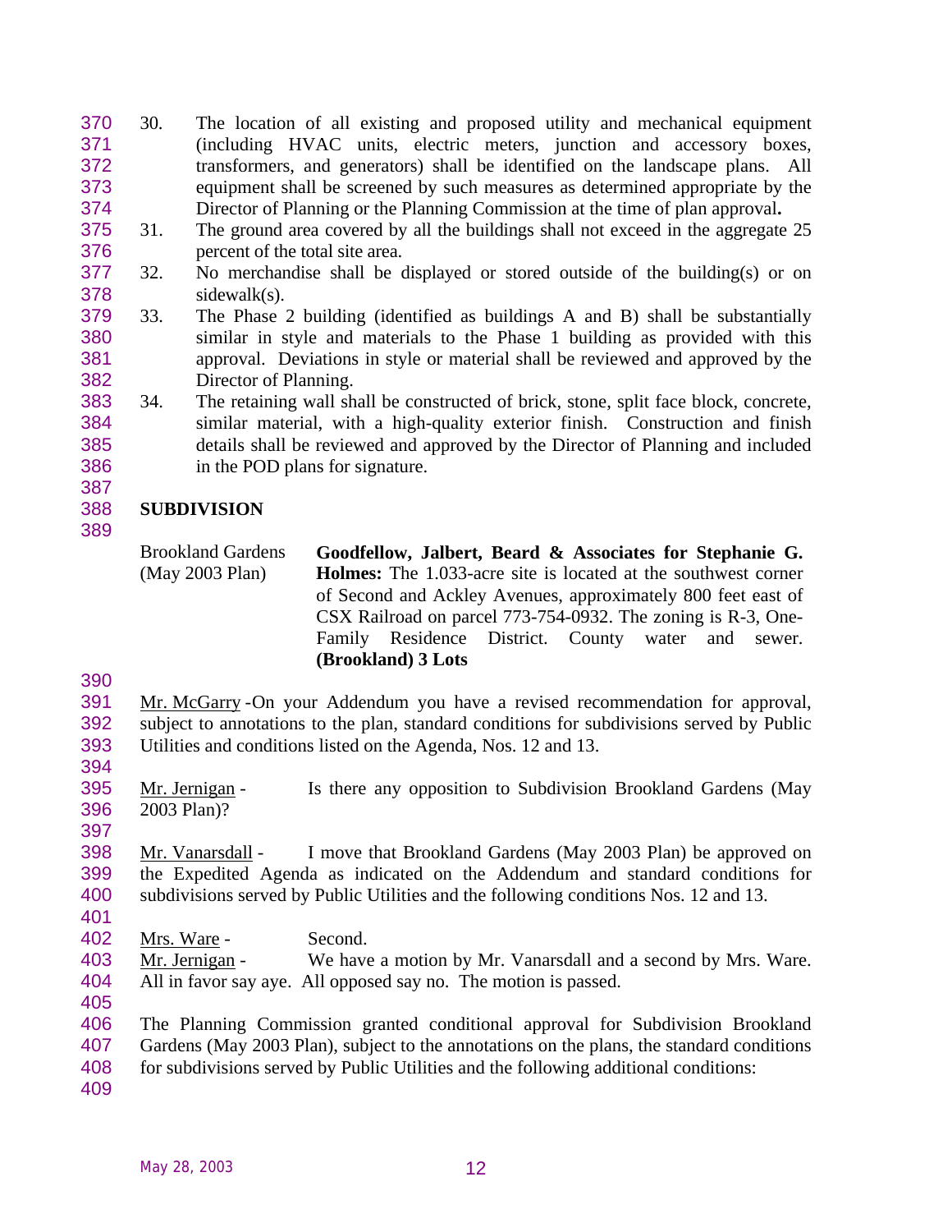30. The location of all existing and proposed utility and mechanical equipment (including HVAC units, electric meters, junction and accessory boxes, transformers, and generators) shall be identified on the landscape plans. All equipment shall be screened by such measures as determined appropriate by the Director of Planning or the Planning Commission at the time of plan approval**.**
31. The ground area covered by all the buildings shall not exceed in the aggregate 25 percent of the total site area.
32. No merchandise shall be displayed or stored outside of the building(s) or on sidewalk(s).
33. The Phase 2 building (identified as buildings A and B) shall be substantially similar in style and materials to the Phase 1 building as provided with this approval. Deviations in style or material shall be reviewed and approved by the Director of Planning.
34. The retaining wall shall be constructed of brick, stone, split face block, concrete, similar material, with a high-quality exterior finish. Construction and finish details shall be reviewed and approved by the Director of Planning and included in the POD plans for signature.

**SUBDIVISION**

Brookland Gardens (May 2003 Plan)

**Goodfellow, Jalbert, Beard & Associates for Stephanie G. Holmes:** The 1.033-acre site is located at the southwest corner of Second and Ackley Avenues, approximately 800 feet east of CSX Railroad on parcel 773-754-0932. The zoning is R-3, One-Family Residence District. County water and sewer. **(Brookland) 3 Lots**

Mr. McGarry - On your Addendum you have a revised recommendation for approval, subject to annotations to the plan, standard conditions for subdivisions served by Public Utilities and conditions listed on the Agenda, Nos. 12 and 13.

Mr. Jernigan - Is there any opposition to Subdivision Brookland Gardens (May 2003 Plan)?

Mr. Vanarsdall - I move that Brookland Gardens (May 2003 Plan) be approved on the Expedited Agenda as indicated on the Addendum and standard conditions for subdivisions served by Public Utilities and the following conditions Nos. 12 and 13.

Mrs. Ware - Second.

Mr. Jernigan - We have a motion by Mr. Vanarsdall and a second by Mrs. Ware. All in favor say aye. All opposed say no. The motion is passed.

The Planning Commission granted conditional approval for Subdivision Brookland Gardens (May 2003 Plan), subject to the annotations on the plans, the standard conditions for subdivisions served by Public Utilities and the following additional conditions: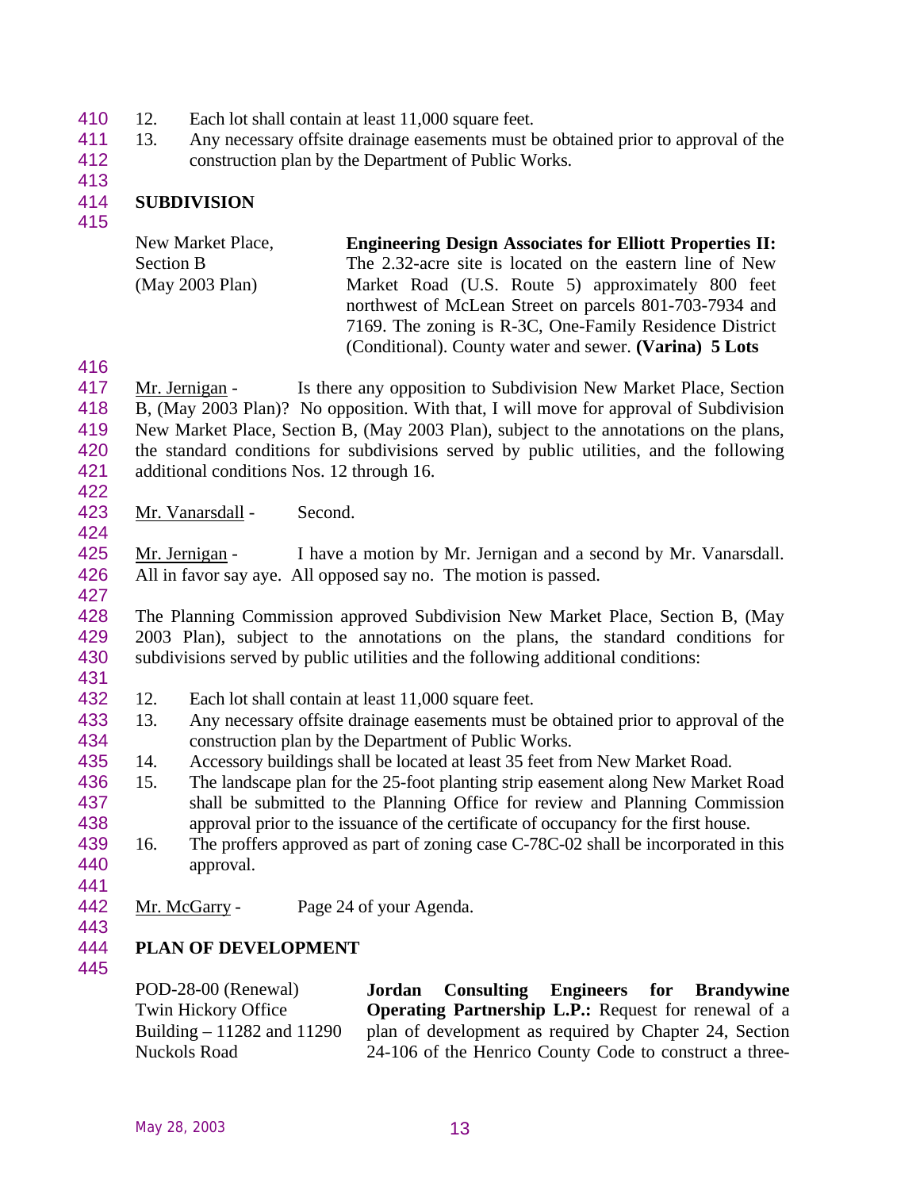12. Each lot shall contain at least 11,000 square feet.
13. Any necessary offsite drainage easements must be obtained prior to approval of the construction plan by the Department of Public Works.

## SUBDIVISION

| | |
|---|---|
| New Market Place, Section B (May 2003 Plan) | **Engineering Design Associates for Elliott Properties II:** The 2.32-acre site is located on the eastern line of New Market Road (U.S. Route 5) approximately 800 feet northwest of McLean Street on parcels 801-703-7934 and 7169. The zoning is R-3C, One-Family Residence District (Conditional). County water and sewer. **(Varina) 5 Lots** |

Mr. Jernigan - Is there any opposition to Subdivision New Market Place, Section B, (May 2003 Plan)? No opposition. With that, I will move for approval of Subdivision New Market Place, Section B, (May 2003 Plan), subject to the annotations on the plans, the standard conditions for subdivisions served by public utilities, and the following additional conditions Nos. 12 through 16.

Mr. Vanarsdall - Second.

Mr. Jernigan - I have a motion by Mr. Jernigan and a second by Mr. Vanarsdall. All in favor say aye. All opposed say no. The motion is passed.

The Planning Commission approved Subdivision New Market Place, Section B, (May 2003 Plan), subject to the annotations on the plans, the standard conditions for subdivisions served by public utilities and the following additional conditions:

12. Each lot shall contain at least 11,000 square feet.
13. Any necessary offsite drainage easements must be obtained prior to approval of the construction plan by the Department of Public Works.
14. Accessory buildings shall be located at least 35 feet from New Market Road.
15. The landscape plan for the 25-foot planting strip easement along New Market Road shall be submitted to the Planning Office for review and Planning Commission approval prior to the issuance of the certificate of occupancy for the first house.
16. The proffers approved as part of zoning case C-78C-02 shall be incorporated in this approval.

Mr. McGarry - Page 24 of your Agenda.

## PLAN OF DEVELOPMENT

| | |
|---|---|
| POD-28-00 (Renewal) Twin Hickory Office Building – 11282 and 11290 Nuckols Road | **Jordan Consulting Engineers for Brandywine Operating Partnership L.P.:** Request for renewal of a plan of development as required by Chapter 24, Section 24-106 of the Henrico County Code to construct a three- |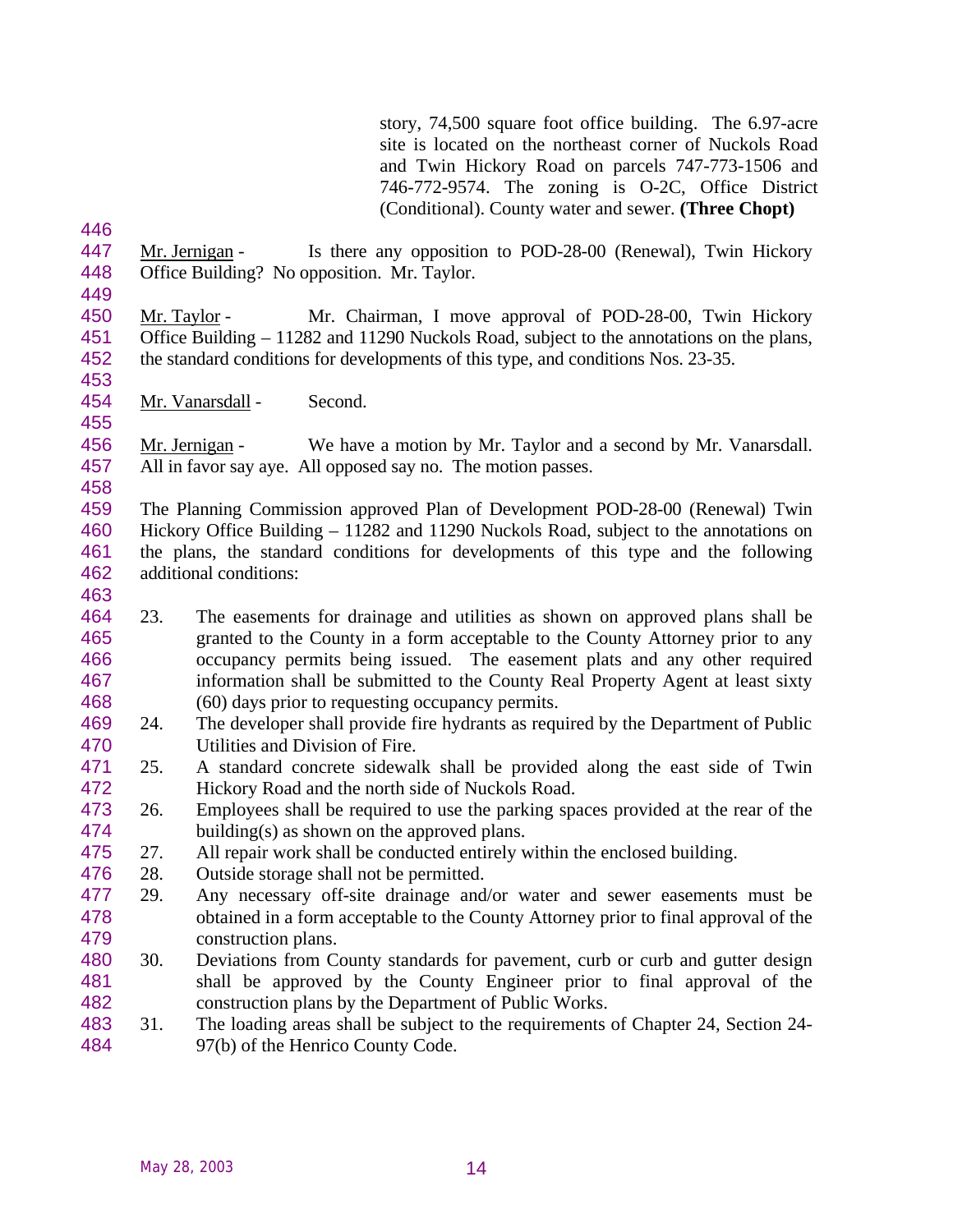story, 74,500 square foot office building. The 6.97-acre site is located on the northeast corner of Nuckols Road and Twin Hickory Road on parcels 747-773-1506 and 746-772-9574. The zoning is O-2C, Office District (Conditional). County water and sewer. **(Three Chopt)**

Mr. Jernigan - Is there any opposition to POD-28-00 (Renewal), Twin Hickory Office Building? No opposition. Mr. Taylor.

Mr. Taylor - Mr. Chairman, I move approval of POD-28-00, Twin Hickory Office Building – 11282 and 11290 Nuckols Road, subject to the annotations on the plans, the standard conditions for developments of this type, and conditions Nos. 23-35.

Mr. Vanarsdall - Second.

Mr. Jernigan - We have a motion by Mr. Taylor and a second by Mr. Vanarsdall. All in favor say aye. All opposed say no. The motion passes.

The Planning Commission approved Plan of Development POD-28-00 (Renewal) Twin Hickory Office Building – 11282 and 11290 Nuckols Road, subject to the annotations on the plans, the standard conditions for developments of this type and the following additional conditions:

23. The easements for drainage and utilities as shown on approved plans shall be granted to the County in a form acceptable to the County Attorney prior to any occupancy permits being issued. The easement plats and any other required information shall be submitted to the County Real Property Agent at least sixty (60) days prior to requesting occupancy permits.
24. The developer shall provide fire hydrants as required by the Department of Public Utilities and Division of Fire.
25. A standard concrete sidewalk shall be provided along the east side of Twin Hickory Road and the north side of Nuckols Road.
26. Employees shall be required to use the parking spaces provided at the rear of the building(s) as shown on the approved plans.
27. All repair work shall be conducted entirely within the enclosed building.
28. Outside storage shall not be permitted.
29. Any necessary off-site drainage and/or water and sewer easements must be obtained in a form acceptable to the County Attorney prior to final approval of the construction plans.
30. Deviations from County standards for pavement, curb or curb and gutter design shall be approved by the County Engineer prior to final approval of the construction plans by the Department of Public Works.
31. The loading areas shall be subject to the requirements of Chapter 24, Section 24-97(b) of the Henrico County Code.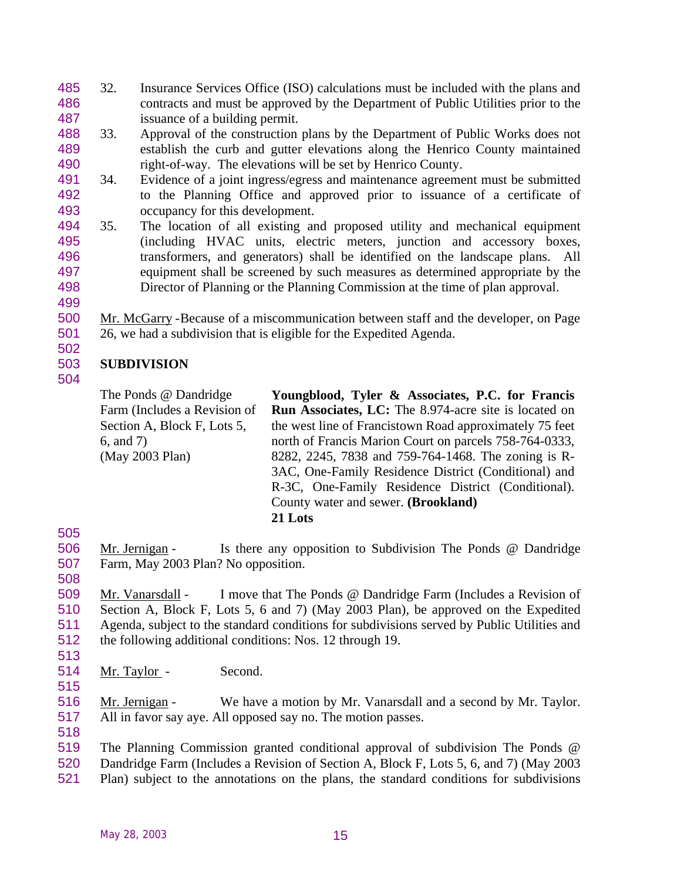32. Insurance Services Office (ISO) calculations must be included with the plans and contracts and must be approved by the Department of Public Utilities prior to the issuance of a building permit.
33. Approval of the construction plans by the Department of Public Works does not establish the curb and gutter elevations along the Henrico County maintained right-of-way. The elevations will be set by Henrico County.
34. Evidence of a joint ingress/egress and maintenance agreement must be submitted to the Planning Office and approved prior to issuance of a certificate of occupancy for this development.
35. The location of all existing and proposed utility and mechanical equipment (including HVAC units, electric meters, junction and accessory boxes, transformers, and generators) shall be identified on the landscape plans. All equipment shall be screened by such measures as determined appropriate by the Director of Planning or the Planning Commission at the time of plan approval.

Mr. McGarry -Because of a miscommunication between staff and the developer, on Page 26, we had a subdivision that is eligible for the Expedited Agenda.

**SUBDIVISION**

| | |
|---|---|
| The Ponds @ Dandridge Farm (Includes a Revision of Section A, Block F, Lots 5, 6, and 7) (May 2003 Plan) | **Youngblood, Tyler & Associates, P.C. for Francis Run Associates, LC:** The 8.974-acre site is located on the west line of Francistown Road approximately 75 feet north of Francis Marion Court on parcels 758-764-0333, 8282, 2245, 7838 and 759-764-1468. The zoning is R-3AC, One-Family Residence District (Conditional) and R-3C, One-Family Residence District (Conditional). County water and sewer. **(Brookland)** **21 Lots** |

Mr. Jernigan - Is there any opposition to Subdivision The Ponds @ Dandridge Farm, May 2003 Plan? No opposition.

Mr. Vanarsdall - I move that The Ponds @ Dandridge Farm (Includes a Revision of Section A, Block F, Lots 5, 6 and 7) (May 2003 Plan), be approved on the Expedited Agenda, subject to the standard conditions for subdivisions served by Public Utilities and the following additional conditions: Nos. 12 through 19.

Mr. Taylor - Second.

Mr. Jernigan - We have a motion by Mr. Vanarsdall and a second by Mr. Taylor. All in favor say aye. All opposed say no. The motion passes.

The Planning Commission granted conditional approval of subdivision The Ponds @ Dandridge Farm (Includes a Revision of Section A, Block F, Lots 5, 6, and 7) (May 2003 Plan) subject to the annotations on the plans, the standard conditions for subdivisions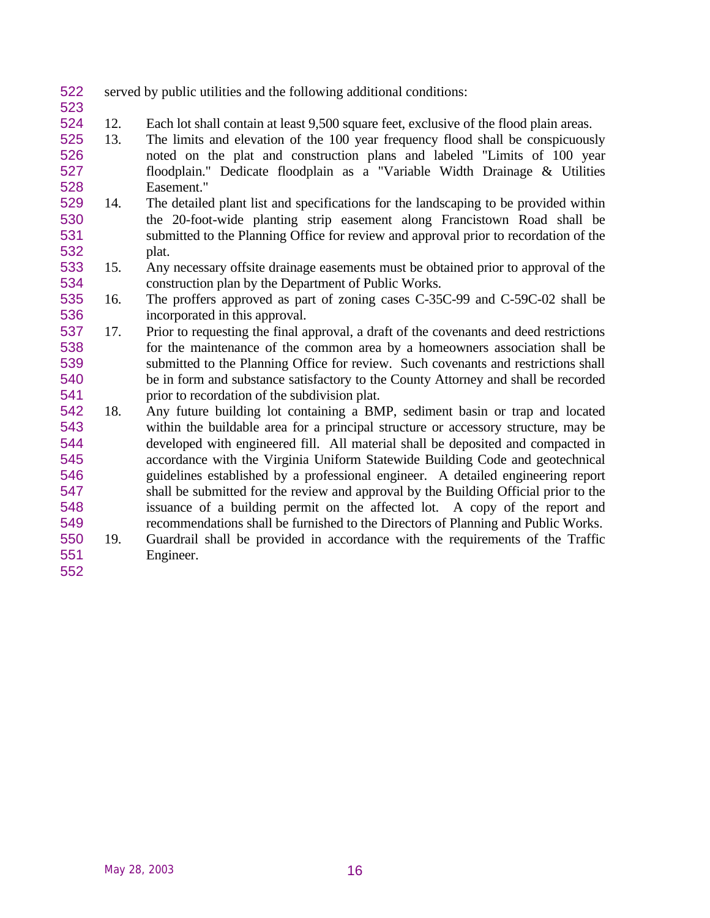served by public utilities and the following additional conditions:

12. Each lot shall contain at least 9,500 square feet, exclusive of the flood plain areas.
13. The limits and elevation of the 100 year frequency flood shall be conspicuously noted on the plat and construction plans and labeled "Limits of 100 year floodplain." Dedicate floodplain as a "Variable Width Drainage & Utilities Easement."
14. The detailed plant list and specifications for the landscaping to be provided within the 20-foot-wide planting strip easement along Francistown Road shall be submitted to the Planning Office for review and approval prior to recordation of the plat.
15. Any necessary offsite drainage easements must be obtained prior to approval of the construction plan by the Department of Public Works.
16. The proffers approved as part of zoning cases C-35C-99 and C-59C-02 shall be incorporated in this approval.
17. Prior to requesting the final approval, a draft of the covenants and deed restrictions for the maintenance of the common area by a homeowners association shall be submitted to the Planning Office for review. Such covenants and restrictions shall be in form and substance satisfactory to the County Attorney and shall be recorded prior to recordation of the subdivision plat.
18. Any future building lot containing a BMP, sediment basin or trap and located within the buildable area for a principal structure or accessory structure, may be developed with engineered fill. All material shall be deposited and compacted in accordance with the Virginia Uniform Statewide Building Code and geotechnical guidelines established by a professional engineer. A detailed engineering report shall be submitted for the review and approval by the Building Official prior to the issuance of a building permit on the affected lot. A copy of the report and recommendations shall be furnished to the Directors of Planning and Public Works.
19. Guardrail shall be provided in accordance with the requirements of the Traffic Engineer.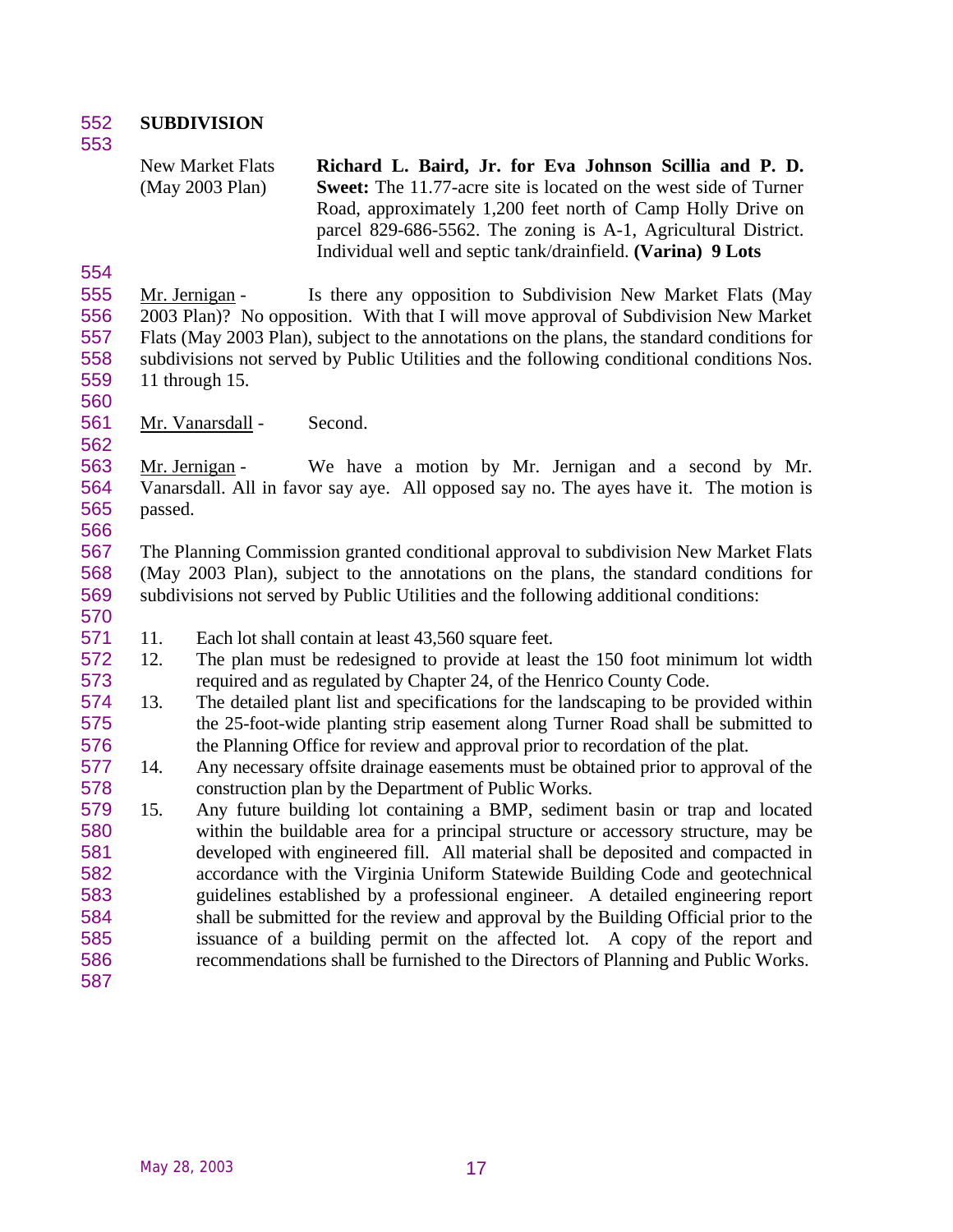**SUBDIVISION**

| New Market Flats (May 2003 Plan) | **Richard L. Baird, Jr. for Eva Johnson Scillia and P. D. Sweet:** The 11.77-acre site is located on the west side of Turner Road, approximately 1,200 feet north of Camp Holly Drive on parcel 829-686-5562. The zoning is A-1, Agricultural District. Individual well and septic tank/drainfield. **(Varina) 9 Lots** |
|---|---|

Mr. Jernigan - Is there any opposition to Subdivision New Market Flats (May 2003 Plan)? No opposition. With that I will move approval of Subdivision New Market Flats (May 2003 Plan), subject to the annotations on the plans, the standard conditions for subdivisions not served by Public Utilities and the following conditional conditions Nos. 11 through 15.

Mr. Vanarsdall - Second.

Mr. Jernigan - We have a motion by Mr. Jernigan and a second by Mr. Vanarsdall. All in favor say aye. All opposed say no. The ayes have it. The motion is passed.

The Planning Commission granted conditional approval to subdivision New Market Flats (May 2003 Plan), subject to the annotations on the plans, the standard conditions for subdivisions not served by Public Utilities and the following additional conditions:

11. Each lot shall contain at least 43,560 square feet.
12. The plan must be redesigned to provide at least the 150 foot minimum lot width required and as regulated by Chapter 24, of the Henrico County Code.
13. The detailed plant list and specifications for the landscaping to be provided within the 25-foot-wide planting strip easement along Turner Road shall be submitted to the Planning Office for review and approval prior to recordation of the plat.
14. Any necessary offsite drainage easements must be obtained prior to approval of the construction plan by the Department of Public Works.
15. Any future building lot containing a BMP, sediment basin or trap and located within the buildable area for a principal structure or accessory structure, may be developed with engineered fill. All material shall be deposited and compacted in accordance with the Virginia Uniform Statewide Building Code and geotechnical guidelines established by a professional engineer. A detailed engineering report shall be submitted for the review and approval by the Building Official prior to the issuance of a building permit on the affected lot. A copy of the report and recommendations shall be furnished to the Directors of Planning and Public Works.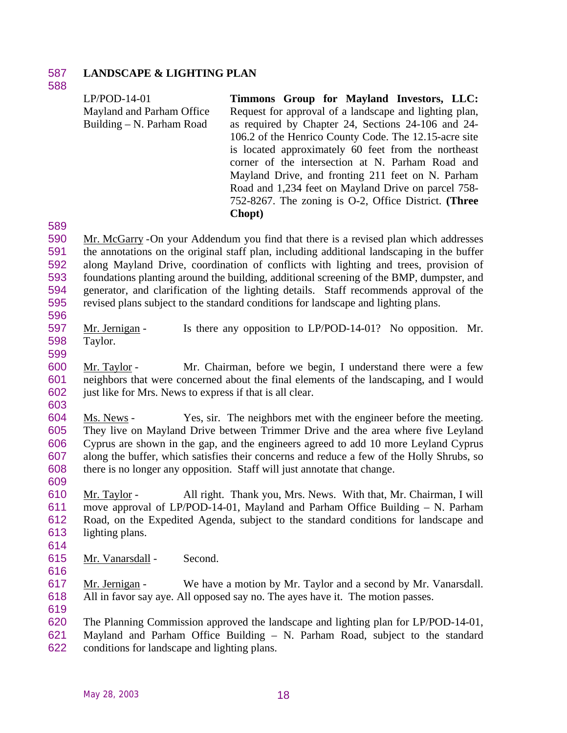**LANDSCAPE & LIGHTING PLAN**

| | |
|---|---|
| LP/POD-14-01 Mayland and Parham Office Building – N. Parham Road | **Timmons Group for Mayland Investors, LLC:** Request for approval of a landscape and lighting plan, as required by Chapter 24, Sections 24-106 and 24-106.2 of the Henrico County Code. The 12.15-acre site is located approximately 60 feet from the northeast corner of the intersection at N. Parham Road and Mayland Drive, and fronting 211 feet on N. Parham Road and 1,234 feet on Mayland Drive on parcel 758-752-8267. The zoning is O-2, Office District. **(Three Chopt)** |

Mr. McGarry -On your Addendum you find that there is a revised plan which addresses the annotations on the original staff plan, including additional landscaping in the buffer along Mayland Drive, coordination of conflicts with lighting and trees, provision of foundations planting around the building, additional screening of the BMP, dumpster, and generator, and clarification of the lighting details. Staff recommends approval of the revised plans subject to the standard conditions for landscape and lighting plans.

Mr. Jernigan - Is there any opposition to LP/POD-14-01? No opposition. Mr. Taylor.

Mr. Taylor - Mr. Chairman, before we begin, I understand there were a few neighbors that were concerned about the final elements of the landscaping, and I would just like for Mrs. News to express if that is all clear.

Ms. News - Yes, sir. The neighbors met with the engineer before the meeting. They live on Mayland Drive between Trimmer Drive and the area where five Leyland Cyprus are shown in the gap, and the engineers agreed to add 10 more Leyland Cyprus along the buffer, which satisfies their concerns and reduce a few of the Holly Shrubs, so there is no longer any opposition. Staff will just annotate that change.

Mr. Taylor - All right. Thank you, Mrs. News. With that, Mr. Chairman, I will move approval of LP/POD-14-01, Mayland and Parham Office Building – N. Parham Road, on the Expedited Agenda, subject to the standard conditions for landscape and lighting plans.

Mr. Vanarsdall - Second.

Mr. Jernigan - We have a motion by Mr. Taylor and a second by Mr. Vanarsdall. All in favor say aye. All opposed say no. The ayes have it. The motion passes.

The Planning Commission approved the landscape and lighting plan for LP/POD-14-01, Mayland and Parham Office Building – N. Parham Road, subject to the standard conditions for landscape and lighting plans.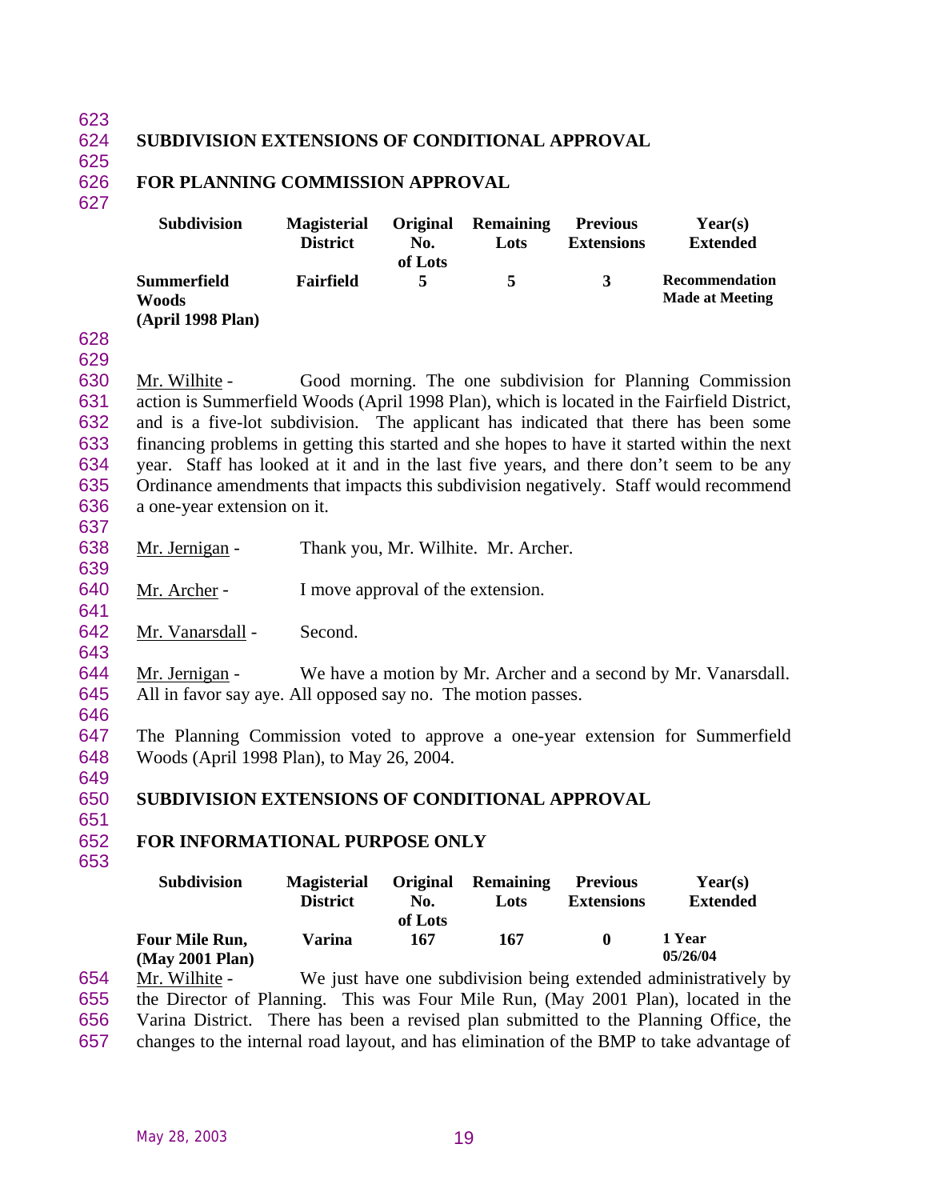## SUBDIVISION EXTENSIONS OF CONDITIONAL APPROVAL

## FOR PLANNING COMMISSION APPROVAL

| Subdivision | Magisterial District | Original No. of Lots | Remaining Lots | Previous Extensions | Year(s) Extended |
|---|---|---|---|---|---|
| **Summerfield Woods (April 1998 Plan)** | **Fairfield** | **5** | **5** | **3** | **Recommendation Made at Meeting** |

Mr. Wilhite - Good morning. The one subdivision for Planning Commission action is Summerfield Woods (April 1998 Plan), which is located in the Fairfield District, and is a five-lot subdivision. The applicant has indicated that there has been some financing problems in getting this started and she hopes to have it started within the next year. Staff has looked at it and in the last five years, and there don't seem to be any Ordinance amendments that impacts this subdivision negatively. Staff would recommend a one-year extension on it.

Mr. Jernigan - Thank you, Mr. Wilhite. Mr. Archer.

Mr. Archer - I move approval of the extension.

Mr. Vanarsdall - Second.

Mr. Jernigan - We have a motion by Mr. Archer and a second by Mr. Vanarsdall. All in favor say aye. All opposed say no. The motion passes.

The Planning Commission voted to approve a one-year extension for Summerfield Woods (April 1998 Plan), to May 26, 2004.

## SUBDIVISION EXTENSIONS OF CONDITIONAL APPROVAL

## FOR INFORMATIONAL PURPOSE ONLY

| Subdivision | Magisterial District | Original No. of Lots | Remaining Lots | Previous Extensions | Year(s) Extended |
|---|---|---|---|---|---|
| **Four Mile Run, (May 2001 Plan)** | **Varina** | **167** | **167** | **0** | **1 Year 05/26/04** |

Mr. Wilhite - We just have one subdivision being extended administratively by the Director of Planning. This was Four Mile Run, (May 2001 Plan), located in the Varina District. There has been a revised plan submitted to the Planning Office, the changes to the internal road layout, and has elimination of the BMP to take advantage of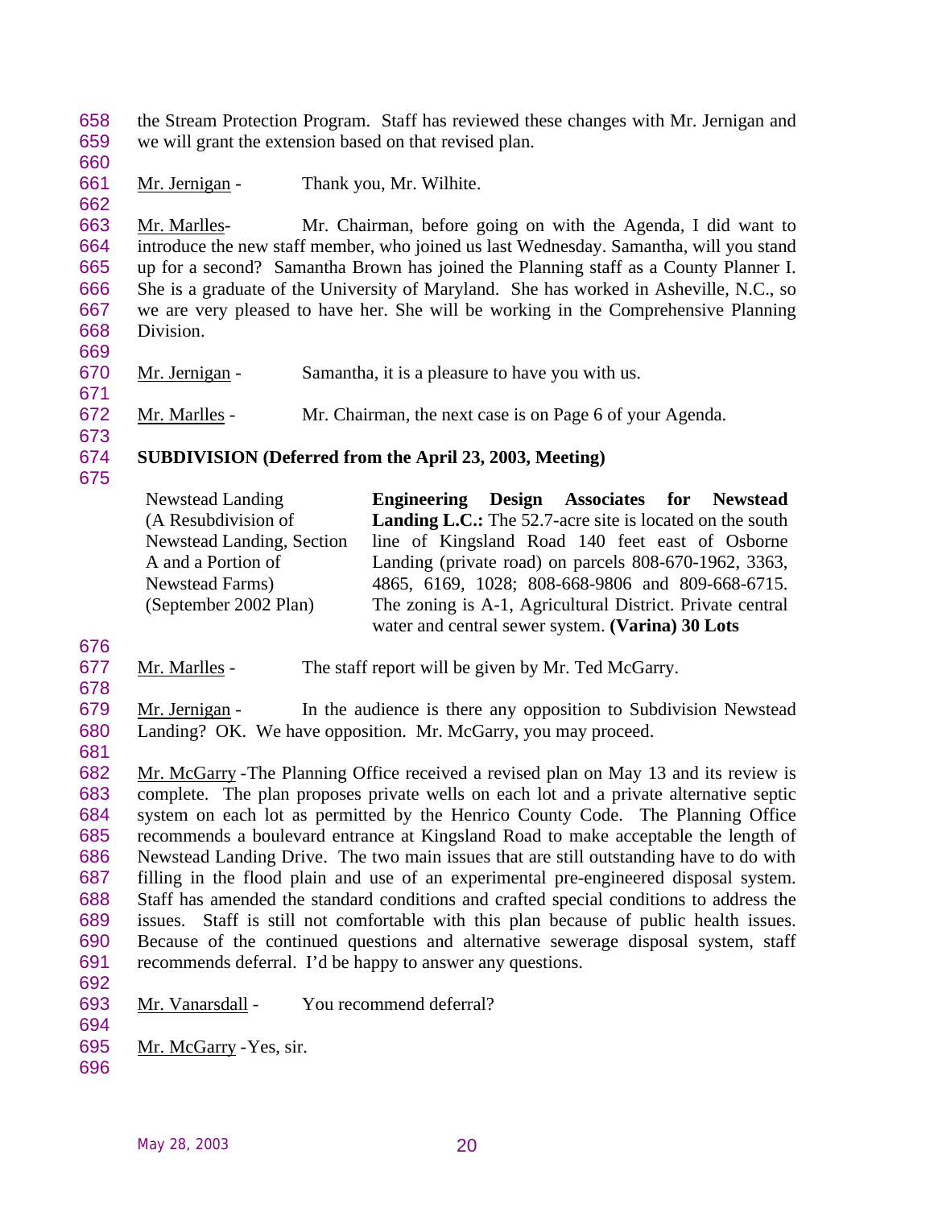the Stream Protection Program. Staff has reviewed these changes with Mr. Jernigan and we will grant the extension based on that revised plan.

Mr. Jernigan - Thank you, Mr. Wilhite.

Mr. Marlles- Mr. Chairman, before going on with the Agenda, I did want to introduce the new staff member, who joined us last Wednesday. Samantha, will you stand up for a second? Samantha Brown has joined the Planning staff as a County Planner I. She is a graduate of the University of Maryland. She has worked in Asheville, N.C., so we are very pleased to have her. She will be working in the Comprehensive Planning Division.

Mr. Jernigan - Samantha, it is a pleasure to have you with us.

Mr. Marlles - Mr. Chairman, the next case is on Page 6 of your Agenda.

**SUBDIVISION (Deferred from the April 23, 2003, Meeting)**

| | |
|---|---|
| Newstead Landing (A Resubdivision of Newstead Landing, Section A and a Portion of Newstead Farms) (September 2002 Plan) | **Engineering Design Associates for Newstead Landing L.C.:** The 52.7-acre site is located on the south line of Kingsland Road 140 feet east of Osborne Landing (private road) on parcels 808-670-1962, 3363, 4865, 6169, 1028; 808-668-9806 and 809-668-6715. The zoning is A-1, Agricultural District. Private central water and central sewer system. **(Varina) 30 Lots** |

Mr. Marlles - The staff report will be given by Mr. Ted McGarry.

Mr. Jernigan - In the audience is there any opposition to Subdivision Newstead Landing? OK. We have opposition. Mr. McGarry, you may proceed.

Mr. McGarry -The Planning Office received a revised plan on May 13 and its review is complete. The plan proposes private wells on each lot and a private alternative septic system on each lot as permitted by the Henrico County Code. The Planning Office recommends a boulevard entrance at Kingsland Road to make acceptable the length of Newstead Landing Drive. The two main issues that are still outstanding have to do with filling in the flood plain and use of an experimental pre-engineered disposal system. Staff has amended the standard conditions and crafted special conditions to address the issues. Staff is still not comfortable with this plan because of public health issues. Because of the continued questions and alternative sewerage disposal system, staff recommends deferral. I'd be happy to answer any questions.

Mr. Vanarsdall - You recommend deferral?

Mr. McGarry -Yes, sir.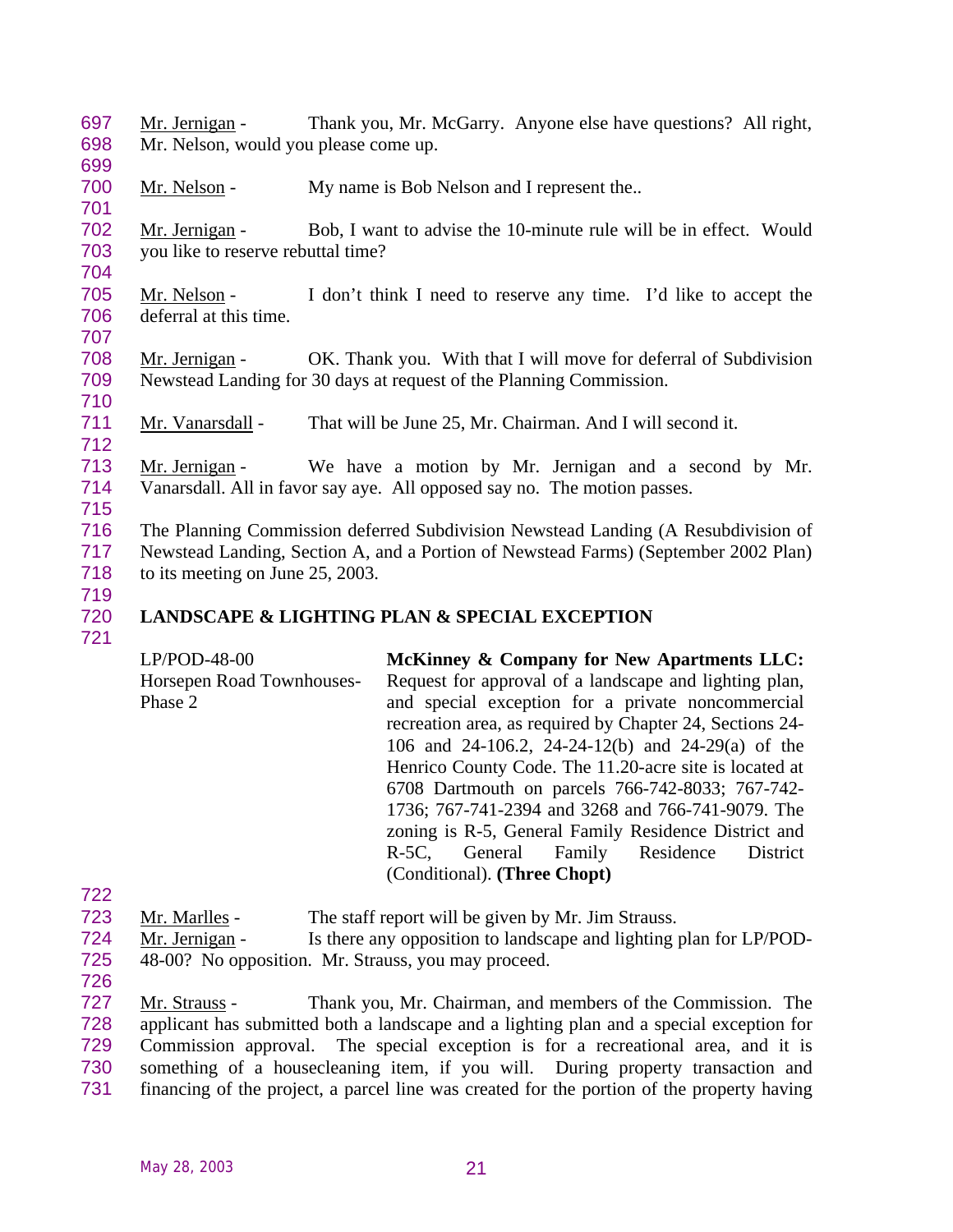Mr. Jernigan - Thank you, Mr. McGarry. Anyone else have questions? All right, Mr. Nelson, would you please come up.

Mr. Nelson - My name is Bob Nelson and I represent the..

Mr. Jernigan - Bob, I want to advise the 10-minute rule will be in effect. Would you like to reserve rebuttal time?

Mr. Nelson - I don't think I need to reserve any time. I'd like to accept the deferral at this time.

Mr. Jernigan - OK. Thank you. With that I will move for deferral of Subdivision Newstead Landing for 30 days at request of the Planning Commission.

Mr. Vanarsdall - That will be June 25, Mr. Chairman. And I will second it.

Mr. Jernigan - We have a motion by Mr. Jernigan and a second by Mr. Vanarsdall. All in favor say aye. All opposed say no. The motion passes.

The Planning Commission deferred Subdivision Newstead Landing (A Resubdivision of Newstead Landing, Section A, and a Portion of Newstead Farms) (September 2002 Plan) to its meeting on June 25, 2003.

**LANDSCAPE & LIGHTING PLAN & SPECIAL EXCEPTION**

| | |
|---|---|
| LP/POD-48-00<br>Horsepen Road Townhouses-Phase 2 | **McKinney & Company for New Apartments LLC:** Request for approval of a landscape and lighting plan, and special exception for a private noncommercial recreation area, as required by Chapter 24, Sections 24-106 and 24-106.2, 24-24-12(b) and 24-29(a) of the Henrico County Code. The 11.20-acre site is located at 6708 Dartmouth on parcels 766-742-8033; 767-742-1736; 767-741-2394 and 3268 and 766-741-9079. The zoning is R-5, General Family Residence District and R-5C, General Family Residence District (Conditional). **(Three Chopt)** |

Mr. Marlles - The staff report will be given by Mr. Jim Strauss.

Mr. Jernigan - Is there any opposition to landscape and lighting plan for LP/POD-48-00? No opposition. Mr. Strauss, you may proceed.

Mr. Strauss - Thank you, Mr. Chairman, and members of the Commission. The applicant has submitted both a landscape and a lighting plan and a special exception for Commission approval. The special exception is for a recreational area, and it is something of a housecleaning item, if you will. During property transaction and financing of the project, a parcel line was created for the portion of the property having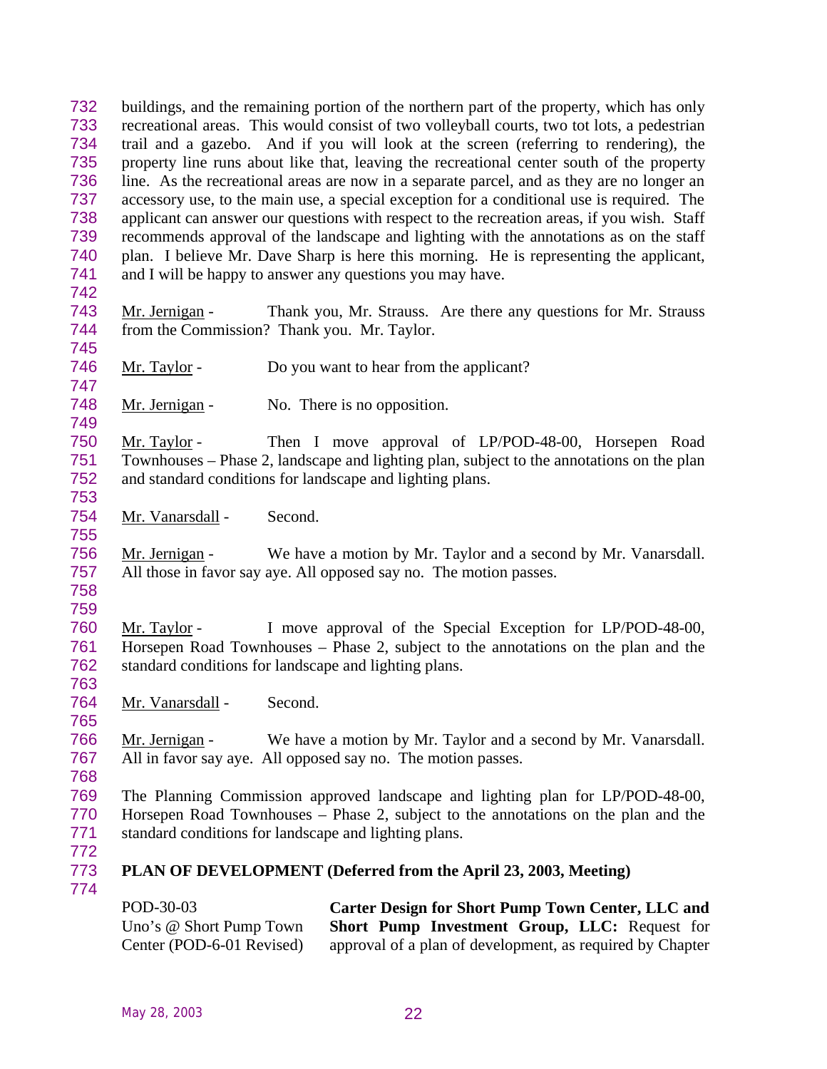buildings, and the remaining portion of the northern part of the property, which has only recreational areas. This would consist of two volleyball courts, two tot lots, a pedestrian trail and a gazebo. And if you will look at the screen (referring to rendering), the property line runs about like that, leaving the recreational center south of the property line. As the recreational areas are now in a separate parcel, and as they are no longer an accessory use, to the main use, a special exception for a conditional use is required. The applicant can answer our questions with respect to the recreation areas, if you wish. Staff recommends approval of the landscape and lighting with the annotations as on the staff plan. I believe Mr. Dave Sharp is here this morning. He is representing the applicant, and I will be happy to answer any questions you may have.

Mr. Jernigan - Thank you, Mr. Strauss. Are there any questions for Mr. Strauss from the Commission? Thank you. Mr. Taylor.

Mr. Taylor - Do you want to hear from the applicant?

Mr. Jernigan - No. There is no opposition.

Mr. Taylor - Then I move approval of LP/POD-48-00, Horsepen Road Townhouses – Phase 2, landscape and lighting plan, subject to the annotations on the plan and standard conditions for landscape and lighting plans.

Mr. Vanarsdall - Second.

Mr. Jernigan - We have a motion by Mr. Taylor and a second by Mr. Vanarsdall. All those in favor say aye. All opposed say no. The motion passes.

Mr. Taylor - I move approval of the Special Exception for LP/POD-48-00, Horsepen Road Townhouses – Phase 2, subject to the annotations on the plan and the standard conditions for landscape and lighting plans.

Mr. Vanarsdall - Second.

Mr. Jernigan - We have a motion by Mr. Taylor and a second by Mr. Vanarsdall. All in favor say aye. All opposed say no. The motion passes.

The Planning Commission approved landscape and lighting plan for LP/POD-48-00, Horsepen Road Townhouses – Phase 2, subject to the annotations on the plan and the standard conditions for landscape and lighting plans.

**PLAN OF DEVELOPMENT (Deferred from the April 23, 2003, Meeting)**

POD-30-03
Uno's @ Short Pump Town Center (POD-6-01 Revised)

**Carter Design for Short Pump Town Center, LLC and Short Pump Investment Group, LLC:** Request for approval of a plan of development, as required by Chapter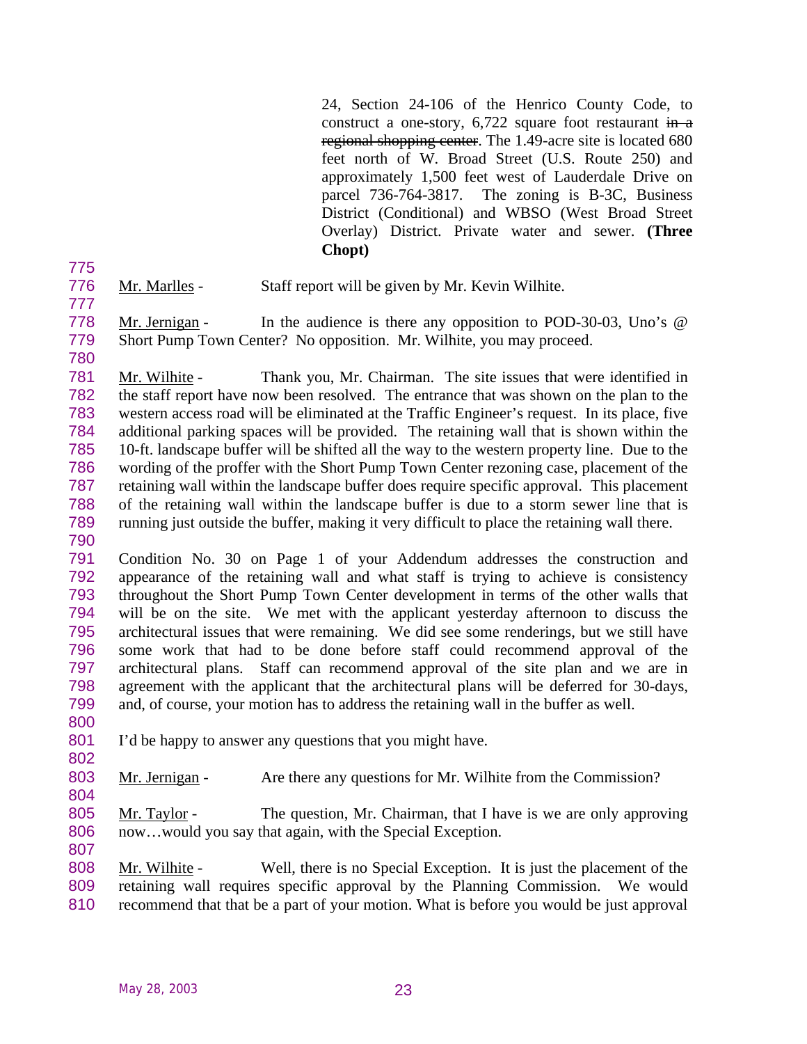24, Section 24-106 of the Henrico County Code, to construct a one-story, 6,722 square foot restaurant ~~in a regional shopping center~~. The 1.49-acre site is located 680 feet north of W. Broad Street (U.S. Route 250) and approximately 1,500 feet west of Lauderdale Drive on parcel 736-764-3817. The zoning is B-3C, Business District (Conditional) and WBSO (West Broad Street Overlay) District. Private water and sewer. **(Three Chopt)**

775

776 Mr. Marlles - Staff report will be given by Mr. Kevin Wilhite.

777

778 Mr. Jernigan - In the audience is there any opposition to POD-30-03, Uno's @
779 Short Pump Town Center? No opposition. Mr. Wilhite, you may proceed.

780

781 Mr. Wilhite - Thank you, Mr. Chairman. The site issues that were identified in
782 the staff report have now been resolved. The entrance that was shown on the plan to the
783 western access road will be eliminated at the Traffic Engineer's request. In its place, five
784 additional parking spaces will be provided. The retaining wall that is shown within the
785 10-ft. landscape buffer will be shifted all the way to the western property line. Due to the
786 wording of the proffer with the Short Pump Town Center rezoning case, placement of the
787 retaining wall within the landscape buffer does require specific approval. This placement
788 of the retaining wall within the landscape buffer is due to a storm sewer line that is
789 running just outside the buffer, making it very difficult to place the retaining wall there.

790

791 Condition No. 30 on Page 1 of your Addendum addresses the construction and
792 appearance of the retaining wall and what staff is trying to achieve is consistency
793 throughout the Short Pump Town Center development in terms of the other walls that
794 will be on the site. We met with the applicant yesterday afternoon to discuss the
795 architectural issues that were remaining. We did see some renderings, but we still have
796 some work that had to be done before staff could recommend approval of the
797 architectural plans. Staff can recommend approval of the site plan and we are in
798 agreement with the applicant that the architectural plans will be deferred for 30-days,
799 and, of course, your motion has to address the retaining wall in the buffer as well.

800

801 I'd be happy to answer any questions that you might have.

802

803 Mr. Jernigan - Are there any questions for Mr. Wilhite from the Commission?

804

805 Mr. Taylor - The question, Mr. Chairman, that I have is we are only approving
806 now…would you say that again, with the Special Exception.

807

808 Mr. Wilhite - Well, there is no Special Exception. It is just the placement of the
809 retaining wall requires specific approval by the Planning Commission. We would
810 recommend that that be a part of your motion. What is before you would be just approval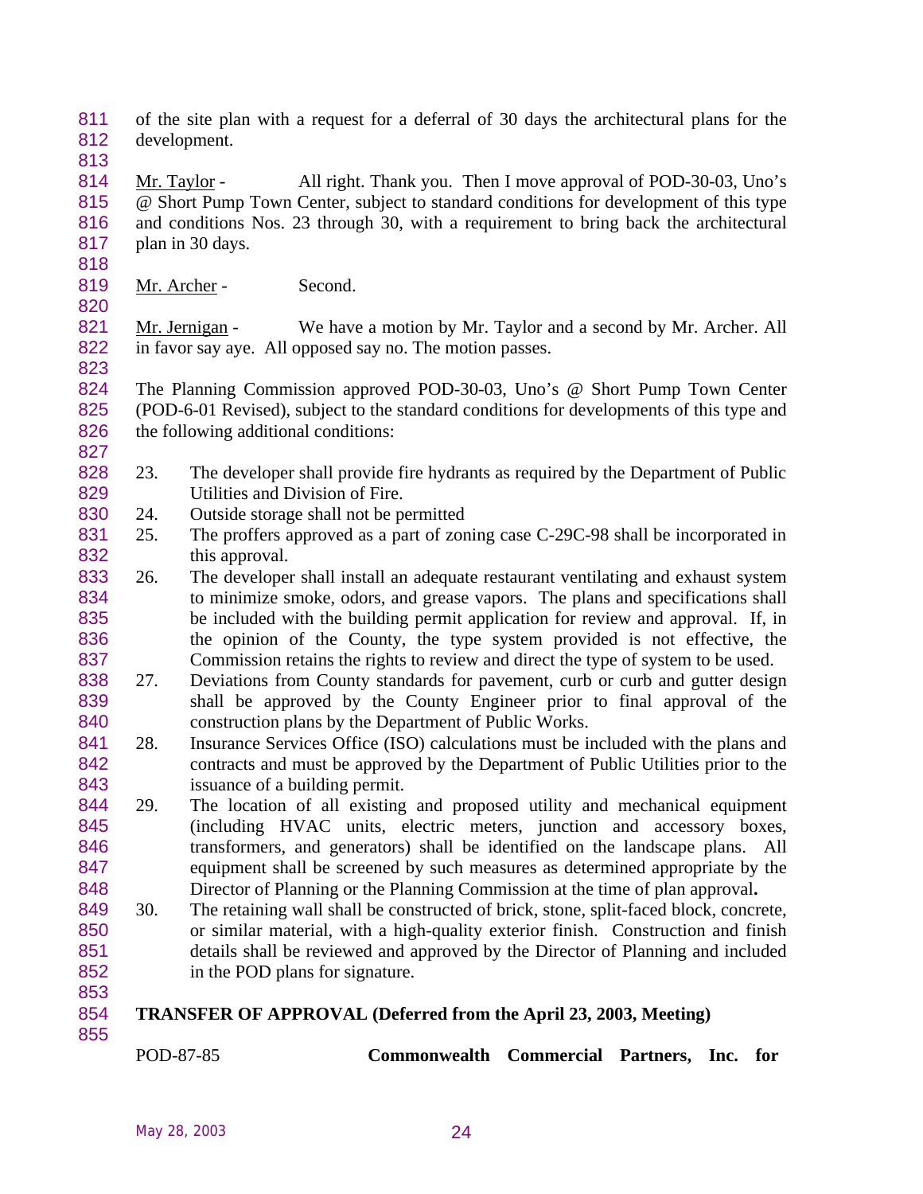of the site plan with a request for a deferral of 30 days the architectural plans for the development.

Mr. Taylor - All right. Thank you. Then I move approval of POD-30-03, Uno's @ Short Pump Town Center, subject to standard conditions for development of this type and conditions Nos. 23 through 30, with a requirement to bring back the architectural plan in 30 days.

Mr. Archer - Second.

Mr. Jernigan - We have a motion by Mr. Taylor and a second by Mr. Archer. All in favor say aye. All opposed say no. The motion passes.

The Planning Commission approved POD-30-03, Uno's @ Short Pump Town Center (POD-6-01 Revised), subject to the standard conditions for developments of this type and the following additional conditions:

23. The developer shall provide fire hydrants as required by the Department of Public Utilities and Division of Fire.
24. Outside storage shall not be permitted
25. The proffers approved as a part of zoning case C-29C-98 shall be incorporated in this approval.
26. The developer shall install an adequate restaurant ventilating and exhaust system to minimize smoke, odors, and grease vapors. The plans and specifications shall be included with the building permit application for review and approval. If, in the opinion of the County, the type system provided is not effective, the Commission retains the rights to review and direct the type of system to be used.
27. Deviations from County standards for pavement, curb or curb and gutter design shall be approved by the County Engineer prior to final approval of the construction plans by the Department of Public Works.
28. Insurance Services Office (ISO) calculations must be included with the plans and contracts and must be approved by the Department of Public Utilities prior to the issuance of a building permit.
29. The location of all existing and proposed utility and mechanical equipment (including HVAC units, electric meters, junction and accessory boxes, transformers, and generators) shall be identified on the landscape plans. All equipment shall be screened by such measures as determined appropriate by the Director of Planning or the Planning Commission at the time of plan approval.
30. The retaining wall shall be constructed of brick, stone, split-faced block, concrete, or similar material, with a high-quality exterior finish. Construction and finish details shall be reviewed and approved by the Director of Planning and included in the POD plans for signature.

**TRANSFER OF APPROVAL (Deferred from the April 23, 2003, Meeting)**

POD-87-85 **Commonwealth Commercial Partners, Inc. for**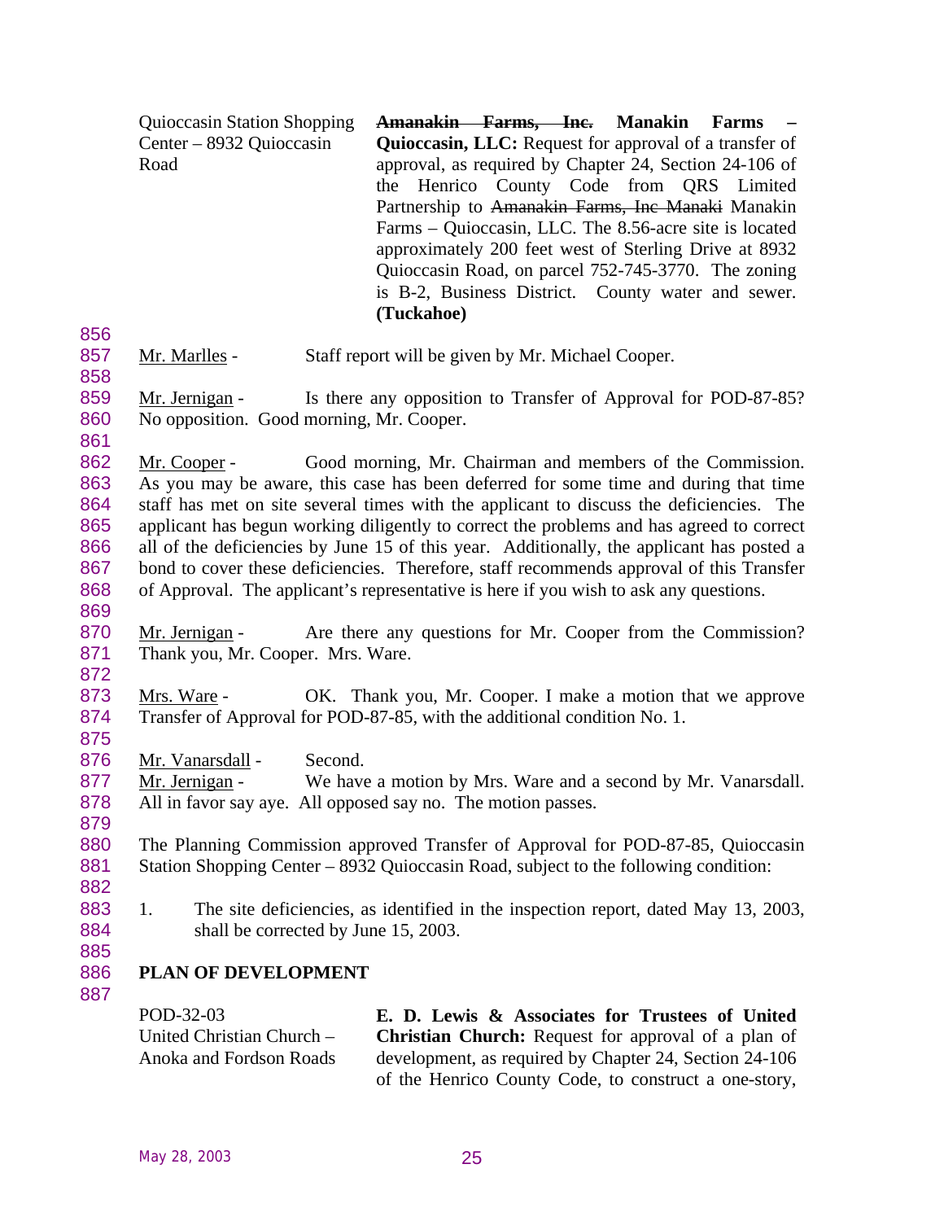| Quioccasin Station Shopping Center – 8932 Quioccasin Road | ~~Amanakin Farms, Inc.~~ **Manakin Farms – Quioccasin, LLC:** Request for approval of a transfer of approval, as required by Chapter 24, Section 24-106 of the Henrico County Code from QRS Limited Partnership to ~~Amanakin Farms, Inc Manaki~~ Manakin Farms – Quioccasin, LLC. The 8.56-acre site is located approximately 200 feet west of Sterling Drive at 8932 Quioccasin Road, on parcel 752-745-3770. The zoning is B-2, Business District. County water and sewer. **(Tuckahoe)** |
|---|---|

Mr. Marlles - Staff report will be given by Mr. Michael Cooper.

Mr. Jernigan - Is there any opposition to Transfer of Approval for POD-87-85? No opposition. Good morning, Mr. Cooper.

Mr. Cooper - Good morning, Mr. Chairman and members of the Commission. As you may be aware, this case has been deferred for some time and during that time staff has met on site several times with the applicant to discuss the deficiencies. The applicant has begun working diligently to correct the problems and has agreed to correct all of the deficiencies by June 15 of this year. Additionally, the applicant has posted a bond to cover these deficiencies. Therefore, staff recommends approval of this Transfer of Approval. The applicant's representative is here if you wish to ask any questions.

Mr. Jernigan - Are there any questions for Mr. Cooper from the Commission? Thank you, Mr. Cooper. Mrs. Ware.

Mrs. Ware - OK. Thank you, Mr. Cooper. I make a motion that we approve Transfer of Approval for POD-87-85, with the additional condition No. 1.

Mr. Vanarsdall - Second.

Mr. Jernigan - We have a motion by Mrs. Ware and a second by Mr. Vanarsdall. All in favor say aye. All opposed say no. The motion passes.

The Planning Commission approved Transfer of Approval for POD-87-85, Quioccasin Station Shopping Center – 8932 Quioccasin Road, subject to the following condition:

1. The site deficiencies, as identified in the inspection report, dated May 13, 2003, shall be corrected by June 15, 2003.

**PLAN OF DEVELOPMENT**

| POD-32-03 United Christian Church – Anoka and Fordson Roads | **E. D. Lewis & Associates for Trustees of United Christian Church:** Request for approval of a plan of development, as required by Chapter 24, Section 24-106 of the Henrico County Code, to construct a one-story, |
|---|---|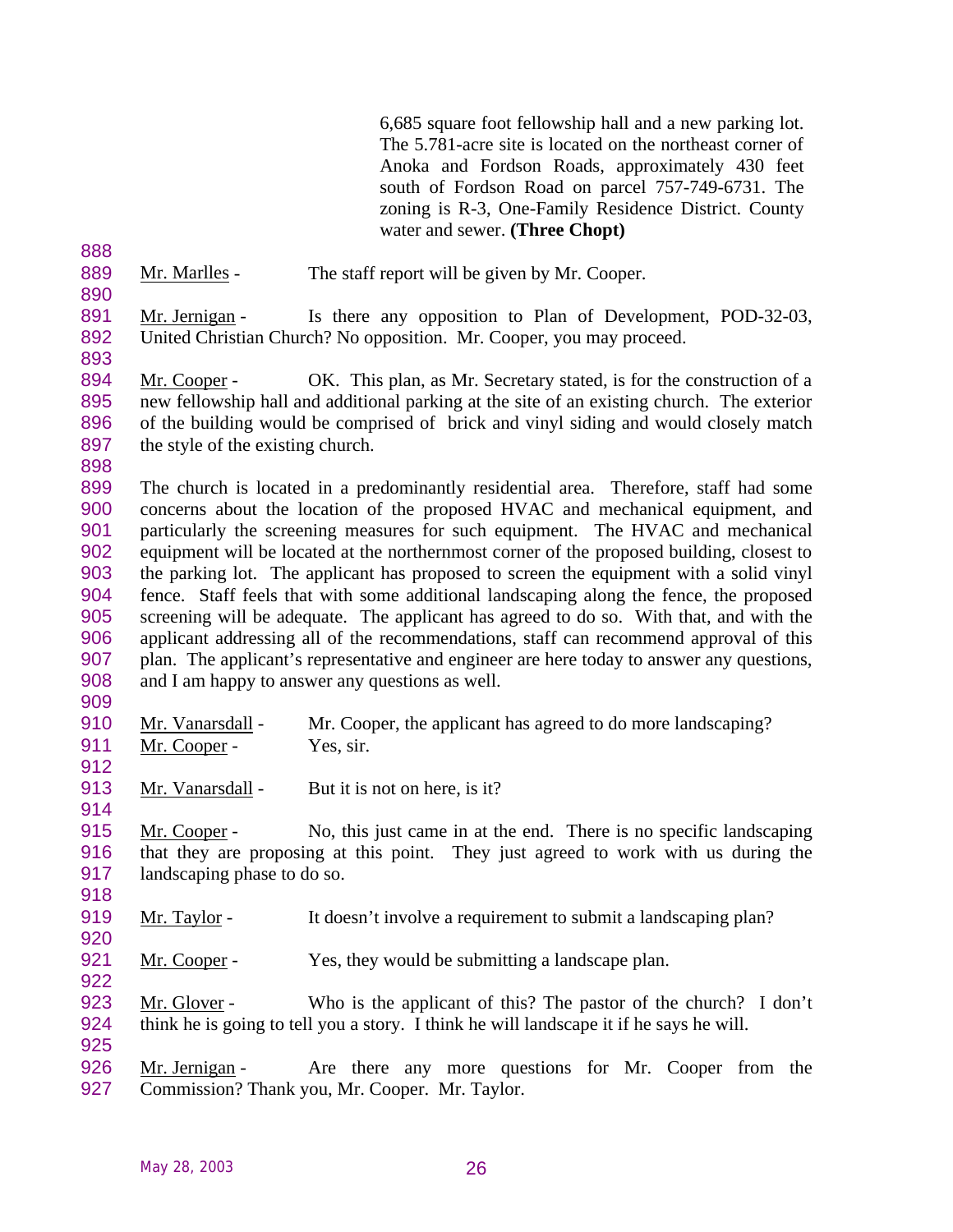6,685 square foot fellowship hall and a new parking lot. The 5.781-acre site is located on the northeast corner of Anoka and Fordson Roads, approximately 430 feet south of Fordson Road on parcel 757-749-6731. The zoning is R-3, One-Family Residence District. County water and sewer. **(Three Chopt)**

Mr. Marlles - The staff report will be given by Mr. Cooper.

Mr. Jernigan - Is there any opposition to Plan of Development, POD-32-03, United Christian Church? No opposition. Mr. Cooper, you may proceed.

Mr. Cooper - OK. This plan, as Mr. Secretary stated, is for the construction of a new fellowship hall and additional parking at the site of an existing church. The exterior of the building would be comprised of brick and vinyl siding and would closely match the style of the existing church.

The church is located in a predominantly residential area. Therefore, staff had some concerns about the location of the proposed HVAC and mechanical equipment, and particularly the screening measures for such equipment. The HVAC and mechanical equipment will be located at the northernmost corner of the proposed building, closest to the parking lot. The applicant has proposed to screen the equipment with a solid vinyl fence. Staff feels that with some additional landscaping along the fence, the proposed screening will be adequate. The applicant has agreed to do so. With that, and with the applicant addressing all of the recommendations, staff can recommend approval of this plan. The applicant's representative and engineer are here today to answer any questions, and I am happy to answer any questions as well.

Mr. Vanarsdall - Mr. Cooper, the applicant has agreed to do more landscaping?

Mr. Cooper - Yes, sir.

Mr. Vanarsdall - But it is not on here, is it?

Mr. Cooper - No, this just came in at the end. There is no specific landscaping that they are proposing at this point. They just agreed to work with us during the landscaping phase to do so.

Mr. Taylor - It doesn't involve a requirement to submit a landscaping plan?

Mr. Cooper - Yes, they would be submitting a landscape plan.

Mr. Glover - Who is the applicant of this? The pastor of the church? I don't think he is going to tell you a story. I think he will landscape it if he says he will.

Mr. Jernigan - Are there any more questions for Mr. Cooper from the Commission? Thank you, Mr. Cooper. Mr. Taylor.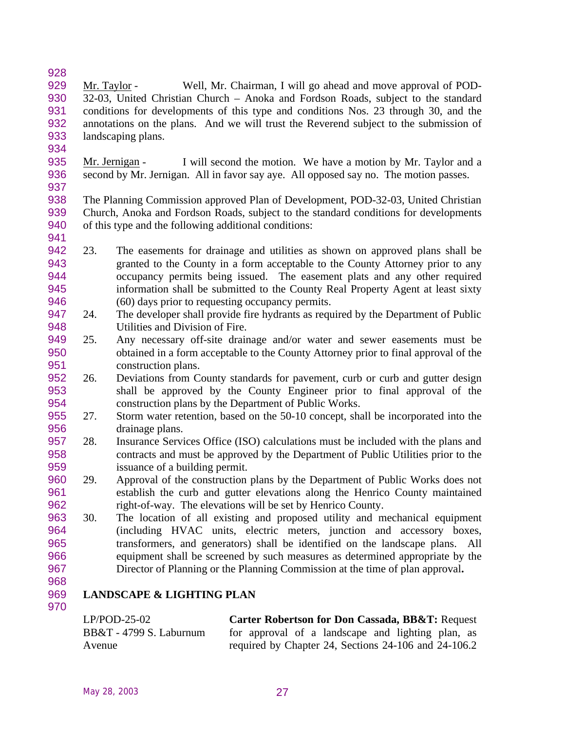Mr. Taylor - Well, Mr. Chairman, I will go ahead and move approval of POD-32-03, United Christian Church – Anoka and Fordson Roads, subject to the standard conditions for developments of this type and conditions Nos. 23 through 30, and the annotations on the plans. And we will trust the Reverend subject to the submission of landscaping plans.

Mr. Jernigan - I will second the motion. We have a motion by Mr. Taylor and a second by Mr. Jernigan. All in favor say aye. All opposed say no. The motion passes.

The Planning Commission approved Plan of Development, POD-32-03, United Christian Church, Anoka and Fordson Roads, subject to the standard conditions for developments of this type and the following additional conditions:

23. The easements for drainage and utilities as shown on approved plans shall be granted to the County in a form acceptable to the County Attorney prior to any occupancy permits being issued. The easement plats and any other required information shall be submitted to the County Real Property Agent at least sixty (60) days prior to requesting occupancy permits.
24. The developer shall provide fire hydrants as required by the Department of Public Utilities and Division of Fire.
25. Any necessary off-site drainage and/or water and sewer easements must be obtained in a form acceptable to the County Attorney prior to final approval of the construction plans.
26. Deviations from County standards for pavement, curb or curb and gutter design shall be approved by the County Engineer prior to final approval of the construction plans by the Department of Public Works.
27. Storm water retention, based on the 50-10 concept, shall be incorporated into the drainage plans.
28. Insurance Services Office (ISO) calculations must be included with the plans and contracts and must be approved by the Department of Public Utilities prior to the issuance of a building permit.
29. Approval of the construction plans by the Department of Public Works does not establish the curb and gutter elevations along the Henrico County maintained right-of-way. The elevations will be set by Henrico County.
30. The location of all existing and proposed utility and mechanical equipment (including HVAC units, electric meters, junction and accessory boxes, transformers, and generators) shall be identified on the landscape plans. All equipment shall be screened by such measures as determined appropriate by the Director of Planning or the Planning Commission at the time of plan approval**.**

## LANDSCAPE & LIGHTING PLAN

| | |
|---|---|
| LP/POD-25-02<br>BB&T - 4799 S. Laburnum Avenue | **Carter Robertson for Don Cassada, BB&T:** Request for approval of a landscape and lighting plan, as required by Chapter 24, Sections 24-106 and 24-106.2 |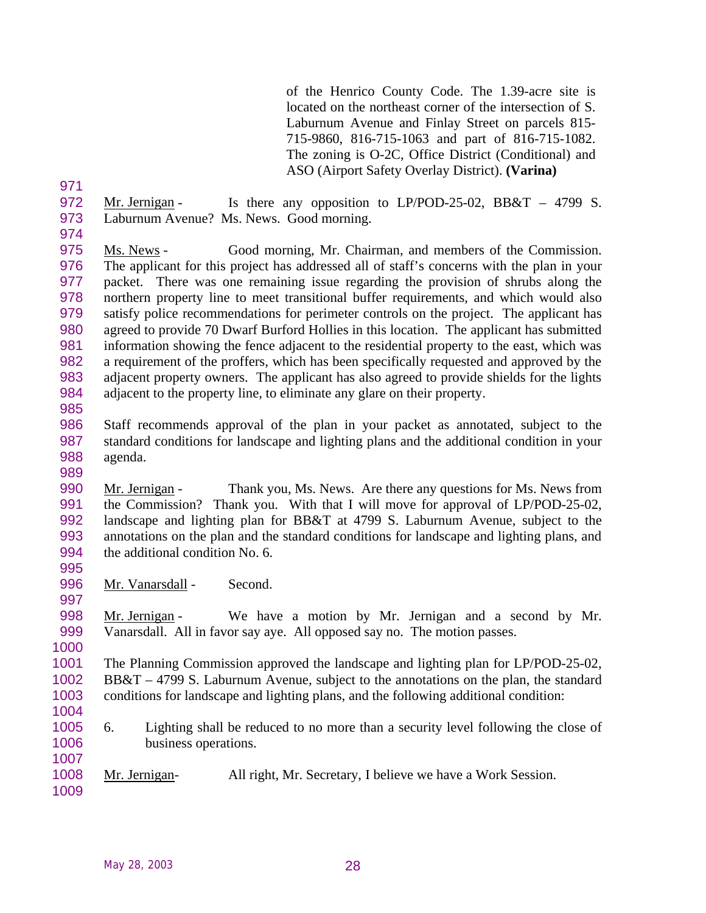of the Henrico County Code. The 1.39-acre site is located on the northeast corner of the intersection of S. Laburnum Avenue and Finlay Street on parcels 815-715-9860, 816-715-1063 and part of 816-715-1082. The zoning is O-2C, Office District (Conditional) and ASO (Airport Safety Overlay District). **(Varina)**

Mr. Jernigan - Is there any opposition to LP/POD-25-02, BB&T – 4799 S. Laburnum Avenue? Ms. News. Good morning.

Ms. News - Good morning, Mr. Chairman, and members of the Commission. The applicant for this project has addressed all of staff's concerns with the plan in your packet. There was one remaining issue regarding the provision of shrubs along the northern property line to meet transitional buffer requirements, and which would also satisfy police recommendations for perimeter controls on the project. The applicant has agreed to provide 70 Dwarf Burford Hollies in this location. The applicant has submitted information showing the fence adjacent to the residential property to the east, which was a requirement of the proffers, which has been specifically requested and approved by the adjacent property owners. The applicant has also agreed to provide shields for the lights adjacent to the property line, to eliminate any glare on their property.

Staff recommends approval of the plan in your packet as annotated, subject to the standard conditions for landscape and lighting plans and the additional condition in your agenda.

Mr. Jernigan - Thank you, Ms. News. Are there any questions for Ms. News from the Commission? Thank you. With that I will move for approval of LP/POD-25-02, landscape and lighting plan for BB&T at 4799 S. Laburnum Avenue, subject to the annotations on the plan and the standard conditions for landscape and lighting plans, and the additional condition No. 6.

Mr. Vanarsdall - Second.

Mr. Jernigan - We have a motion by Mr. Jernigan and a second by Mr. Vanarsdall. All in favor say aye. All opposed say no. The motion passes.

The Planning Commission approved the landscape and lighting plan for LP/POD-25-02, BB&T – 4799 S. Laburnum Avenue, subject to the annotations on the plan, the standard conditions for landscape and lighting plans, and the following additional condition:

6. Lighting shall be reduced to no more than a security level following the close of business operations.

Mr. Jernigan- All right, Mr. Secretary, I believe we have a Work Session.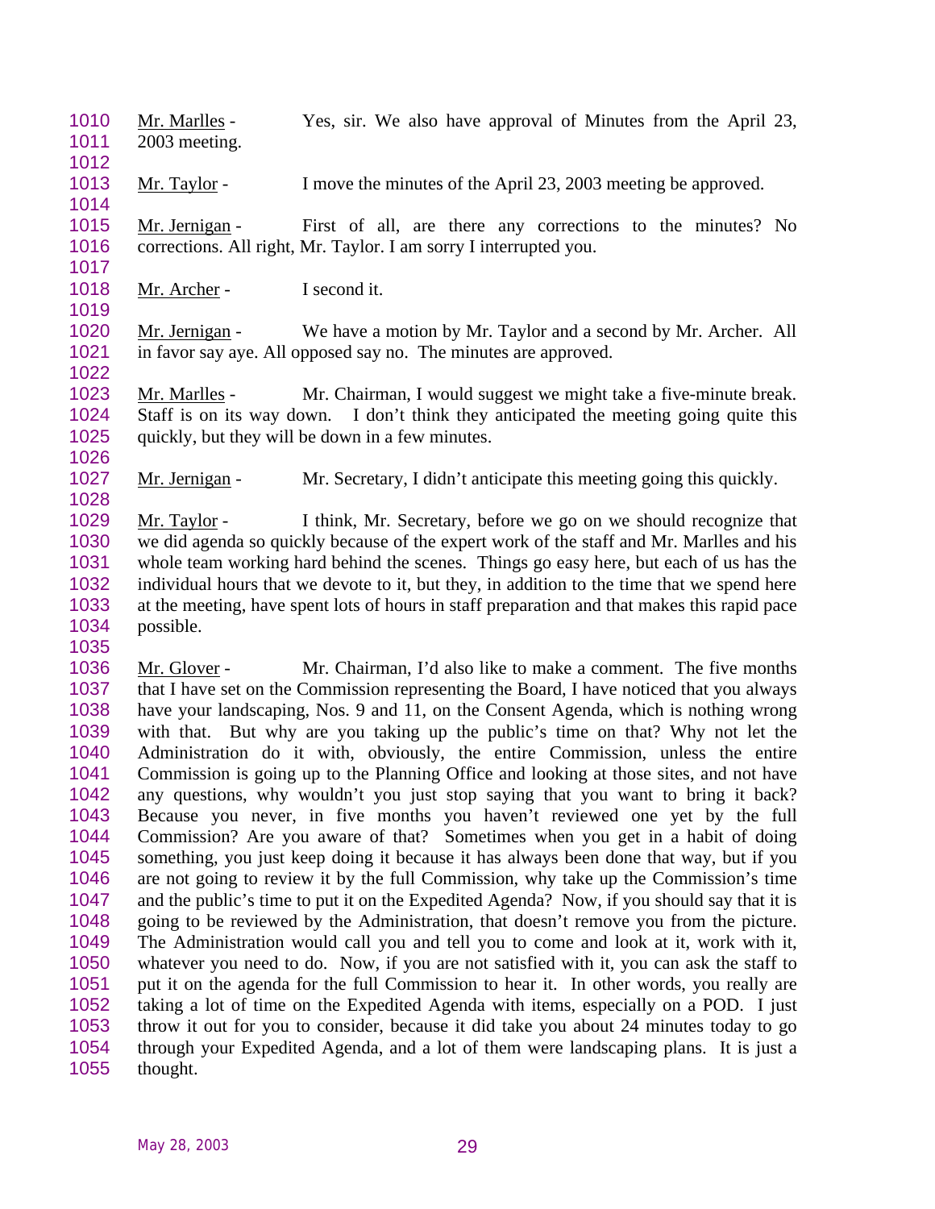Mr. Marlles - Yes, sir. We also have approval of Minutes from the April 23, 2003 meeting.

Mr. Taylor - I move the minutes of the April 23, 2003 meeting be approved.

Mr. Jernigan - First of all, are there any corrections to the minutes? No corrections. All right, Mr. Taylor. I am sorry I interrupted you.

Mr. Archer - I second it.

Mr. Jernigan - We have a motion by Mr. Taylor and a second by Mr. Archer. All in favor say aye. All opposed say no. The minutes are approved.

Mr. Marlles - Mr. Chairman, I would suggest we might take a five-minute break. Staff is on its way down. I don't think they anticipated the meeting going quite this quickly, but they will be down in a few minutes.

Mr. Jernigan - Mr. Secretary, I didn't anticipate this meeting going this quickly.

Mr. Taylor - I think, Mr. Secretary, before we go on we should recognize that we did agenda so quickly because of the expert work of the staff and Mr. Marlles and his whole team working hard behind the scenes. Things go easy here, but each of us has the individual hours that we devote to it, but they, in addition to the time that we spend here at the meeting, have spent lots of hours in staff preparation and that makes this rapid pace possible.

Mr. Glover - Mr. Chairman, I'd also like to make a comment. The five months that I have set on the Commission representing the Board, I have noticed that you always have your landscaping, Nos. 9 and 11, on the Consent Agenda, which is nothing wrong with that. But why are you taking up the public's time on that? Why not let the Administration do it with, obviously, the entire Commission, unless the entire Commission is going up to the Planning Office and looking at those sites, and not have any questions, why wouldn't you just stop saying that you want to bring it back? Because you never, in five months you haven't reviewed one yet by the full Commission? Are you aware of that? Sometimes when you get in a habit of doing something, you just keep doing it because it has always been done that way, but if you are not going to review it by the full Commission, why take up the Commission's time and the public's time to put it on the Expedited Agenda? Now, if you should say that it is going to be reviewed by the Administration, that doesn't remove you from the picture. The Administration would call you and tell you to come and look at it, work with it, whatever you need to do. Now, if you are not satisfied with it, you can ask the staff to put it on the agenda for the full Commission to hear it. In other words, you really are taking a lot of time on the Expedited Agenda with items, especially on a POD. I just throw it out for you to consider, because it did take you about 24 minutes today to go through your Expedited Agenda, and a lot of them were landscaping plans. It is just a thought.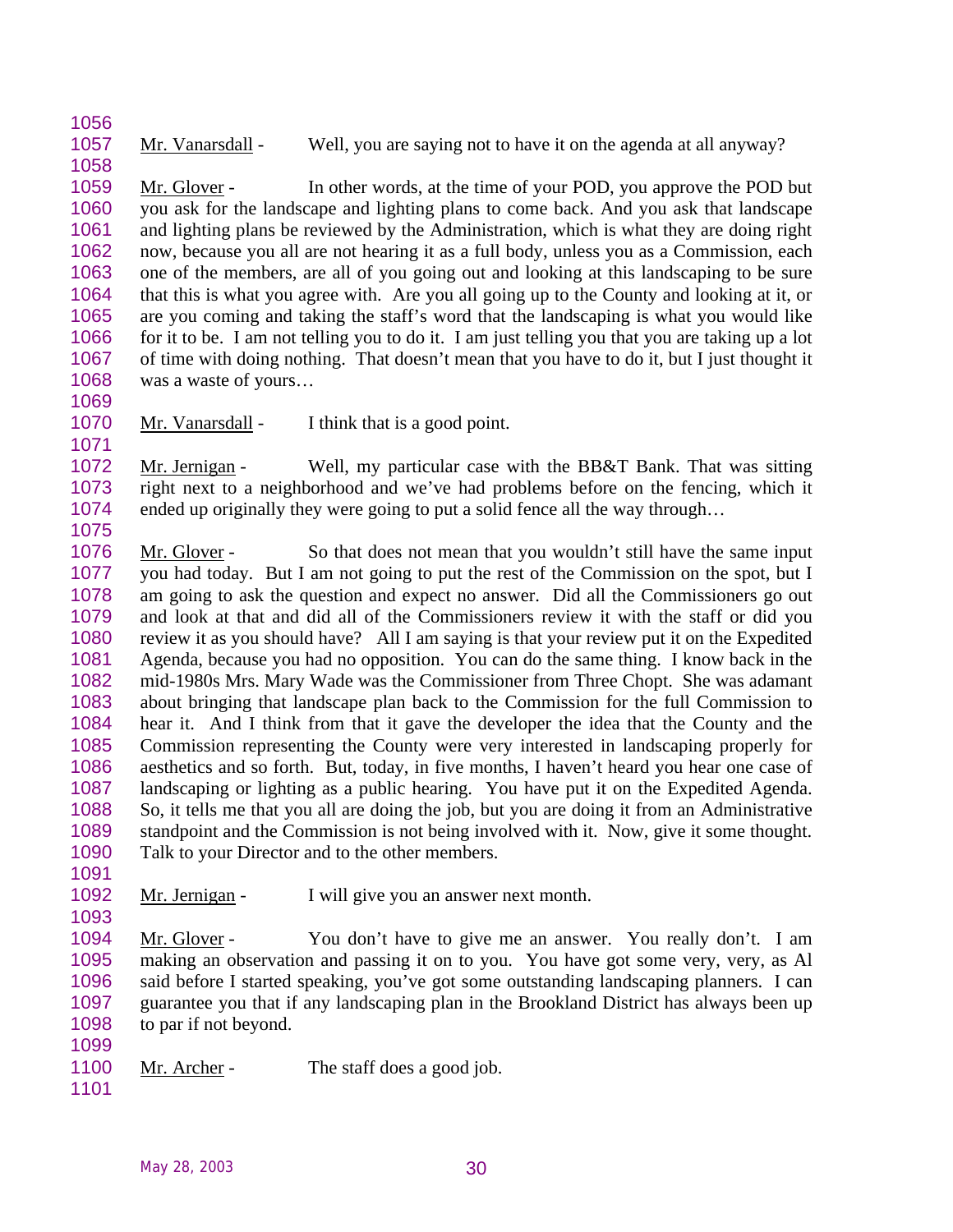Mr. Vanarsdall - Well, you are saying not to have it on the agenda at all anyway?

Mr. Glover - In other words, at the time of your POD, you approve the POD but you ask for the landscape and lighting plans to come back. And you ask that landscape and lighting plans be reviewed by the Administration, which is what they are doing right now, because you all are not hearing it as a full body, unless you as a Commission, each one of the members, are all of you going out and looking at this landscaping to be sure that this is what you agree with. Are you all going up to the County and looking at it, or are you coming and taking the staff's word that the landscaping is what you would like for it to be. I am not telling you to do it. I am just telling you that you are taking up a lot of time with doing nothing. That doesn't mean that you have to do it, but I just thought it was a waste of yours…

Mr. Vanarsdall - I think that is a good point.

Mr. Jernigan - Well, my particular case with the BB&T Bank. That was sitting right next to a neighborhood and we've had problems before on the fencing, which it ended up originally they were going to put a solid fence all the way through…

Mr. Glover - So that does not mean that you wouldn't still have the same input you had today. But I am not going to put the rest of the Commission on the spot, but I am going to ask the question and expect no answer. Did all the Commissioners go out and look at that and did all of the Commissioners review it with the staff or did you review it as you should have? All I am saying is that your review put it on the Expedited Agenda, because you had no opposition. You can do the same thing. I know back in the mid-1980s Mrs. Mary Wade was the Commissioner from Three Chopt. She was adamant about bringing that landscape plan back to the Commission for the full Commission to hear it. And I think from that it gave the developer the idea that the County and the Commission representing the County were very interested in landscaping properly for aesthetics and so forth. But, today, in five months, I haven't heard you hear one case of landscaping or lighting as a public hearing. You have put it on the Expedited Agenda. So, it tells me that you all are doing the job, but you are doing it from an Administrative standpoint and the Commission is not being involved with it. Now, give it some thought. Talk to your Director and to the other members.

Mr. Jernigan - I will give you an answer next month.

Mr. Glover - You don't have to give me an answer. You really don't. I am making an observation and passing it on to you. You have got some very, very, as Al said before I started speaking, you've got some outstanding landscaping planners. I can guarantee you that if any landscaping plan in the Brookland District has always been up to par if not beyond.

Mr. Archer - The staff does a good job.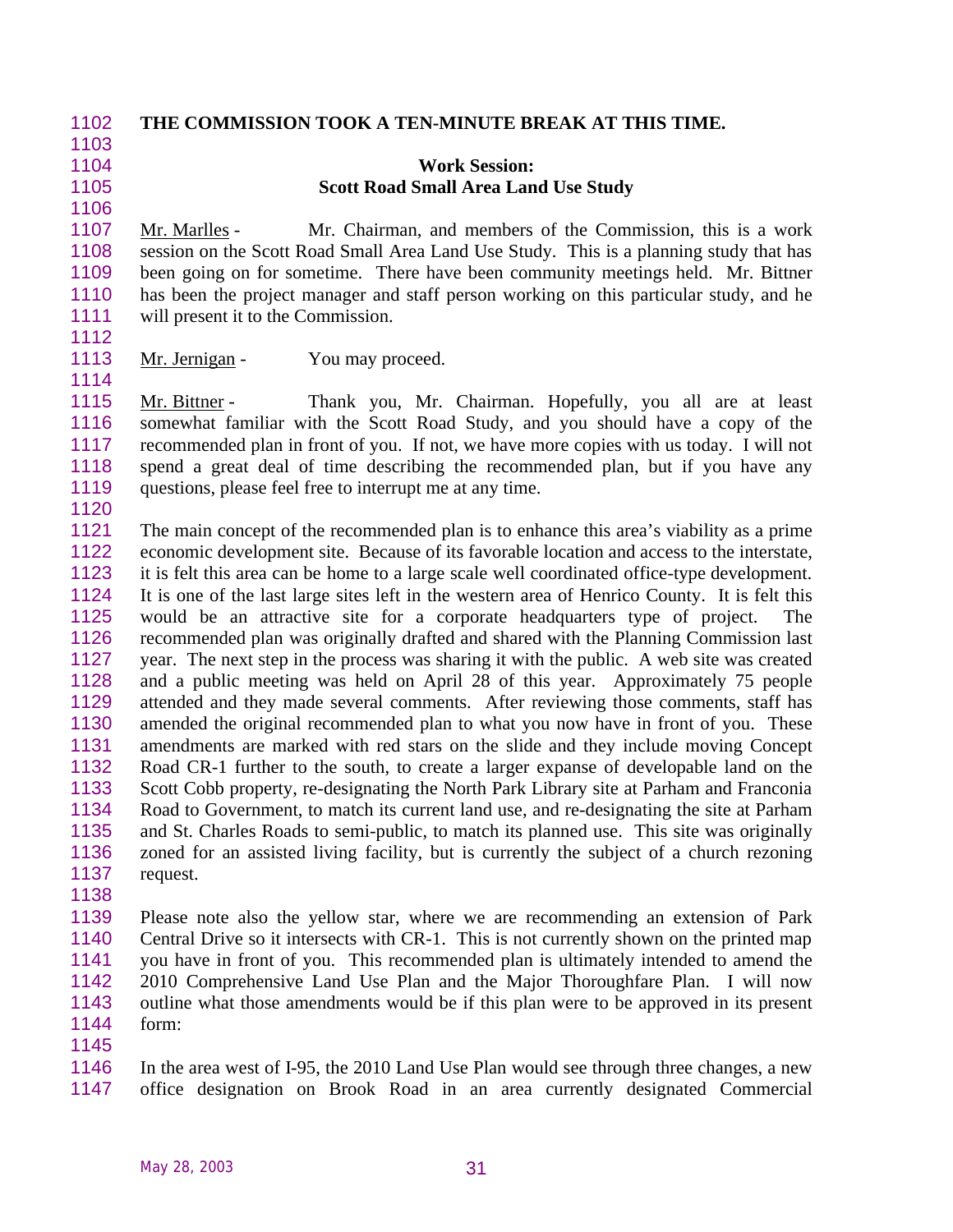**THE COMMISSION TOOK A TEN-MINUTE BREAK AT THIS TIME.**

**Work Session:**
**Scott Road Small Area Land Use Study**

Mr. Marlles - Mr. Chairman, and members of the Commission, this is a work session on the Scott Road Small Area Land Use Study. This is a planning study that has been going on for sometime. There have been community meetings held. Mr. Bittner has been the project manager and staff person working on this particular study, and he will present it to the Commission.

Mr. Jernigan - You may proceed.

Mr. Bittner - Thank you, Mr. Chairman. Hopefully, you all are at least somewhat familiar with the Scott Road Study, and you should have a copy of the recommended plan in front of you. If not, we have more copies with us today. I will not spend a great deal of time describing the recommended plan, but if you have any questions, please feel free to interrupt me at any time.

The main concept of the recommended plan is to enhance this area's viability as a prime economic development site. Because of its favorable location and access to the interstate, it is felt this area can be home to a large scale well coordinated office-type development. It is one of the last large sites left in the western area of Henrico County. It is felt this would be an attractive site for a corporate headquarters type of project. The recommended plan was originally drafted and shared with the Planning Commission last year. The next step in the process was sharing it with the public. A web site was created and a public meeting was held on April 28 of this year. Approximately 75 people attended and they made several comments. After reviewing those comments, staff has amended the original recommended plan to what you now have in front of you. These amendments are marked with red stars on the slide and they include moving Concept Road CR-1 further to the south, to create a larger expanse of developable land on the Scott Cobb property, re-designating the North Park Library site at Parham and Franconia Road to Government, to match its current land use, and re-designating the site at Parham and St. Charles Roads to semi-public, to match its planned use. This site was originally zoned for an assisted living facility, but is currently the subject of a church rezoning request.

Please note also the yellow star, where we are recommending an extension of Park Central Drive so it intersects with CR-1. This is not currently shown on the printed map you have in front of you. This recommended plan is ultimately intended to amend the 2010 Comprehensive Land Use Plan and the Major Thoroughfare Plan. I will now outline what those amendments would be if this plan were to be approved in its present form:

In the area west of I-95, the 2010 Land Use Plan would see through three changes, a new office designation on Brook Road in an area currently designated Commercial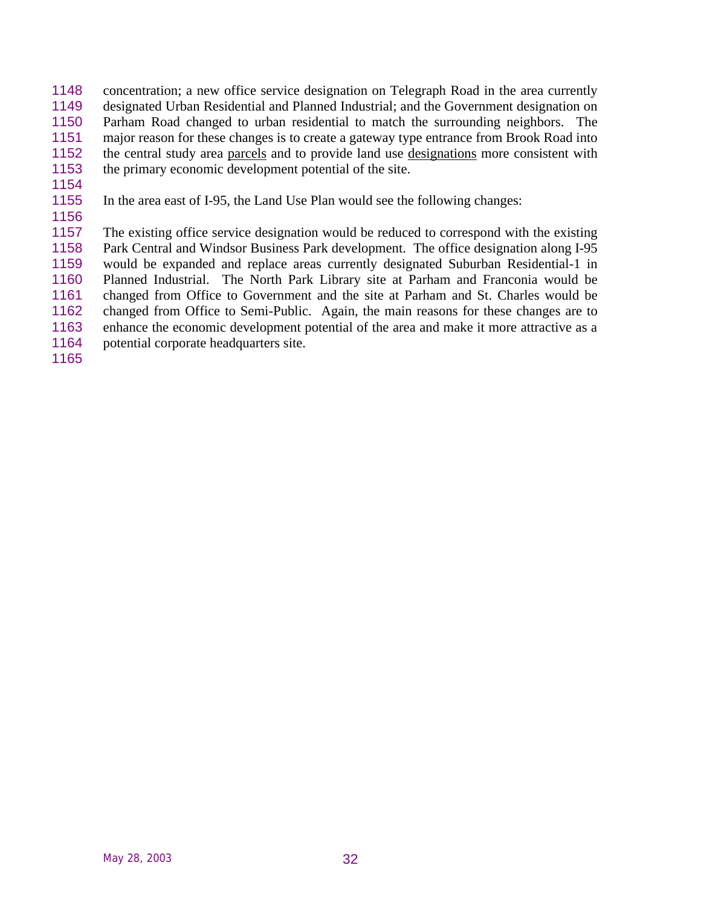concentration; a new office service designation on Telegraph Road in the area currently designated Urban Residential and Planned Industrial; and the Government designation on Parham Road changed to urban residential to match the surrounding neighbors. The major reason for these changes is to create a gateway type entrance from Brook Road into the central study area parcels and to provide land use designations more consistent with the primary economic development potential of the site.

In the area east of I-95, the Land Use Plan would see the following changes:

The existing office service designation would be reduced to correspond with the existing Park Central and Windsor Business Park development. The office designation along I-95 would be expanded and replace areas currently designated Suburban Residential-1 in Planned Industrial. The North Park Library site at Parham and Franconia would be changed from Office to Government and the site at Parham and St. Charles would be changed from Office to Semi-Public. Again, the main reasons for these changes are to enhance the economic development potential of the area and make it more attractive as a potential corporate headquarters site.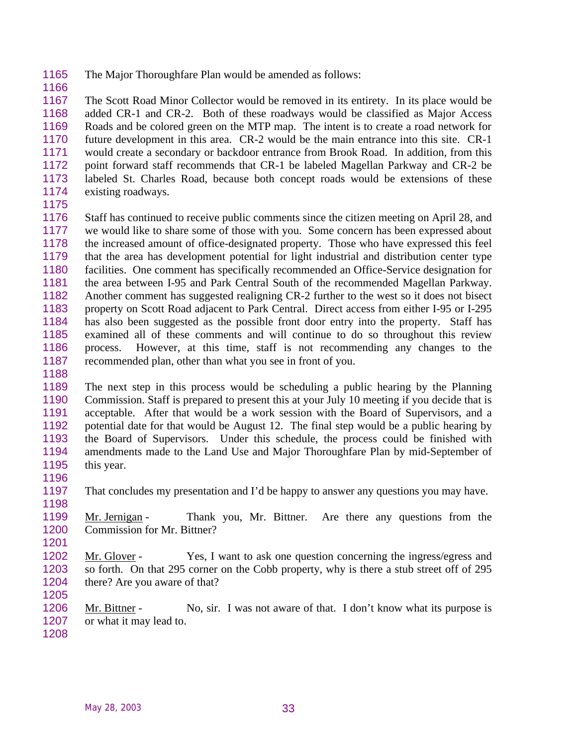The Major Thoroughfare Plan would be amended as follows:

The Scott Road Minor Collector would be removed in its entirety. In its place would be added CR-1 and CR-2. Both of these roadways would be classified as Major Access Roads and be colored green on the MTP map. The intent is to create a road network for future development in this area. CR-2 would be the main entrance into this site. CR-1 would create a secondary or backdoor entrance from Brook Road. In addition, from this point forward staff recommends that CR-1 be labeled Magellan Parkway and CR-2 be labeled St. Charles Road, because both concept roads would be extensions of these existing roadways.

Staff has continued to receive public comments since the citizen meeting on April 28, and we would like to share some of those with you. Some concern has been expressed about the increased amount of office-designated property. Those who have expressed this feel that the area has development potential for light industrial and distribution center type facilities. One comment has specifically recommended an Office-Service designation for the area between I-95 and Park Central South of the recommended Magellan Parkway. Another comment has suggested realigning CR-2 further to the west so it does not bisect property on Scott Road adjacent to Park Central. Direct access from either I-95 or I-295 has also been suggested as the possible front door entry into the property. Staff has examined all of these comments and will continue to do so throughout this review process. However, at this time, staff is not recommending any changes to the recommended plan, other than what you see in front of you.

The next step in this process would be scheduling a public hearing by the Planning Commission. Staff is prepared to present this at your July 10 meeting if you decide that is acceptable. After that would be a work session with the Board of Supervisors, and a potential date for that would be August 12. The final step would be a public hearing by the Board of Supervisors. Under this schedule, the process could be finished with amendments made to the Land Use and Major Thoroughfare Plan by mid-September of this year.

That concludes my presentation and I'd be happy to answer any questions you may have.

Mr. Jernigan - Thank you, Mr. Bittner. Are there any questions from the Commission for Mr. Bittner?

Mr. Glover - Yes, I want to ask one question concerning the ingress/egress and so forth. On that 295 corner on the Cobb property, why is there a stub street off of 295 there? Are you aware of that?

Mr. Bittner - No, sir. I was not aware of that. I don't know what its purpose is or what it may lead to.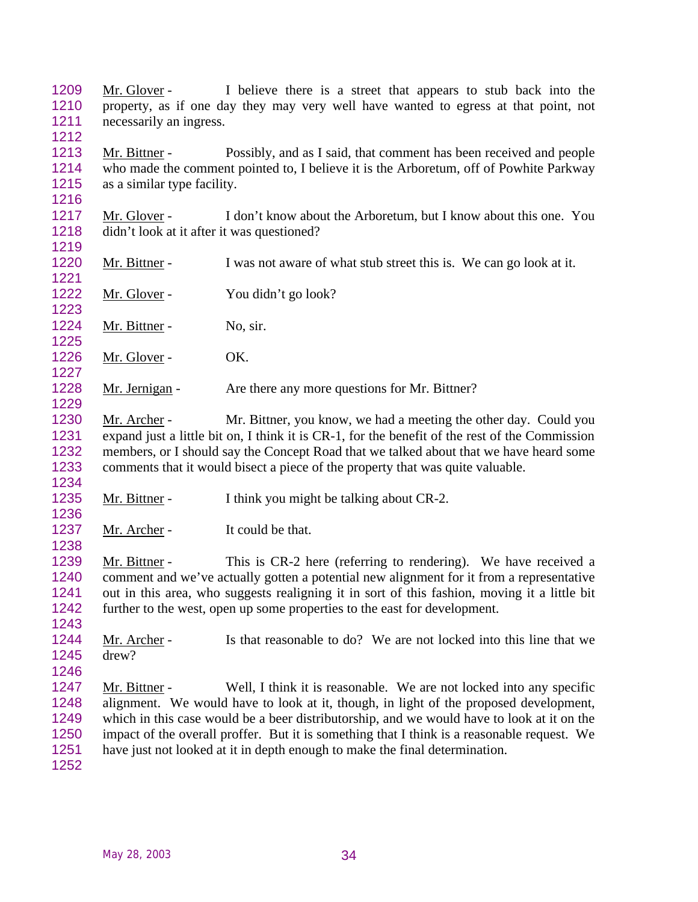1209 Mr. Glover - I believe there is a street that appears to stub back into the
1210 property, as if one day they may very well have wanted to egress at that point, not
1211 necessarily an ingress.
1212
1213 Mr. Bittner - Possibly, and as I said, that comment has been received and people
1214 who made the comment pointed to, I believe it is the Arboretum, off of Powhite Parkway
1215 as a similar type facility.
1216
1217 Mr. Glover - I don't know about the Arboretum, but I know about this one. You
1218 didn't look at it after it was questioned?
1219
1220 Mr. Bittner - I was not aware of what stub street this is. We can go look at it.
1221
1222 Mr. Glover - You didn't go look?
1223
1224 Mr. Bittner - No, sir.
1225
1226 Mr. Glover - OK.
1227
1228 Mr. Jernigan - Are there any more questions for Mr. Bittner?
1229
1230 Mr. Archer - Mr. Bittner, you know, we had a meeting the other day. Could you
1231 expand just a little bit on, I think it is CR-1, for the benefit of the rest of the Commission
1232 members, or I should say the Concept Road that we talked about that we have heard some
1233 comments that it would bisect a piece of the property that was quite valuable.
1234
1235 Mr. Bittner - I think you might be talking about CR-2.
1236
1237 Mr. Archer - It could be that.
1238
1239 Mr. Bittner - This is CR-2 here (referring to rendering). We have received a
1240 comment and we've actually gotten a potential new alignment for it from a representative
1241 out in this area, who suggests realigning it in sort of this fashion, moving it a little bit
1242 further to the west, open up some properties to the east for development.
1243
1244 Mr. Archer - Is that reasonable to do? We are not locked into this line that we
1245 drew?
1246
1247 Mr. Bittner - Well, I think it is reasonable. We are not locked into any specific
1248 alignment. We would have to look at it, though, in light of the proposed development,
1249 which in this case would be a beer distributorship, and we would have to look at it on the
1250 impact of the overall proffer. But it is something that I think is a reasonable request. We
1251 have just not looked at it in depth enough to make the final determination.
1252

May 28, 2003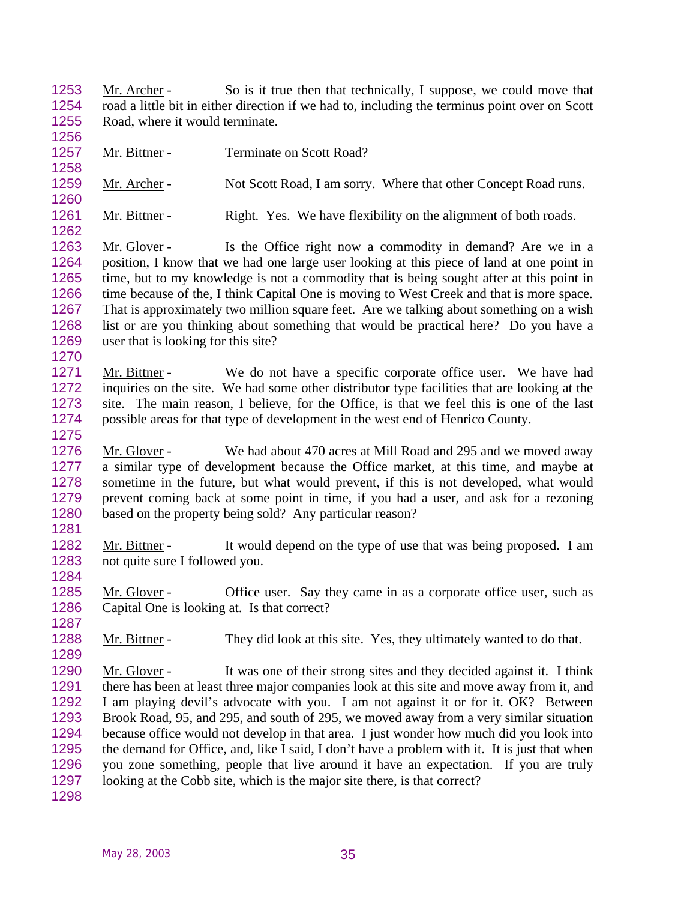Mr. Archer - So is it true then that technically, I suppose, we could move that road a little bit in either direction if we had to, including the terminus point over on Scott Road, where it would terminate.

Mr. Bittner - Terminate on Scott Road?

Mr. Archer - Not Scott Road, I am sorry. Where that other Concept Road runs.

Mr. Bittner - Right. Yes. We have flexibility on the alignment of both roads.

Mr. Glover - Is the Office right now a commodity in demand? Are we in a position, I know that we had one large user looking at this piece of land at one point in time, but to my knowledge is not a commodity that is being sought after at this point in time because of the, I think Capital One is moving to West Creek and that is more space. That is approximately two million square feet. Are we talking about something on a wish list or are you thinking about something that would be practical here? Do you have a user that is looking for this site?

Mr. Bittner - We do not have a specific corporate office user. We have had inquiries on the site. We had some other distributor type facilities that are looking at the site. The main reason, I believe, for the Office, is that we feel this is one of the last possible areas for that type of development in the west end of Henrico County.

Mr. Glover - We had about 470 acres at Mill Road and 295 and we moved away a similar type of development because the Office market, at this time, and maybe at sometime in the future, but what would prevent, if this is not developed, what would prevent coming back at some point in time, if you had a user, and ask for a rezoning based on the property being sold? Any particular reason?

Mr. Bittner - It would depend on the type of use that was being proposed. I am not quite sure I followed you.

Mr. Glover - Office user. Say they came in as a corporate office user, such as Capital One is looking at. Is that correct?

Mr. Bittner - They did look at this site. Yes, they ultimately wanted to do that.

Mr. Glover - It was one of their strong sites and they decided against it. I think there has been at least three major companies look at this site and move away from it, and I am playing devil's advocate with you. I am not against it or for it. OK? Between Brook Road, 95, and 295, and south of 295, we moved away from a very similar situation because office would not develop in that area. I just wonder how much did you look into the demand for Office, and, like I said, I don't have a problem with it. It is just that when you zone something, people that live around it have an expectation. If you are truly looking at the Cobb site, which is the major site there, is that correct?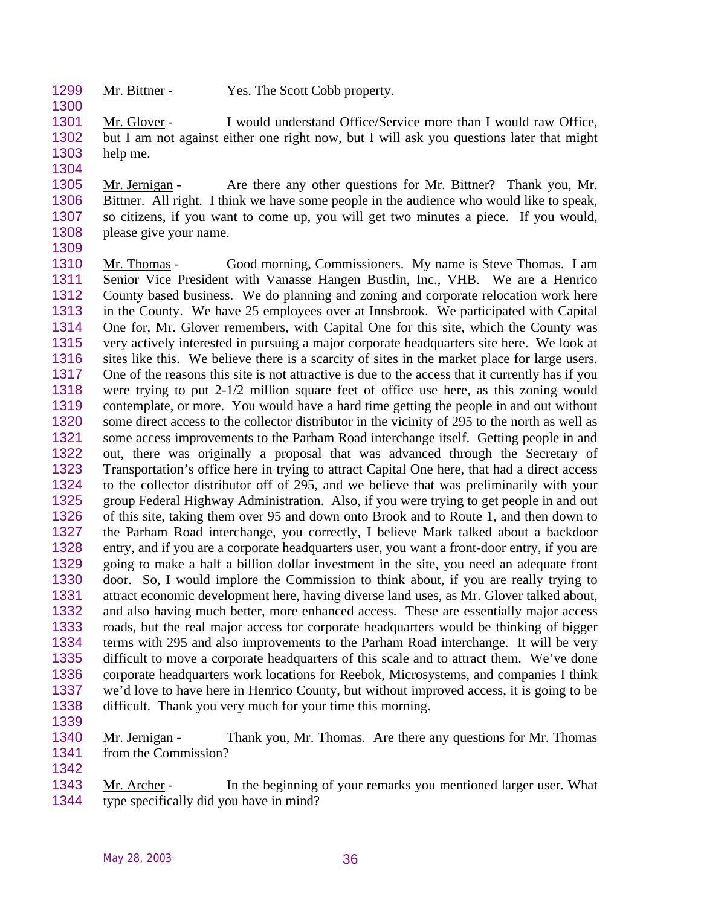Mr. Bittner - Yes. The Scott Cobb property.

Mr. Glover - I would understand Office/Service more than I would raw Office, but I am not against either one right now, but I will ask you questions later that might help me.

Mr. Jernigan - Are there any other questions for Mr. Bittner? Thank you, Mr. Bittner. All right. I think we have some people in the audience who would like to speak, so citizens, if you want to come up, you will get two minutes a piece. If you would, please give your name.

Mr. Thomas - Good morning, Commissioners. My name is Steve Thomas. I am Senior Vice President with Vanasse Hangen Bustlin, Inc., VHB. We are a Henrico County based business. We do planning and zoning and corporate relocation work here in the County. We have 25 employees over at Innsbrook. We participated with Capital One for, Mr. Glover remembers, with Capital One for this site, which the County was very actively interested in pursuing a major corporate headquarters site here. We look at sites like this. We believe there is a scarcity of sites in the market place for large users. One of the reasons this site is not attractive is due to the access that it currently has if you were trying to put 2-1/2 million square feet of office use here, as this zoning would contemplate, or more. You would have a hard time getting the people in and out without some direct access to the collector distributor in the vicinity of 295 to the north as well as some access improvements to the Parham Road interchange itself. Getting people in and out, there was originally a proposal that was advanced through the Secretary of Transportation's office here in trying to attract Capital One here, that had a direct access to the collector distributor off of 295, and we believe that was preliminarily with your group Federal Highway Administration. Also, if you were trying to get people in and out of this site, taking them over 95 and down onto Brook and to Route 1, and then down to the Parham Road interchange, you correctly, I believe Mark talked about a backdoor entry, and if you are a corporate headquarters user, you want a front-door entry, if you are going to make a half a billion dollar investment in the site, you need an adequate front door. So, I would implore the Commission to think about, if you are really trying to attract economic development here, having diverse land uses, as Mr. Glover talked about, and also having much better, more enhanced access. These are essentially major access roads, but the real major access for corporate headquarters would be thinking of bigger terms with 295 and also improvements to the Parham Road interchange. It will be very difficult to move a corporate headquarters of this scale and to attract them. We've done corporate headquarters work locations for Reebok, Microsystems, and companies I think we'd love to have here in Henrico County, but without improved access, it is going to be difficult. Thank you very much for your time this morning.

Mr. Jernigan - Thank you, Mr. Thomas. Are there any questions for Mr. Thomas from the Commission?

Mr. Archer - In the beginning of your remarks you mentioned larger user. What type specifically did you have in mind?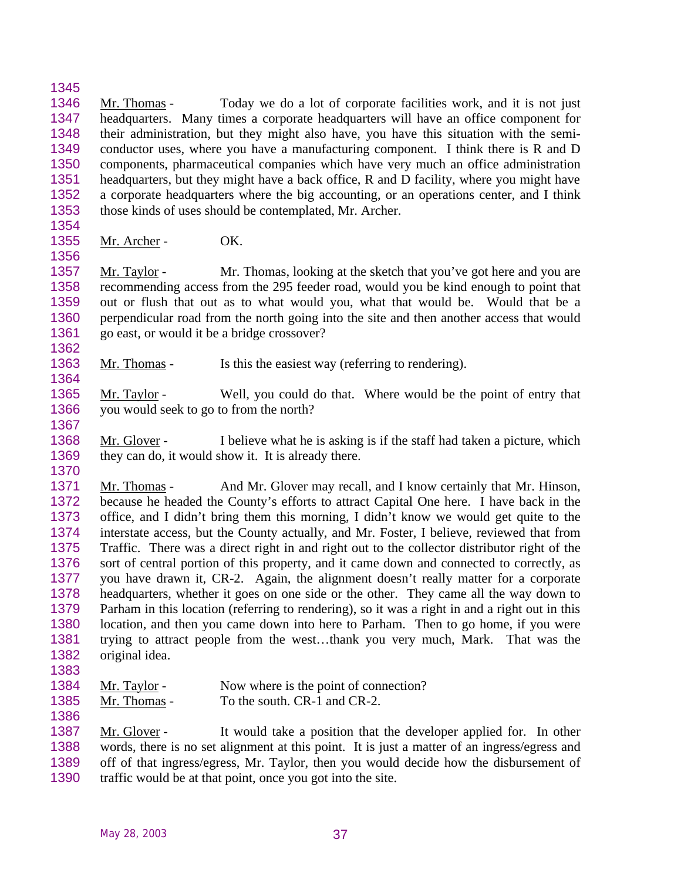Mr. Thomas - Today we do a lot of corporate facilities work, and it is not just headquarters. Many times a corporate headquarters will have an office component for their administration, but they might also have, you have this situation with the semi-conductor uses, where you have a manufacturing component. I think there is R and D components, pharmaceutical companies which have very much an office administration headquarters, but they might have a back office, R and D facility, where you might have a corporate headquarters where the big accounting, or an operations center, and I think those kinds of uses should be contemplated, Mr. Archer.

Mr. Archer - OK.

Mr. Taylor - Mr. Thomas, looking at the sketch that you've got here and you are recommending access from the 295 feeder road, would you be kind enough to point that out or flush that out as to what would you, what that would be. Would that be a perpendicular road from the north going into the site and then another access that would go east, or would it be a bridge crossover?

Mr. Thomas - Is this the easiest way (referring to rendering).

Mr. Taylor - Well, you could do that. Where would be the point of entry that you would seek to go to from the north?

Mr. Glover - I believe what he is asking is if the staff had taken a picture, which they can do, it would show it. It is already there.

Mr. Thomas - And Mr. Glover may recall, and I know certainly that Mr. Hinson, because he headed the County's efforts to attract Capital One here. I have back in the office, and I didn't bring them this morning, I didn't know we would get quite to the interstate access, but the County actually, and Mr. Foster, I believe, reviewed that from Traffic. There was a direct right in and right out to the collector distributor right of the sort of central portion of this property, and it came down and connected to correctly, as you have drawn it, CR-2. Again, the alignment doesn't really matter for a corporate headquarters, whether it goes on one side or the other. They came all the way down to Parham in this location (referring to rendering), so it was a right in and a right out in this location, and then you came down into here to Parham. Then to go home, if you were trying to attract people from the west…thank you very much, Mark. That was the original idea.

Mr. Taylor - Now where is the point of connection?

Mr. Thomas - To the south. CR-1 and CR-2.

Mr. Glover - It would take a position that the developer applied for. In other words, there is no set alignment at this point. It is just a matter of an ingress/egress and off of that ingress/egress, Mr. Taylor, then you would decide how the disbursement of traffic would be at that point, once you got into the site.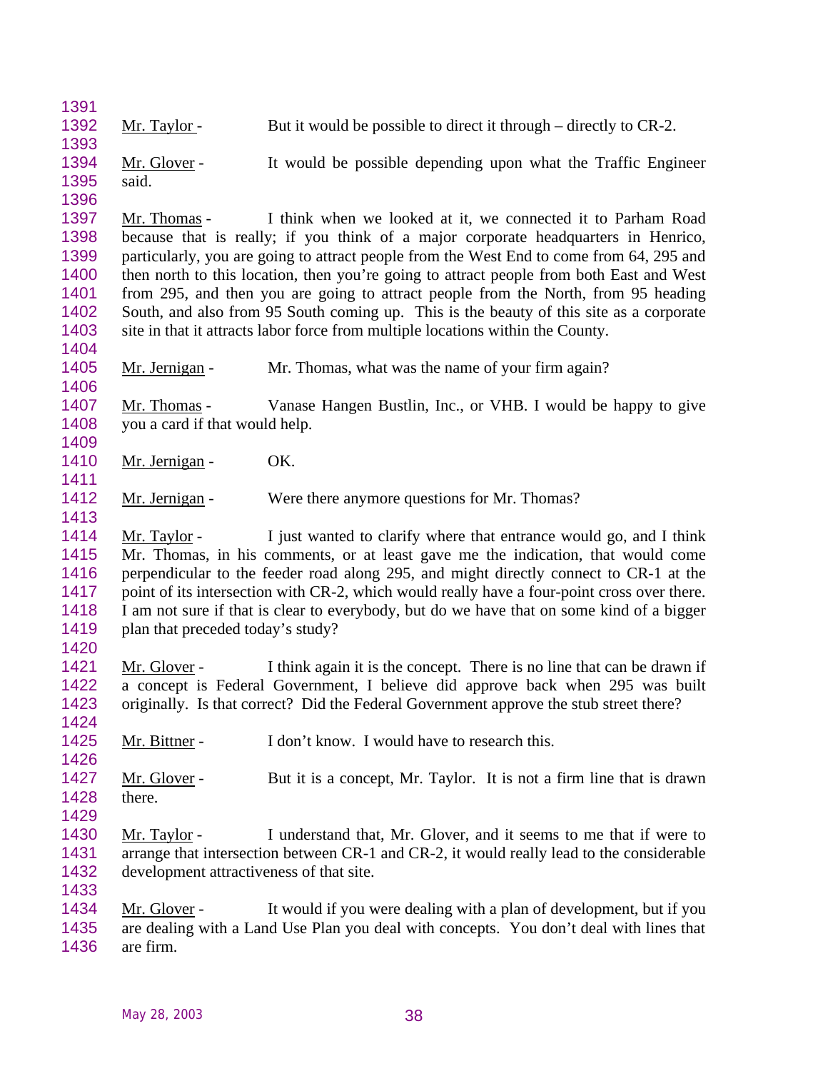Mr. Taylor - But it would be possible to direct it through – directly to CR-2.

Mr. Glover - It would be possible depending upon what the Traffic Engineer said.

Mr. Thomas - I think when we looked at it, we connected it to Parham Road because that is really; if you think of a major corporate headquarters in Henrico, particularly, you are going to attract people from the West End to come from 64, 295 and then north to this location, then you're going to attract people from both East and West from 295, and then you are going to attract people from the North, from 95 heading South, and also from 95 South coming up. This is the beauty of this site as a corporate site in that it attracts labor force from multiple locations within the County.

Mr. Jernigan - Mr. Thomas, what was the name of your firm again?

Mr. Thomas - Vanase Hangen Bustlin, Inc., or VHB. I would be happy to give you a card if that would help.

Mr. Jernigan - OK.

Mr. Jernigan - Were there anymore questions for Mr. Thomas?

Mr. Taylor - I just wanted to clarify where that entrance would go, and I think Mr. Thomas, in his comments, or at least gave me the indication, that would come perpendicular to the feeder road along 295, and might directly connect to CR-1 at the point of its intersection with CR-2, which would really have a four-point cross over there. I am not sure if that is clear to everybody, but do we have that on some kind of a bigger plan that preceded today's study?

Mr. Glover - I think again it is the concept. There is no line that can be drawn if a concept is Federal Government, I believe did approve back when 295 was built originally. Is that correct? Did the Federal Government approve the stub street there?

Mr. Bittner - I don't know. I would have to research this.

Mr. Glover - But it is a concept, Mr. Taylor. It is not a firm line that is drawn there.

Mr. Taylor - I understand that, Mr. Glover, and it seems to me that if were to arrange that intersection between CR-1 and CR-2, it would really lead to the considerable development attractiveness of that site.

Mr. Glover - It would if you were dealing with a plan of development, but if you are dealing with a Land Use Plan you deal with concepts. You don't deal with lines that are firm.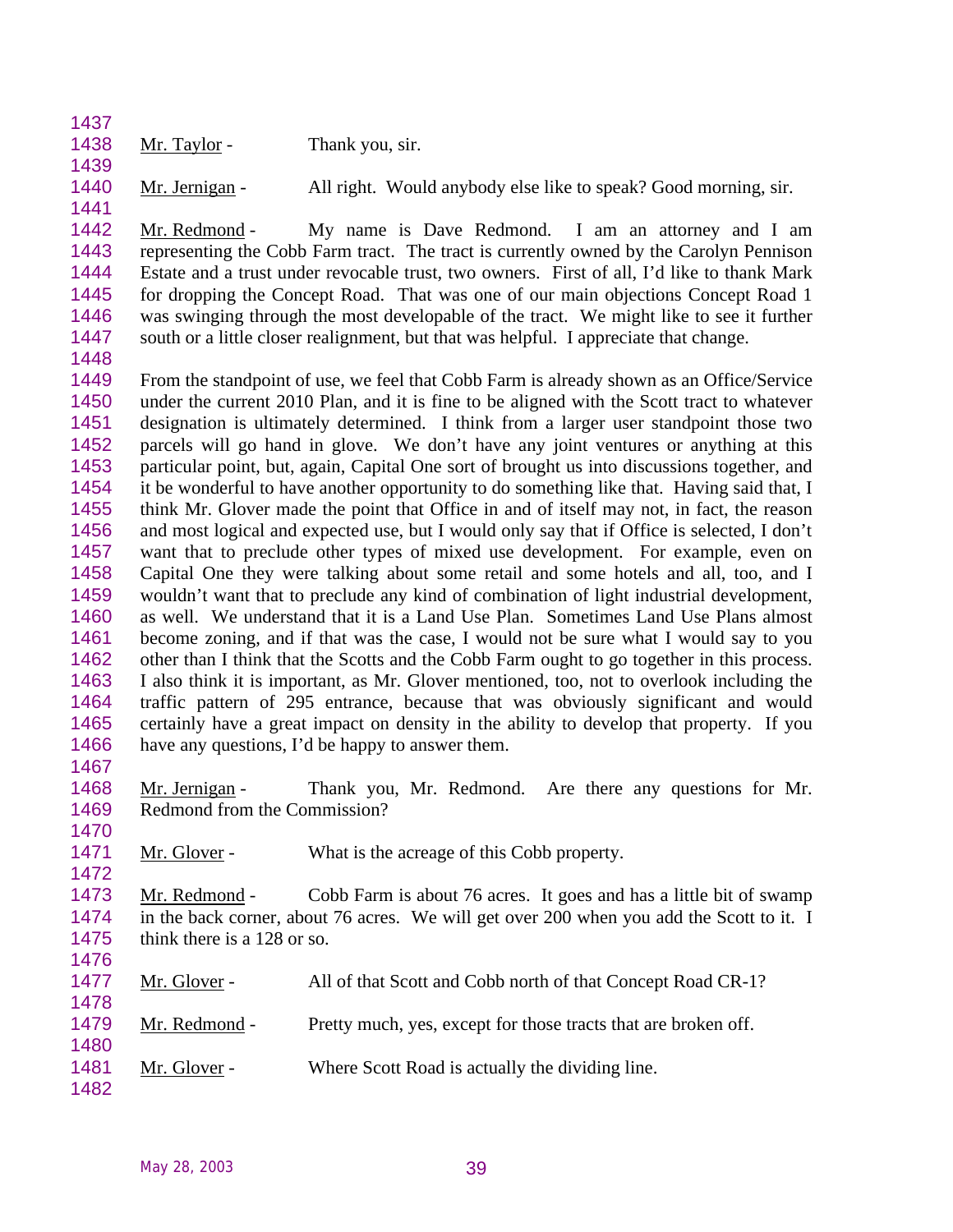Mr. Taylor - Thank you, sir.

Mr. Jernigan - All right. Would anybody else like to speak? Good morning, sir.

Mr. Redmond - My name is Dave Redmond. I am an attorney and I am representing the Cobb Farm tract. The tract is currently owned by the Carolyn Pennison Estate and a trust under revocable trust, two owners. First of all, I'd like to thank Mark for dropping the Concept Road. That was one of our main objections Concept Road 1 was swinging through the most developable of the tract. We might like to see it further south or a little closer realignment, but that was helpful. I appreciate that change.

From the standpoint of use, we feel that Cobb Farm is already shown as an Office/Service under the current 2010 Plan, and it is fine to be aligned with the Scott tract to whatever designation is ultimately determined. I think from a larger user standpoint those two parcels will go hand in glove. We don't have any joint ventures or anything at this particular point, but, again, Capital One sort of brought us into discussions together, and it be wonderful to have another opportunity to do something like that. Having said that, I think Mr. Glover made the point that Office in and of itself may not, in fact, the reason and most logical and expected use, but I would only say that if Office is selected, I don't want that to preclude other types of mixed use development. For example, even on Capital One they were talking about some retail and some hotels and all, too, and I wouldn't want that to preclude any kind of combination of light industrial development, as well. We understand that it is a Land Use Plan. Sometimes Land Use Plans almost become zoning, and if that was the case, I would not be sure what I would say to you other than I think that the Scotts and the Cobb Farm ought to go together in this process. I also think it is important, as Mr. Glover mentioned, too, not to overlook including the traffic pattern of 295 entrance, because that was obviously significant and would certainly have a great impact on density in the ability to develop that property. If you have any questions, I'd be happy to answer them.

Mr. Jernigan - Thank you, Mr. Redmond. Are there any questions for Mr. Redmond from the Commission?

Mr. Glover - What is the acreage of this Cobb property.

Mr. Redmond - Cobb Farm is about 76 acres. It goes and has a little bit of swamp in the back corner, about 76 acres. We will get over 200 when you add the Scott to it. I think there is a 128 or so.

Mr. Glover - All of that Scott and Cobb north of that Concept Road CR-1?

Mr. Redmond - Pretty much, yes, except for those tracts that are broken off.

Mr. Glover - Where Scott Road is actually the dividing line.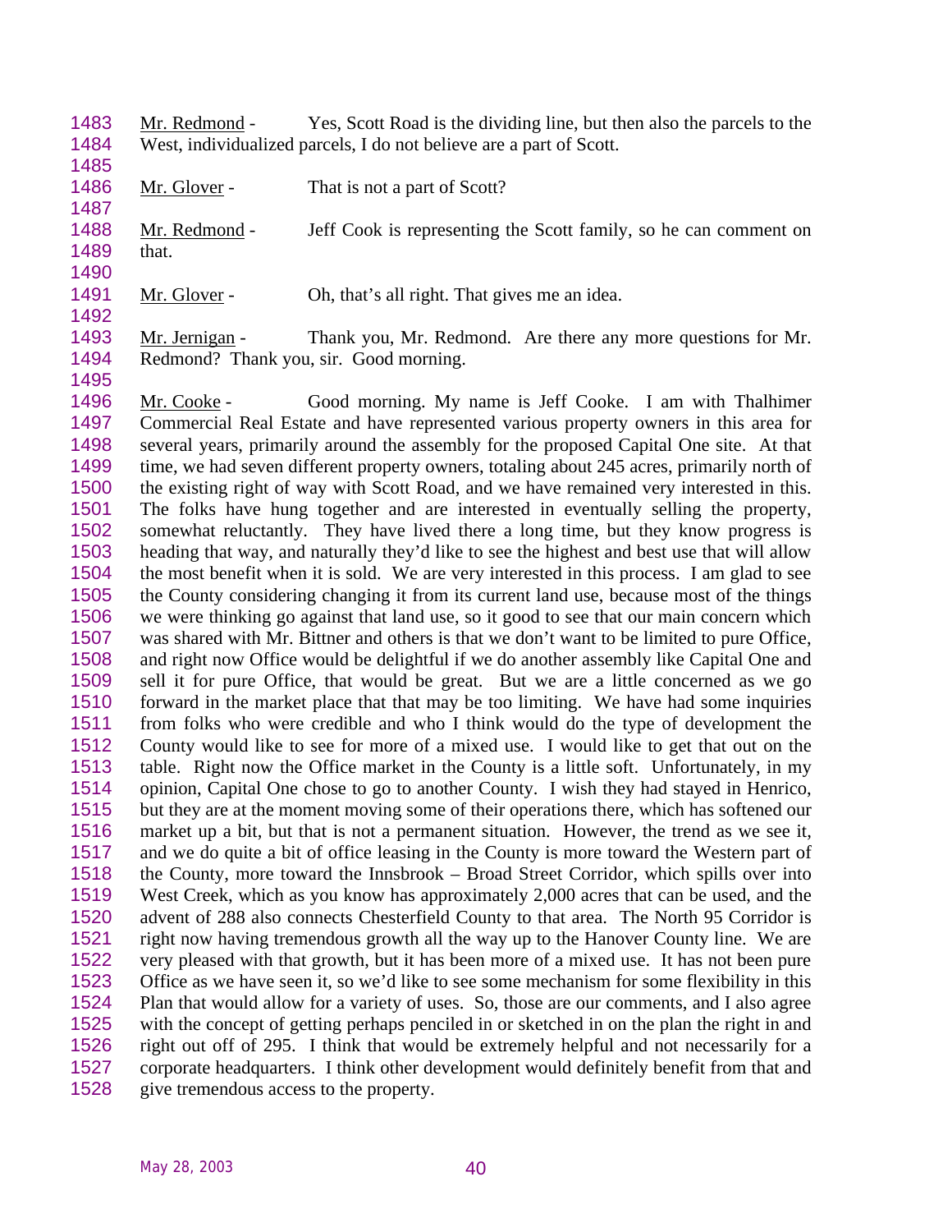Mr. Redmond - Yes, Scott Road is the dividing line, but then also the parcels to the West, individualized parcels, I do not believe are a part of Scott.

Mr. Glover - That is not a part of Scott?

Mr. Redmond - Jeff Cook is representing the Scott family, so he can comment on that.

Mr. Glover - Oh, that's all right. That gives me an idea.

Mr. Jernigan - Thank you, Mr. Redmond. Are there any more questions for Mr. Redmond? Thank you, sir. Good morning.

Mr. Cooke - Good morning. My name is Jeff Cooke. I am with Thalhimer Commercial Real Estate and have represented various property owners in this area for several years, primarily around the assembly for the proposed Capital One site. At that time, we had seven different property owners, totaling about 245 acres, primarily north of the existing right of way with Scott Road, and we have remained very interested in this. The folks have hung together and are interested in eventually selling the property, somewhat reluctantly. They have lived there a long time, but they know progress is heading that way, and naturally they'd like to see the highest and best use that will allow the most benefit when it is sold. We are very interested in this process. I am glad to see the County considering changing it from its current land use, because most of the things we were thinking go against that land use, so it good to see that our main concern which was shared with Mr. Bittner and others is that we don't want to be limited to pure Office, and right now Office would be delightful if we do another assembly like Capital One and sell it for pure Office, that would be great. But we are a little concerned as we go forward in the market place that that may be too limiting. We have had some inquiries from folks who were credible and who I think would do the type of development the County would like to see for more of a mixed use. I would like to get that out on the table. Right now the Office market in the County is a little soft. Unfortunately, in my opinion, Capital One chose to go to another County. I wish they had stayed in Henrico, but they are at the moment moving some of their operations there, which has softened our market up a bit, but that is not a permanent situation. However, the trend as we see it, and we do quite a bit of office leasing in the County is more toward the Western part of the County, more toward the Innsbrook – Broad Street Corridor, which spills over into West Creek, which as you know has approximately 2,000 acres that can be used, and the advent of 288 also connects Chesterfield County to that area. The North 95 Corridor is right now having tremendous growth all the way up to the Hanover County line. We are very pleased with that growth, but it has been more of a mixed use. It has not been pure Office as we have seen it, so we'd like to see some mechanism for some flexibility in this Plan that would allow for a variety of uses. So, those are our comments, and I also agree with the concept of getting perhaps penciled in or sketched in on the plan the right in and right out off of 295. I think that would be extremely helpful and not necessarily for a corporate headquarters. I think other development would definitely benefit from that and give tremendous access to the property.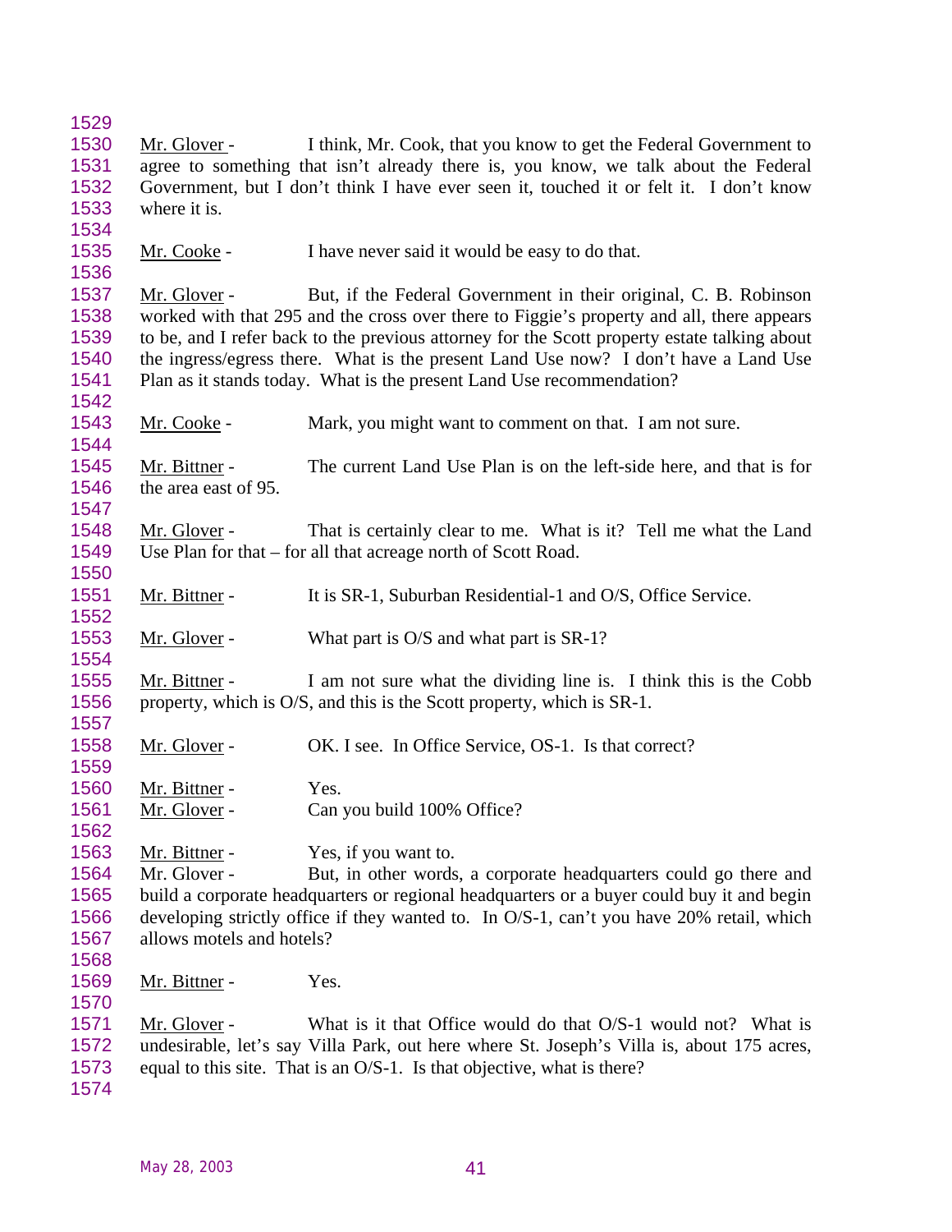Mr. Glover - I think, Mr. Cook, that you know to get the Federal Government to agree to something that isn't already there is, you know, we talk about the Federal Government, but I don't think I have ever seen it, touched it or felt it. I don't know where it is.

Mr. Cooke - I have never said it would be easy to do that.

Mr. Glover - But, if the Federal Government in their original, C. B. Robinson worked with that 295 and the cross over there to Figgie's property and all, there appears to be, and I refer back to the previous attorney for the Scott property estate talking about the ingress/egress there. What is the present Land Use now? I don't have a Land Use Plan as it stands today. What is the present Land Use recommendation?

Mr. Cooke - Mark, you might want to comment on that. I am not sure.

Mr. Bittner - The current Land Use Plan is on the left-side here, and that is for the area east of 95.

Mr. Glover - That is certainly clear to me. What is it? Tell me what the Land Use Plan for that – for all that acreage north of Scott Road.

Mr. Bittner - It is SR-1, Suburban Residential-1 and O/S, Office Service.

Mr. Glover - What part is O/S and what part is SR-1?

Mr. Bittner - I am not sure what the dividing line is. I think this is the Cobb property, which is O/S, and this is the Scott property, which is SR-1.

Mr. Glover - OK. I see. In Office Service, OS-1. Is that correct?

Mr. Bittner - Yes.

Mr. Glover - Can you build 100% Office?

Mr. Bittner - Yes, if you want to.

Mr. Glover - But, in other words, a corporate headquarters could go there and build a corporate headquarters or regional headquarters or a buyer could buy it and begin developing strictly office if they wanted to. In O/S-1, can't you have 20% retail, which allows motels and hotels?

Mr. Bittner - Yes.

Mr. Glover - What is it that Office would do that O/S-1 would not? What is undesirable, let's say Villa Park, out here where St. Joseph's Villa is, about 175 acres, equal to this site. That is an O/S-1. Is that objective, what is there?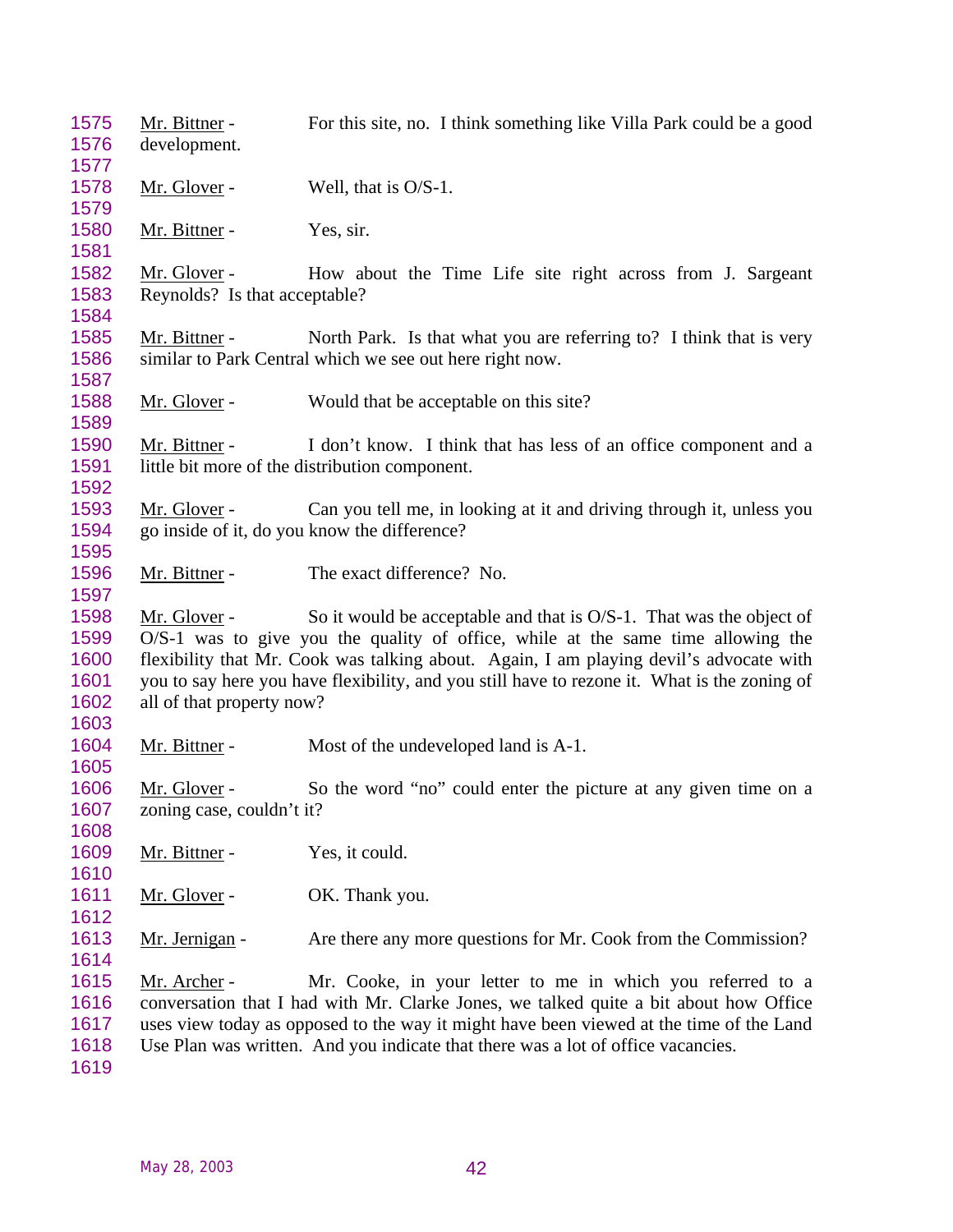Mr. Bittner - For this site, no. I think something like Villa Park could be a good development.

Mr. Glover - Well, that is O/S-1.

Mr. Bittner - Yes, sir.

Mr. Glover - How about the Time Life site right across from J. Sargeant Reynolds? Is that acceptable?

Mr. Bittner - North Park. Is that what you are referring to? I think that is very similar to Park Central which we see out here right now.

Mr. Glover - Would that be acceptable on this site?

Mr. Bittner - I don't know. I think that has less of an office component and a little bit more of the distribution component.

Mr. Glover - Can you tell me, in looking at it and driving through it, unless you go inside of it, do you know the difference?

Mr. Bittner - The exact difference? No.

Mr. Glover - So it would be acceptable and that is O/S-1. That was the object of O/S-1 was to give you the quality of office, while at the same time allowing the flexibility that Mr. Cook was talking about. Again, I am playing devil's advocate with you to say here you have flexibility, and you still have to rezone it. What is the zoning of all of that property now?

Mr. Bittner - Most of the undeveloped land is A-1.

Mr. Glover - So the word "no" could enter the picture at any given time on a zoning case, couldn't it?

Mr. Bittner - Yes, it could.

Mr. Glover - OK. Thank you.

Mr. Jernigan - Are there any more questions for Mr. Cook from the Commission?

Mr. Archer - Mr. Cooke, in your letter to me in which you referred to a conversation that I had with Mr. Clarke Jones, we talked quite a bit about how Office uses view today as opposed to the way it might have been viewed at the time of the Land Use Plan was written. And you indicate that there was a lot of office vacancies.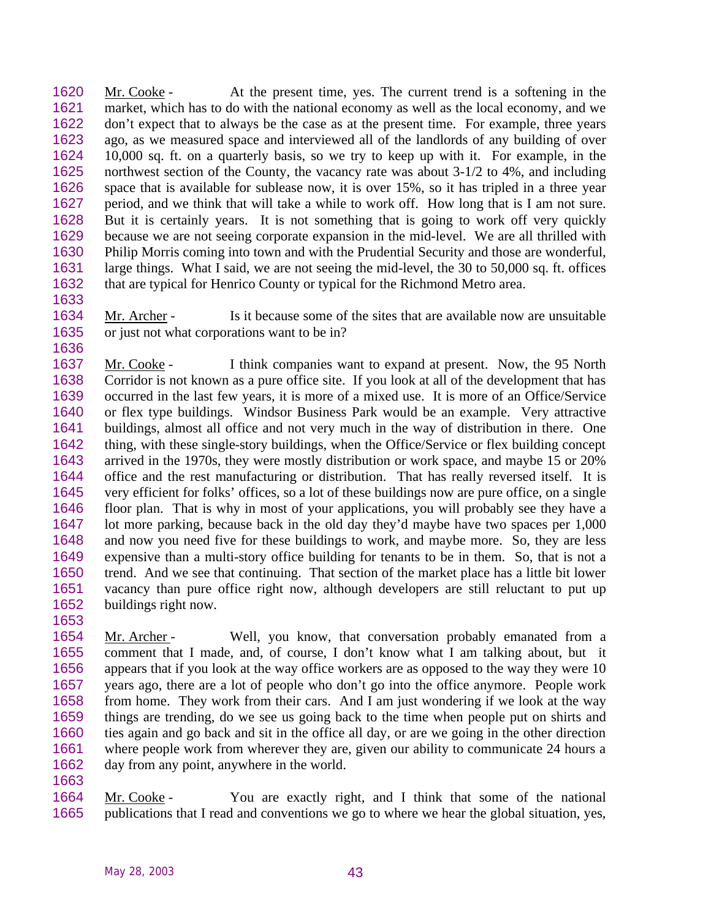Mr. Cooke - At the present time, yes. The current trend is a softening in the market, which has to do with the national economy as well as the local economy, and we don't expect that to always be the case as at the present time. For example, three years ago, as we measured space and interviewed all of the landlords of any building of over 10,000 sq. ft. on a quarterly basis, so we try to keep up with it. For example, in the northwest section of the County, the vacancy rate was about 3-1/2 to 4%, and including space that is available for sublease now, it is over 15%, so it has tripled in a three year period, and we think that will take a while to work off. How long that is I am not sure. But it is certainly years. It is not something that is going to work off very quickly because we are not seeing corporate expansion in the mid-level. We are all thrilled with Philip Morris coming into town and with the Prudential Security and those are wonderful, large things. What I said, we are not seeing the mid-level, the 30 to 50,000 sq. ft. offices that are typical for Henrico County or typical for the Richmond Metro area.

Mr. Archer - Is it because some of the sites that are available now are unsuitable or just not what corporations want to be in?

Mr. Cooke - I think companies want to expand at present. Now, the 95 North Corridor is not known as a pure office site. If you look at all of the development that has occurred in the last few years, it is more of a mixed use. It is more of an Office/Service or flex type buildings. Windsor Business Park would be an example. Very attractive buildings, almost all office and not very much in the way of distribution in there. One thing, with these single-story buildings, when the Office/Service or flex building concept arrived in the 1970s, they were mostly distribution or work space, and maybe 15 or 20% office and the rest manufacturing or distribution. That has really reversed itself. It is very efficient for folks' offices, so a lot of these buildings now are pure office, on a single floor plan. That is why in most of your applications, you will probably see they have a lot more parking, because back in the old day they'd maybe have two spaces per 1,000 and now you need five for these buildings to work, and maybe more. So, they are less expensive than a multi-story office building for tenants to be in them. So, that is not a trend. And we see that continuing. That section of the market place has a little bit lower vacancy than pure office right now, although developers are still reluctant to put up buildings right now.

Mr. Archer - Well, you know, that conversation probably emanated from a comment that I made, and, of course, I don't know what I am talking about, but it appears that if you look at the way office workers are as opposed to the way they were 10 years ago, there are a lot of people who don't go into the office anymore. People work from home. They work from their cars. And I am just wondering if we look at the way things are trending, do we see us going back to the time when people put on shirts and ties again and go back and sit in the office all day, or are we going in the other direction where people work from wherever they are, given our ability to communicate 24 hours a day from any point, anywhere in the world.

Mr. Cooke - You are exactly right, and I think that some of the national publications that I read and conventions we go to where we hear the global situation, yes,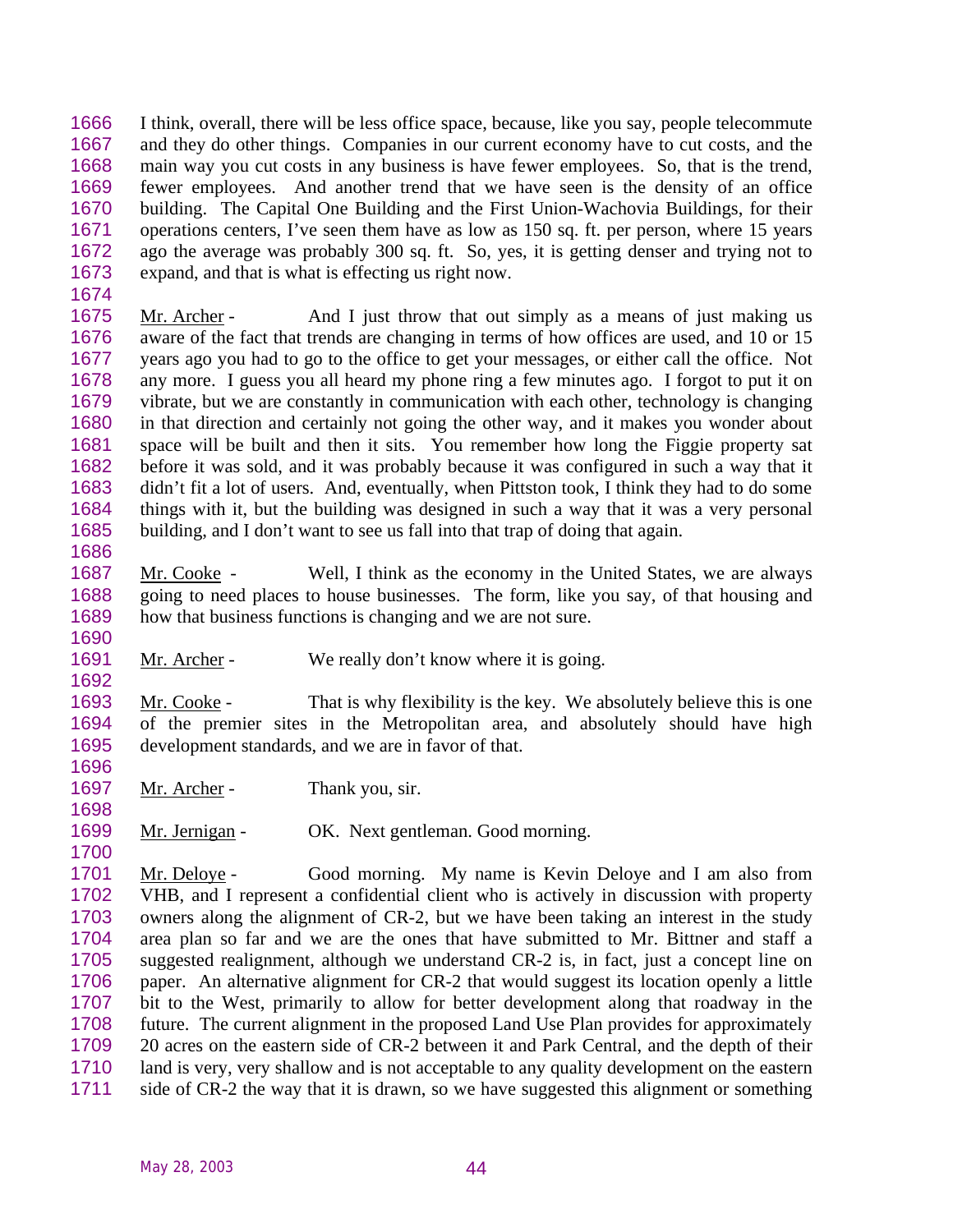I think, overall, there will be less office space, because, like you say, people telecommute and they do other things. Companies in our current economy have to cut costs, and the main way you cut costs in any business is have fewer employees. So, that is the trend, fewer employees. And another trend that we have seen is the density of an office building. The Capital One Building and the First Union-Wachovia Buildings, for their operations centers, I've seen them have as low as 150 sq. ft. per person, where 15 years ago the average was probably 300 sq. ft. So, yes, it is getting denser and trying not to expand, and that is what is effecting us right now.

Mr. Archer - And I just throw that out simply as a means of just making us aware of the fact that trends are changing in terms of how offices are used, and 10 or 15 years ago you had to go to the office to get your messages, or either call the office. Not any more. I guess you all heard my phone ring a few minutes ago. I forgot to put it on vibrate, but we are constantly in communication with each other, technology is changing in that direction and certainly not going the other way, and it makes you wonder about space will be built and then it sits. You remember how long the Figgie property sat before it was sold, and it was probably because it was configured in such a way that it didn't fit a lot of users. And, eventually, when Pittston took, I think they had to do some things with it, but the building was designed in such a way that it was a very personal building, and I don't want to see us fall into that trap of doing that again.

Mr. Cooke - Well, I think as the economy in the United States, we are always going to need places to house businesses. The form, like you say, of that housing and how that business functions is changing and we are not sure.

Mr. Archer - We really don't know where it is going.

Mr. Cooke - That is why flexibility is the key. We absolutely believe this is one of the premier sites in the Metropolitan area, and absolutely should have high development standards, and we are in favor of that.

Mr. Archer - Thank you, sir.

Mr. Jernigan - OK. Next gentleman. Good morning.

Mr. Deloye - Good morning. My name is Kevin Deloye and I am also from VHB, and I represent a confidential client who is actively in discussion with property owners along the alignment of CR-2, but we have been taking an interest in the study area plan so far and we are the ones that have submitted to Mr. Bittner and staff a suggested realignment, although we understand CR-2 is, in fact, just a concept line on paper. An alternative alignment for CR-2 that would suggest its location openly a little bit to the West, primarily to allow for better development along that roadway in the future. The current alignment in the proposed Land Use Plan provides for approximately 20 acres on the eastern side of CR-2 between it and Park Central, and the depth of their land is very, very shallow and is not acceptable to any quality development on the eastern side of CR-2 the way that it is drawn, so we have suggested this alignment or something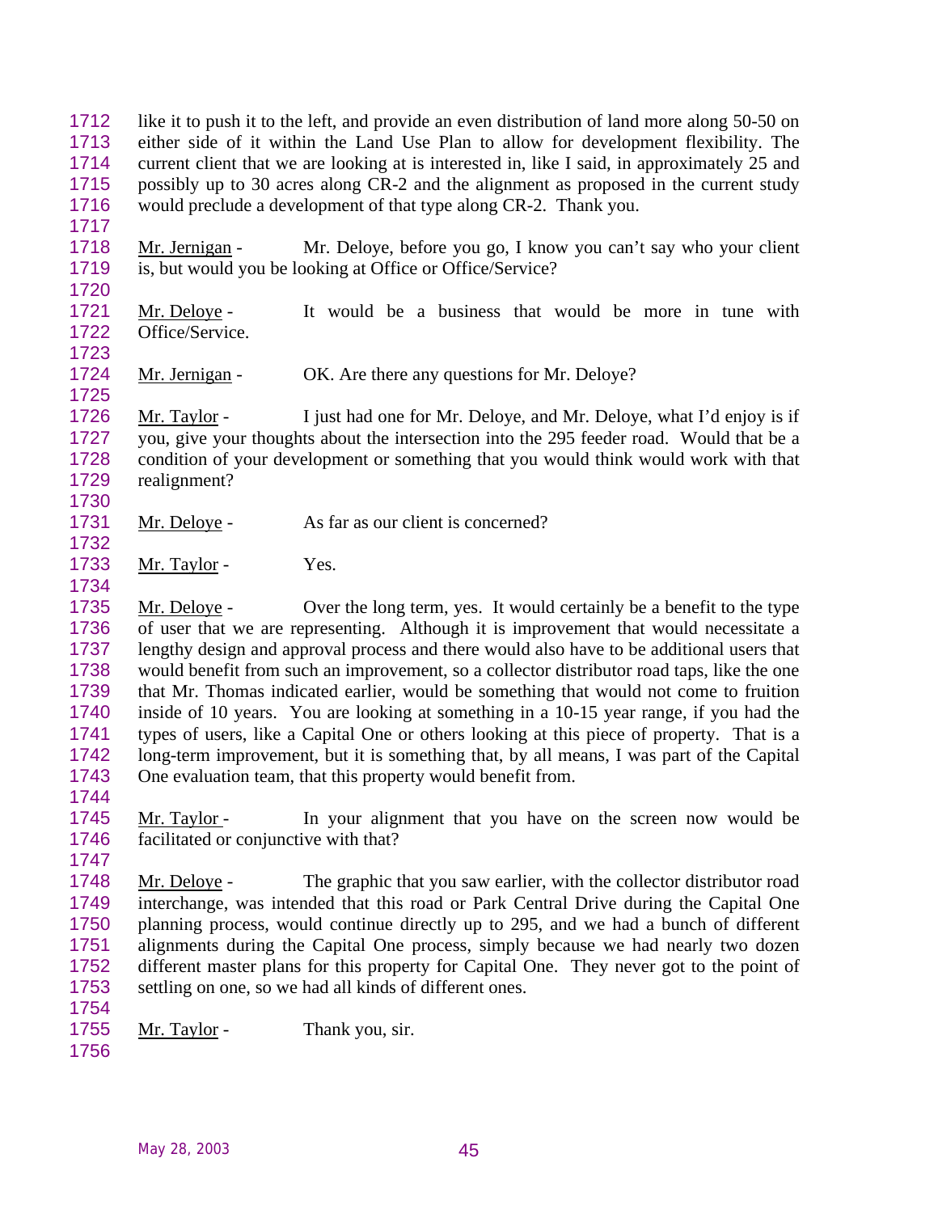like it to push it to the left, and provide an even distribution of land more along 50-50 on either side of it within the Land Use Plan to allow for development flexibility. The current client that we are looking at is interested in, like I said, in approximately 25 and possibly up to 30 acres along CR-2 and the alignment as proposed in the current study would preclude a development of that type along CR-2. Thank you.

Mr. Jernigan - Mr. Deloye, before you go, I know you can't say who your client is, but would you be looking at Office or Office/Service?

Mr. Deloye - It would be a business that would be more in tune with Office/Service.

Mr. Jernigan - OK. Are there any questions for Mr. Deloye?

Mr. Taylor - I just had one for Mr. Deloye, and Mr. Deloye, what I'd enjoy is if you, give your thoughts about the intersection into the 295 feeder road. Would that be a condition of your development or something that you would think would work with that realignment?

Mr. Deloye - As far as our client is concerned?

Mr. Taylor - Yes.

Mr. Deloye - Over the long term, yes. It would certainly be a benefit to the type of user that we are representing. Although it is improvement that would necessitate a lengthy design and approval process and there would also have to be additional users that would benefit from such an improvement, so a collector distributor road taps, like the one that Mr. Thomas indicated earlier, would be something that would not come to fruition inside of 10 years. You are looking at something in a 10-15 year range, if you had the types of users, like a Capital One or others looking at this piece of property. That is a long-term improvement, but it is something that, by all means, I was part of the Capital One evaluation team, that this property would benefit from.

Mr. Taylor - In your alignment that you have on the screen now would be facilitated or conjunctive with that?

Mr. Deloye - The graphic that you saw earlier, with the collector distributor road interchange, was intended that this road or Park Central Drive during the Capital One planning process, would continue directly up to 295, and we had a bunch of different alignments during the Capital One process, simply because we had nearly two dozen different master plans for this property for Capital One. They never got to the point of settling on one, so we had all kinds of different ones.

Mr. Taylor - Thank you, sir.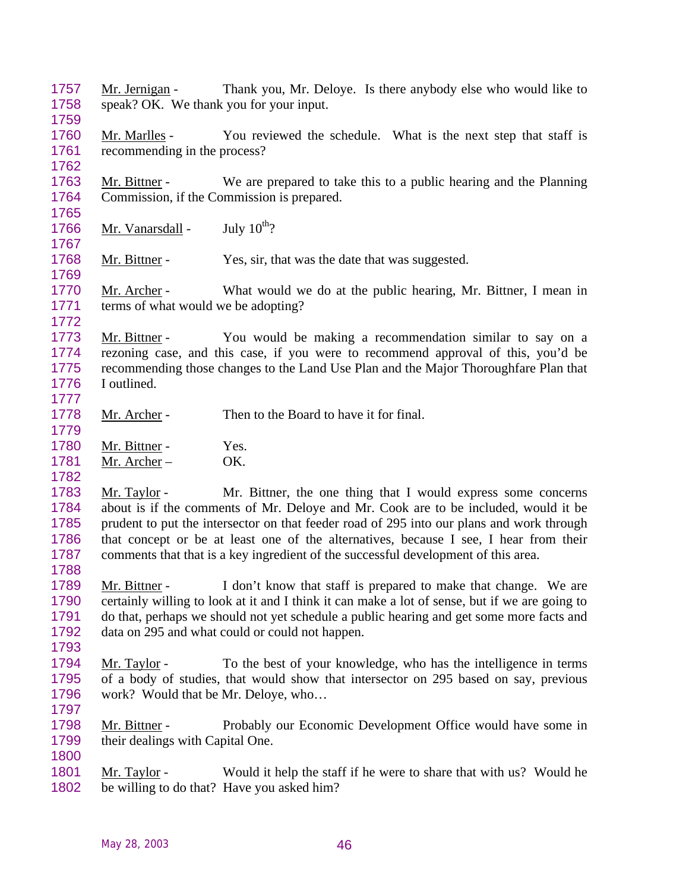Mr. Jernigan - Thank you, Mr. Deloye. Is there anybody else who would like to speak? OK. We thank you for your input.

Mr. Marlles - You reviewed the schedule. What is the next step that staff is recommending in the process?

Mr. Bittner - We are prepared to take this to a public hearing and the Planning Commission, if the Commission is prepared.

Mr. Vanarsdall - July 10th?

Mr. Bittner - Yes, sir, that was the date that was suggested.

Mr. Archer - What would we do at the public hearing, Mr. Bittner, I mean in terms of what would we be adopting?

Mr. Bittner - You would be making a recommendation similar to say on a rezoning case, and this case, if you were to recommend approval of this, you'd be recommending those changes to the Land Use Plan and the Major Thoroughfare Plan that I outlined.

Mr. Archer - Then to the Board to have it for final.

Mr. Bittner - Yes.
Mr. Archer – OK.

Mr. Taylor - Mr. Bittner, the one thing that I would express some concerns about is if the comments of Mr. Deloye and Mr. Cook are to be included, would it be prudent to put the intersector on that feeder road of 295 into our plans and work through that concept or be at least one of the alternatives, because I see, I hear from their comments that that is a key ingredient of the successful development of this area.

Mr. Bittner - I don't know that staff is prepared to make that change. We are certainly willing to look at it and I think it can make a lot of sense, but if we are going to do that, perhaps we should not yet schedule a public hearing and get some more facts and data on 295 and what could or could not happen.

Mr. Taylor - To the best of your knowledge, who has the intelligence in terms of a body of studies, that would show that intersector on 295 based on say, previous work? Would that be Mr. Deloye, who…

Mr. Bittner - Probably our Economic Development Office would have some in their dealings with Capital One.

Mr. Taylor - Would it help the staff if he were to share that with us? Would he be willing to do that? Have you asked him?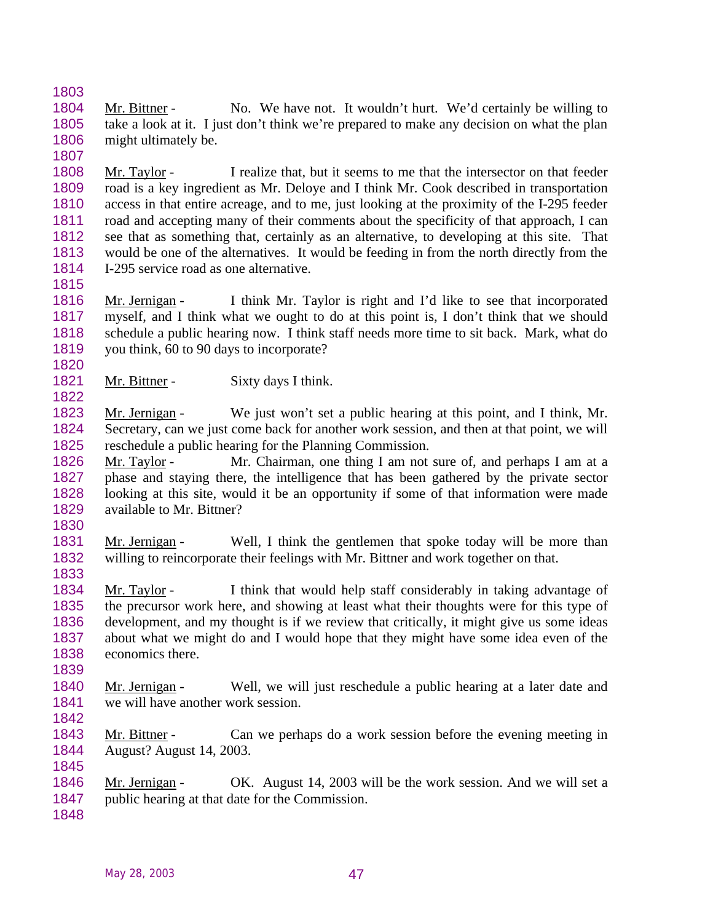Mr. Bittner - No. We have not. It wouldn't hurt. We'd certainly be willing to take a look at it. I just don't think we're prepared to make any decision on what the plan might ultimately be.

Mr. Taylor - I realize that, but it seems to me that the intersector on that feeder road is a key ingredient as Mr. Deloye and I think Mr. Cook described in transportation access in that entire acreage, and to me, just looking at the proximity of the I-295 feeder road and accepting many of their comments about the specificity of that approach, I can see that as something that, certainly as an alternative, to developing at this site. That would be one of the alternatives. It would be feeding in from the north directly from the I-295 service road as one alternative.

Mr. Jernigan - I think Mr. Taylor is right and I'd like to see that incorporated myself, and I think what we ought to do at this point is, I don't think that we should schedule a public hearing now. I think staff needs more time to sit back. Mark, what do you think, 60 to 90 days to incorporate?

Mr. Bittner - Sixty days I think.

Mr. Jernigan - We just won't set a public hearing at this point, and I think, Mr. Secretary, can we just come back for another work session, and then at that point, we will reschedule a public hearing for the Planning Commission.

Mr. Taylor - Mr. Chairman, one thing I am not sure of, and perhaps I am at a phase and staying there, the intelligence that has been gathered by the private sector looking at this site, would it be an opportunity if some of that information were made available to Mr. Bittner?

Mr. Jernigan - Well, I think the gentlemen that spoke today will be more than willing to reincorporate their feelings with Mr. Bittner and work together on that.

Mr. Taylor - I think that would help staff considerably in taking advantage of the precursor work here, and showing at least what their thoughts were for this type of development, and my thought is if we review that critically, it might give us some ideas about what we might do and I would hope that they might have some idea even of the economics there.

Mr. Jernigan - Well, we will just reschedule a public hearing at a later date and we will have another work session.

Mr. Bittner - Can we perhaps do a work session before the evening meeting in August? August 14, 2003.

Mr. Jernigan - OK. August 14, 2003 will be the work session. And we will set a public hearing at that date for the Commission.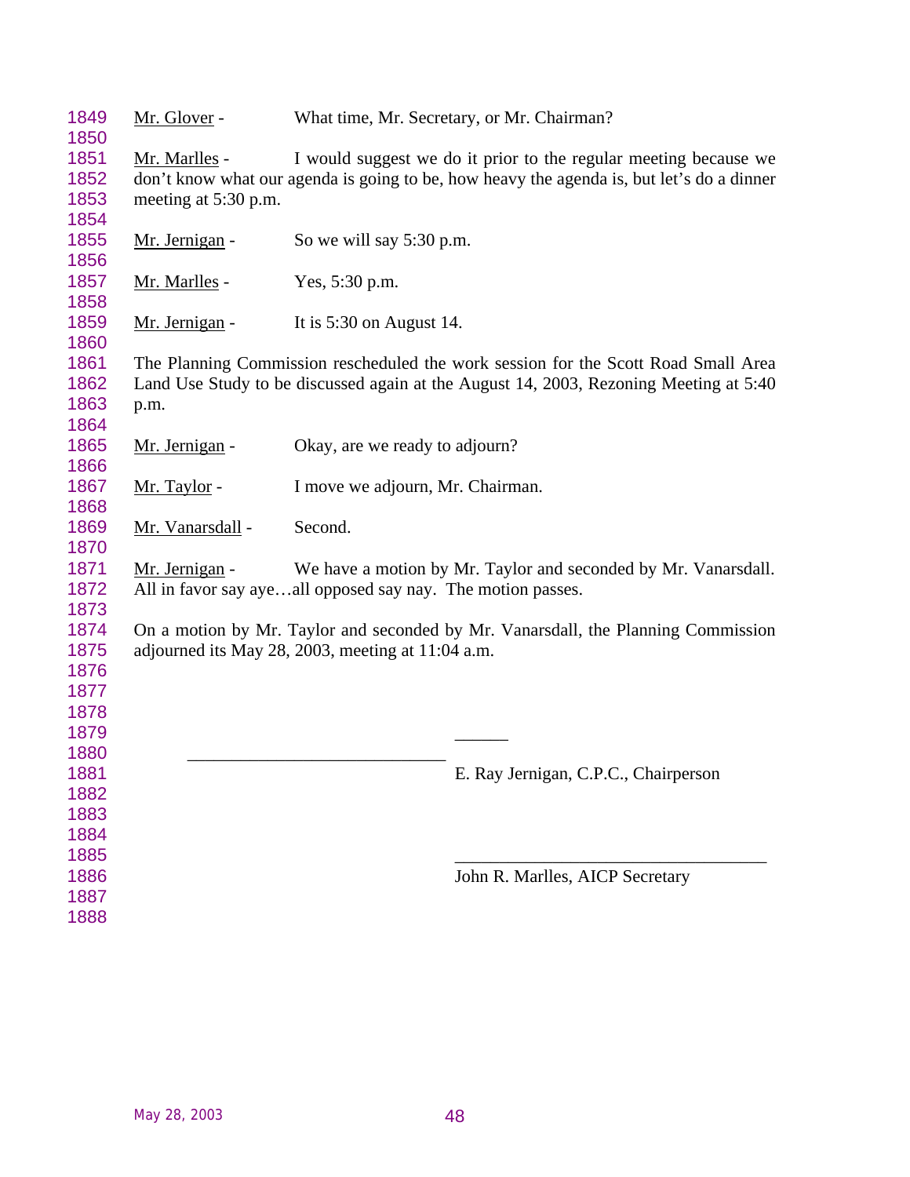Mr. Glover - What time, Mr. Secretary, or Mr. Chairman?

Mr. Marlles - I would suggest we do it prior to the regular meeting because we don't know what our agenda is going to be, how heavy the agenda is, but let's do a dinner meeting at 5:30 p.m.

Mr. Jernigan - So we will say 5:30 p.m.

Mr. Marlles - Yes, 5:30 p.m.

Mr. Jernigan - It is 5:30 on August 14.

The Planning Commission rescheduled the work session for the Scott Road Small Area Land Use Study to be discussed again at the August 14, 2003, Rezoning Meeting at 5:40 p.m.

Mr. Jernigan - Okay, are we ready to adjourn?

Mr. Taylor - I move we adjourn, Mr. Chairman.

Mr. Vanarsdall - Second.

Mr. Jernigan - We have a motion by Mr. Taylor and seconded by Mr. Vanarsdall. All in favor say aye…all opposed say nay. The motion passes.

On a motion by Mr. Taylor and seconded by Mr. Vanarsdall, the Planning Commission adjourned its May 28, 2003, meeting at 11:04 a.m.

\_\_\_\_\_\_\_\_\_\_\_\_\_\_\_\_\_\_\_\_\_\_\_\_\_\_\_\_\_\_\_\_\_\_\_

E. Ray Jernigan, C.P.C., Chairperson

\_\_\_\_\_\_\_\_\_\_\_\_\_\_\_\_\_\_\_\_\_\_\_\_\_\_\_\_\_\_\_\_\_\_\_

John R. Marlles, AICP Secretary